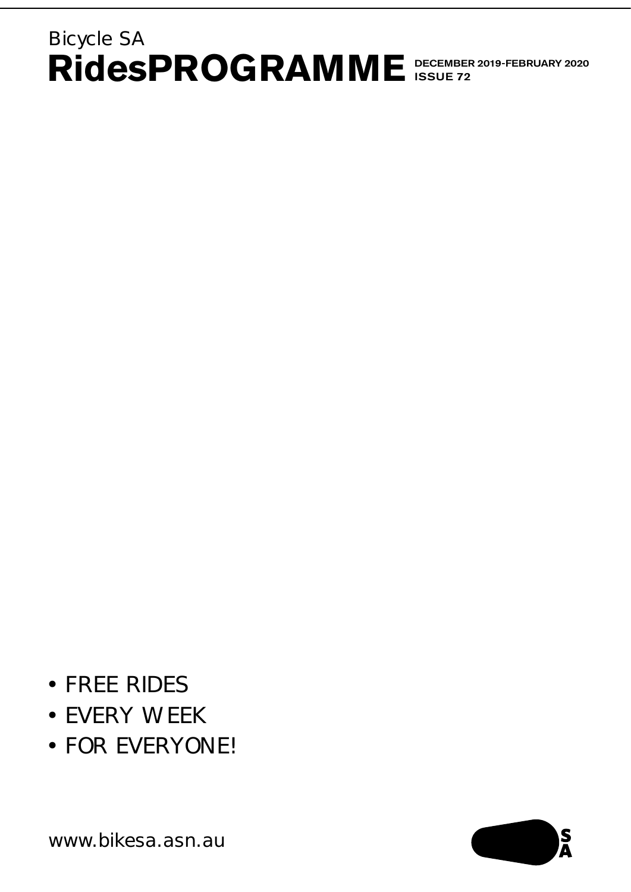Bicycle SA

# RidesPROGRAMME

**DECEMBER 2019-FEBRUARY 2020**
**ISSUE 72**

- FREE RIDES
- EVERY WEEK
- FOR EVERYONE!

www.bikesa.asn.au

SA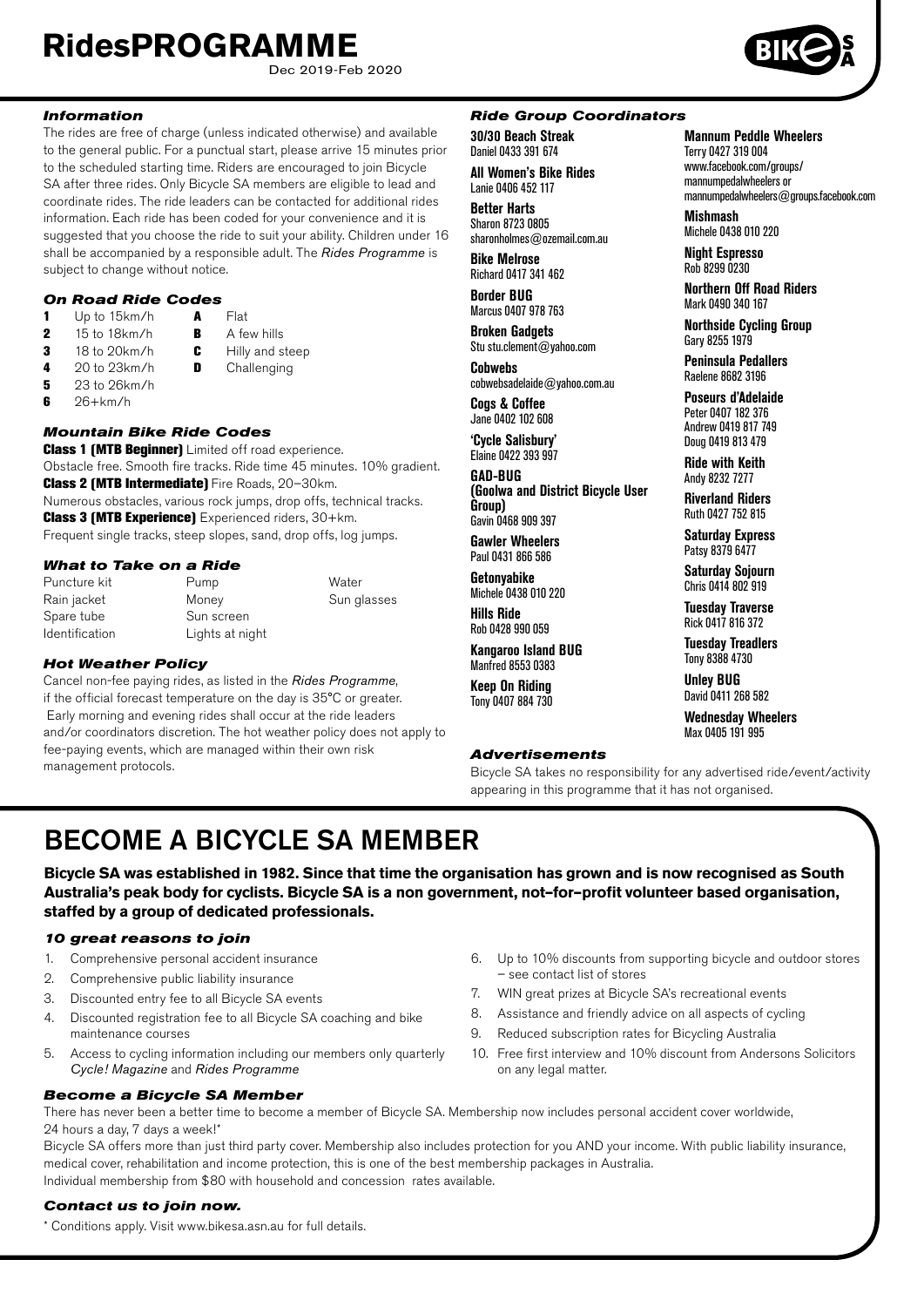# RidesPROGRAMME

Dec 2019-Feb 2020

### *Information*

The rides are free of charge (unless indicated otherwise) and available to the general public. For a punctual start, please arrive 15 minutes prior to the scheduled starting time. Riders are encouraged to join Bicycle SA after three rides. Only Bicycle SA members are eligible to lead and coordinate rides. The ride leaders can be contacted for additional rides information. Each ride has been coded for your convenience and it is suggested that you choose the ride to suit your ability. Children under 16 shall be accompanied by a responsible adult. The *Rides Programme* is subject to change without notice.

### *On Road Ride Codes*

| | | | |
|---|---|---|---|
| **1** | Up to 15km/h | **A** | Flat |
| **2** | 15 to 18km/h | **B** | A few hills |
| **3** | 18 to 20km/h | **C** | Hilly and steep |
| **4** | 20 to 23km/h | **D** | Challenging |
| **5** | 23 to 26km/h | | |
| **6** | 26+km/h | | |

### *Mountain Bike Ride Codes*

**Class 1 (MTB Beginner)** Limited off road experience. Obstacle free. Smooth fire tracks. Ride time 45 minutes. 10% gradient.

**Class 2 (MTB Intermediate)** Fire Roads, 20–30km. Numerous obstacles, various rock jumps, drop offs, technical tracks.

**Class 3 (MTB Experience)** Experienced riders, 30+km. Frequent single tracks, steep slopes, sand, drop offs, log jumps.

### *What to Take on a Ride*

| | | |
|---|---|---|
| Puncture kit | Pump | Water |
| Rain jacket | Money | Sun glasses |
| Spare tube | Sun screen | |
| Identification | Lights at night | |

### *Hot Weather Policy*

Cancel non-fee paying rides, as listed in the *Rides Programme*, if the official forecast temperature on the day is 35°C or greater. Early morning and evening rides shall occur at the ride leaders and/or coordinators discretion. The hot weather policy does not apply to fee-paying events, which are managed within their own risk management protocols.

### *Ride Group Coordinators*

**30/30 Beach Streak**
Daniel 0433 391 674

**All Women's Bike Rides**
Lanie 0406 452 117

**Better Harts**
Sharon 8723 0805
sharonholmes@ozemail.com.au

**Bike Melrose**
Richard 0417 341 462

**Border BUG**
Marcus 0407 978 763

**Broken Gadgets**
Stu stu.clement@yahoo.com

**Cobwebs**
cobwebsadelaide@yahoo.com.au

**Cogs & Coffee**
Jane 0402 102 608

**'Cycle Salisbury'**
Elaine 0422 393 997

**GAD-BUG (Goolwa and District Bicycle User Group)**
Gavin 0468 909 397

**Gawler Wheelers**
Paul 0431 866 586

**Getonyabike**
Michele 0438 010 220

**Hills Ride**
Rob 0428 990 059

**Kangaroo Island BUG**
Manfred 8553 0383

**Keep On Riding**
Tony 0407 884 730

**Mannum Peddle Wheelers**
Terry 0427 319 004
www.facebook.com/groups/mannumpedalwheelers or
mannumpedalwheelers@groups.facebook.com

**Mishmash**
Michele 0438 010 220

**Night Espresso**
Rob 8299 0230

**Northern Off Road Riders**
Mark 0490 340 167

**Northside Cycling Group**
Gary 8255 1979

**Peninsula Pedallers**
Raelene 8682 3196

**Poseurs d'Adelaide**
Peter 0407 182 376
Andrew 0419 817 749
Doug 0419 813 479

**Ride with Keith**
Andy 8232 7277

**Riverland Riders**
Ruth 0427 752 815

**Saturday Express**
Patsy 8379 6477

**Saturday Sojourn**
Chris 0414 802 919

**Tuesday Traverse**
Rick 0417 816 372

**Tuesday Treadlers**
Tony 8388 4730

**Unley BUG**
David 0411 268 582

**Wednesday Wheelers**
Max 0405 191 995

### *Advertisements*

Bicycle SA takes no responsibility for any advertised ride/event/activity appearing in this programme that it has not organised.

## BECOME A BICYCLE SA MEMBER

**Bicycle SA was established in 1982. Since that time the organisation has grown and is now recognised as South Australia's peak body for cyclists. Bicycle SA is a non government, not–for–profit volunteer based organisation, staffed by a group of dedicated professionals.**

### *10 great reasons to join*

1. Comprehensive personal accident insurance
2. Comprehensive public liability insurance
3. Discounted entry fee to all Bicycle SA events
4. Discounted registration fee to all Bicycle SA coaching and bike maintenance courses
5. Access to cycling information including our members only quarterly *Cycle! Magazine* and *Rides Programme*
6. Up to 10% discounts from supporting bicycle and outdoor stores – see contact list of stores
7. WIN great prizes at Bicycle SA's recreational events
8. Assistance and friendly advice on all aspects of cycling
9. Reduced subscription rates for Bicycling Australia
10. Free first interview and 10% discount from Andersons Solicitors on any legal matter.

### *Become a Bicycle SA Member*

There has never been a better time to become a member of Bicycle SA. Membership now includes personal accident cover worldwide, 24 hours a day, 7 days a week!*

Bicycle SA offers more than just third party cover. Membership also includes protection for you AND your income. With public liability insurance, medical cover, rehabilitation and income protection, this is one of the best membership packages in Australia.

Individual membership from $80 with household and concession rates available.

### *Contact us to join now.*

* Conditions apply. Visit www.bikesa.asn.au for full details.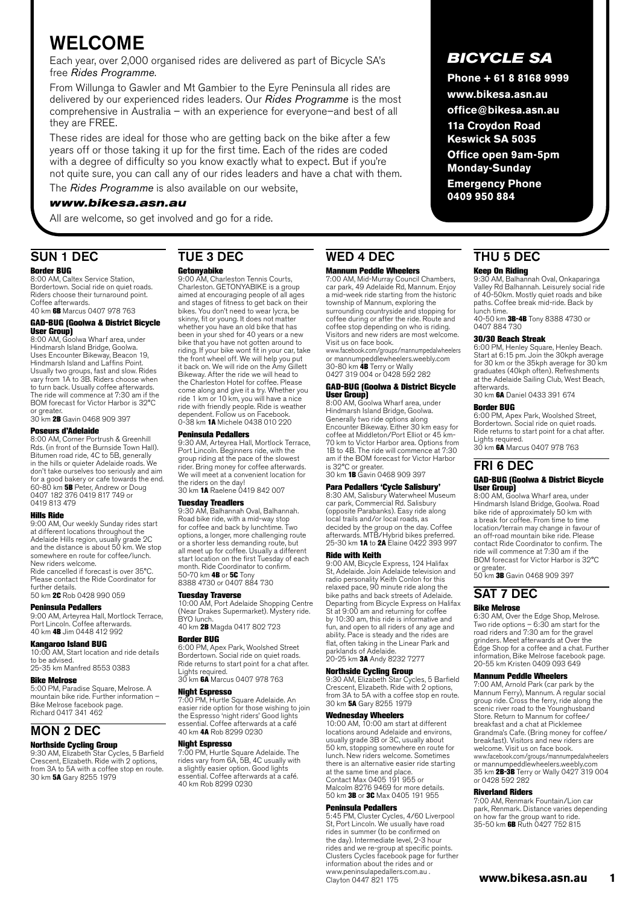# WELCOME

Each year, over 2,000 organised rides are delivered as part of Bicycle SA's free *Rides Programme*.

From Willunga to Gawler and Mt Gambier to the Eyre Peninsula all rides are delivered by our experienced rides leaders. Our *Rides Programme* is the most comprehensive in Australia – with an experience for everyone–and best of all they are FREE.

These rides are ideal for those who are getting back on the bike after a few years off or those taking it up for the first time. Each of the rides are coded with a degree of difficulty so you know exactly what to expect. But if you're not quite sure, you can call any of our rides leaders and have a chat with them.

The *Rides Programme* is also available on our website,

***www.bikesa.asn.au***

All are welcome, so get involved and go for a ride.

***BICYCLE SA***

**Phone + 61 8 8168 9999**

**www.bikesa.asn.au**

**office@bikesa.asn.au**

**11a Croydon Road Keswick SA 5035**

**Office open 9am-5pm Monday-Sunday**

**Emergency Phone 0409 950 884**

## SUN 1 DEC

**Border BUG**
8:00 AM, Caltex Service Station, Bordertown. Social ride on quiet roads. Riders choose their turnaround point. Coffee afterwards.
40 km **6B** Marcus 0407 978 763

**GAD-BUG (Goolwa & District Bicycle User Group)**
8:00 AM, Goolwa Wharf area, under Hindmarsh Island Bridge, Goolwa. Uses Encounter Bikeway, Beacon 19, Hindmarsh Island and Laffins Point. Usually two groups, fast and slow. Rides vary from 1A to 3B. Riders choose when to turn back. Usually coffee afterwards. The ride will commence at 7:30 am if the BOM forecast for Victor Harbor is 32°C or greater.
30 km **2B** Gavin 0468 909 397

**Poseurs d'Adelaide**
8:00 AM, Corner Portrush & Greenhill Rds. (in front of the Burnside Town Hall). Bitumen road ride, 4C to 5B, generally in the hills or quieter Adelaide roads. We don't take ourselves too seriously and aim for a good bakery or cafe towards the end.
60-80 km **5B** Peter, Andrew or Doug 0407 182 376 0419 817 749 or 0419 813 479

**Hills Ride**
9:00 AM, Our weekly Sunday rides start at different locations throughout the Adelaide Hills region, usually grade 2C and the distance is about 50 km. We stop somewhere en route for coffee/lunch. New riders welcome.
Ride cancelled if forecast is over 35°C. Please contact the Ride Coordinator for further details.
50 km **2C** Rob 0428 990 059

**Peninsula Pedallers**
9:00 AM, Arteyrea Hall, Mortlock Terrace, Port Lincoln. Coffee afterwards.
40 km **4B** Jim 0448 412 992

**Kangaroo Island BUG**
10:00 AM, Start location and ride details to be advised.
25-35 km Manfred 8553 0383

**Bike Melrose**
5:00 PM, Paradise Square, Melrose. A mountain bike ride. Further information – Bike Melrose facebook page.
Richard 0417 341 462

## MON 2 DEC

**Northside Cycling Group**
9:30 AM, Elizabeth Star Cycles, 5 Barfield Crescent, Elizabeth. Ride with 2 options, from 3A to 5A with a coffee stop en route.
30 km **5A** Gary 8255 1979

## TUE 3 DEC

**Getonyabike**
9:00 AM, Charleston Tennis Courts, Charleston. GETONYABIKE is a group aimed at encouraging people of all ages and stages of fitness to get back on their bikes. You don't need to wear lycra, be skinny, fit or young. It does not matter whether you have an old bike that has been in your shed for 40 years or a new bike that you have not gotten around to riding. If your bike wont fit in your car, take the front wheel off. We will help you put it back on. We will ride on the Amy Gillett Bikeway. After the ride we will head to the Charleston Hotel for coffee. Please come along and give it a try. Whether you ride 1 km or 10 km, you will have a nice ride with friendly people. Ride is weather dependent. Follow us on Facebook.
0-38 km **1A** Michele 0438 010 220

**Peninsula Pedallers**
9:30 AM, Arteyrea Hall, Mortlock Terrace, Port Lincoln. Beginners ride, with the group riding at the pace of the slowest rider. Bring money for coffee afterwards. We will meet at a convenient location for the riders on the day!
30 km **1A** Raelene 0419 842 007

**Tuesday Treadlers**
9:30 AM, Balhannah Oval, Balhannah. Road bike ride, with a mid-way stop for coffee and back by lunchtime. Two options, a longer, more challenging route or a shorter less demanding route, but all meet up for coffee. Usually a different start location on the first Tuesday of each month. Ride Coordinator to confirm.
50-70 km **4B** or **5C** Tony 8388 4730 or 0407 884 730

**Tuesday Traverse**
10:00 AM, Port Adelaide Shopping Centre (Near Drakes Supermarket). Mystery ride. BYO lunch.
40 km **2B** Magda 0417 802 723

**Border BUG**
6:00 PM, Apex Park, Woolshed Street Bordertown. Social ride on quiet roads. Ride returns to start point for a chat after. Lights required.
30 km **6A** Marcus 0407 978 763

**Night Espresso**
7:00 PM, Hurtle Square Adelaide. An easier ride option for those wishing to join the Espresso 'night riders' Good lights essential. Coffee afterwards at a café
40 km **4A** Rob 8299 0230

**Night Espresso**
7:00 PM, Hurtle Square Adelaide. The rides vary from 6A, 5B, 4C usually with a slightly easier option. Good lights essential. Coffee afterwards at a café.
40 km Rob 8299 0230

## WED 4 DEC

**Mannum Peddle Wheelers**
7:00 AM, Mid-Murray Council Chambers, car park, 49 Adelaide Rd, Mannum. Enjoy a mid-week ride starting from the historic township of Mannum, exploring the surrounding countryside and stopping for coffee during or after the ride. Route and coffee stop depending on who is riding. Visitors and new riders are most welcome. Visit us on face book.
www.facebook.com/groups/mannumpedalwheelers or mannumpeddlewheelers.weebly.com
30-80 km **4B** Terry or Wally 0427 319 004 or 0428 592 282

**GAD-BUG (Goolwa & District Bicycle User Group)**
8:00 AM, Goolwa Wharf area, under Hindmarsh Island Bridge, Goolwa. Generally two ride options along Encounter Bikeway. Either 30 km easy for coffee at Middleton/Port Elliot or 45 km-70 km to Victor Harbor area. Options from 1B to 4B. The ride will commence at 7:30 am if the BOM forecast for Victor Harbor is 32°C or greater.
30 km **1B** Gavin 0468 909 397

**Para Pedallers 'Cycle Salisbury'**
8:30 AM, Salisbury Waterwheel Museum car park, Commercial Rd. Salisbury (opposite Parabanks). Easy ride along local trails and/or local roads, as decided by the group on the day. Coffee afterwards. MTB/Hybrid bikes preferred.
25-30 km **1A** to **2A** Elaine 0422 393 997

**Ride with Keith**
9:00 AM, Bicycle Express, 124 Halifax St, Adelaide. Join Adelaide television and radio personality Keith Conlon for this relaxed pace, 90 minute ride along the bike paths and back streets of Adelaide. Departing from Bicycle Express on Halifax St at 9:00 am and returning for coffee by 10:30 am, this ride is informative and fun, and open to all riders of any age and ability. Pace is steady and the rides are flat, often taking in the Linear Park and parklands of Adelaide.
20-25 km **3A** Andy 8232 7277

**Northside Cycling Group**
9:30 AM, Elizabeth Star Cycles, 5 Barfield Crescent, Elizabeth. Ride with 2 options, from 3A to 5A with a coffee stop en route.
30 km **5A** Gary 8255 1979

**Wednesday Wheelers**
10:00 AM, 10:00 am start at different locations around Adelaide and environs, usually grade 3B or 3C, usually about 50 km, stopping somewhere en route for lunch. New riders welcome. Sometimes there is an alternative easier ride starting at the same time and place.
Contact Max 0405 191 955 or Malcolm 8276 9469 for more details.
50 km **3B** or **3C** Max 0405 191 955

**Peninsula Pedallers**
5:45 PM, Cluster Cycles, 4/60 Liverpool St, Port Lincoln. We usually have road rides in summer (to be confirmed on the day). Intermediate level, 2-3 hour rides and we re-group at specific points. Clusters Cycles facebook page for further information about the rides and or www.peninsulapedallers.com.au .
Clayton 0447 821 175

## THU 5 DEC

**Keep On Riding**
9:30 AM, Balhannah Oval, Onkaparinga Valley Rd Balhannah. Leisurely social ride of 40-50km. Mostly quiet roads and bike paths. Coffee break mid-ride. Back by lunch time.
40-50 km **3B-4B** Tony 8388 4730 or 0407 884 730

**30/30 Beach Streak**
6:00 PM, Henley Square, Henley Beach. Start at 6:15 pm. Join the 30kph average for 30 km or the 35kph average for 30 km graduates (40kph often). Refreshments at the Adelaide Sailing Club, West Beach, afterwards.
30 km **6A** Daniel 0433 391 674

**Border BUG**
6:00 PM, Apex Park, Woolshed Street, Bordertown. Social ride on quiet roads. Ride returns to start point for a chat after. Lights required.
30 km **6A** Marcus 0407 978 763

## FRI 6 DEC

**GAD-BUG (Goolwa & District Bicycle User Group)**
8:00 AM, Goolwa Wharf area, under Hindmarsh Island Bridge, Goolwa. Road bike ride of approximately 50 km with a break for coffee. From time to time location/terrain may change in favour of an off-road mountain bike ride. Please contact Ride Coordinator to confirm. The ride will commence at 7:30 am if the BOM forecast for Victor Harbor is 32°C or greater.
50 km **3B** Gavin 0468 909 397

## SAT 7 DEC

**Bike Melrose**
6:30 AM, Over the Edge Shop, Melrose. Two ride options – 6:30 am start for the road riders and 7:30 am for the gravel grinders. Meet afterwards at Over the Edge Shop for a coffee and a chat. Further information, Bike Melrose facebook page.
20-55 km Kristen 0409 093 649

**Mannum Peddle Wheelers**
7:00 AM, Arnold Park (car park by the Mannum Ferry), Mannum. A regular social group ride. Cross the ferry, ride along the scenic river road to the Younghusband Store. Return to Mannum for coffee/breakfast and a chat at Picklemee Grandma's Cafe. (Bring money for coffee/breakfast). Visitors and new riders are welcome. Visit us on face book.
www.facebook.com/groups/mannumpedalwheelers or mannumpeddlewheelers.weebly.com
35 km **2B-3B** Terry or Wally 0427 319 004 or 0428 592 282

**Riverland Riders**
7:00 AM, Renmark Fountain/Lion car park, Renmark. Distance varies depending on how far the group want to ride.
35-50 km **6B** Ruth 0427 752 815

**www.bikesa.asn.au**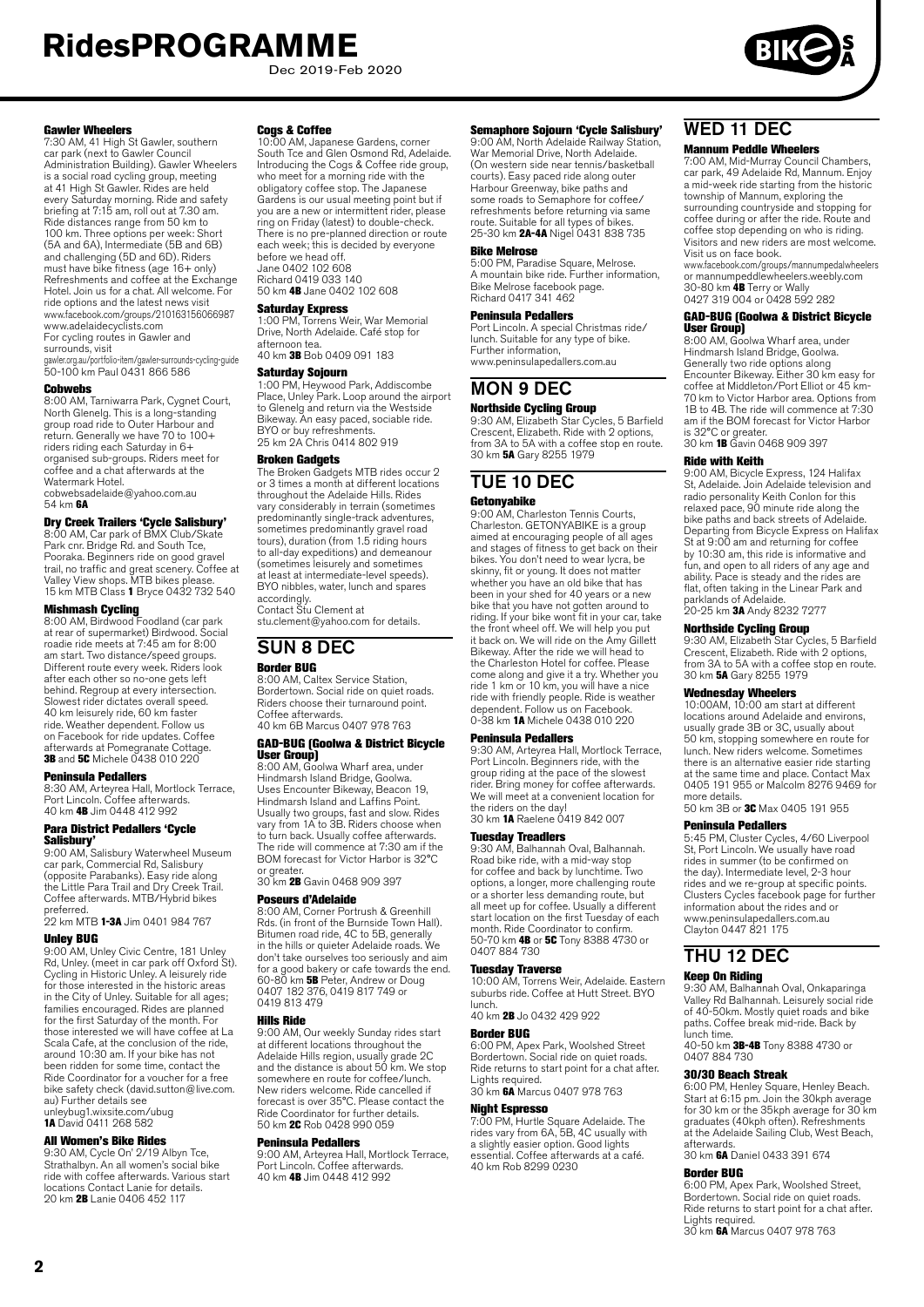#### Gawler Wheelers

7:30 AM, 41 High St Gawler, southern car park (next to Gawler Council Administration Building). Gawler Wheelers is a social road cycling group, meeting at 41 High St Gawler. Rides are held every Saturday morning. Ride and safety briefing at 7:15 am, roll out at 7.30 am. Ride distances range from 50 km to 100 km. Three options per week: Short (5A and 6A), Intermediate (5B and 6B) and challenging (5D and 6D). Riders must have bike fitness (age 16+ only) Refreshments and coffee at the Exchange Hotel. Join us for a chat. All welcome. For ride options and the latest news visit www.facebook.com/groups/210163156066987 www.adelaidecyclists.com
For cycling routes in Gawler and surrounds, visit
gawler.org.au/portfolio-item/gawler-surrounds-cycling-guide
50-100 km Paul 0431 866 586

#### Cobwebs

8:00 AM, Tarniwarra Park, Cygnet Court, North Glenelg. This is a long-standing group road ride to Outer Harbour and return. Generally we have 70 to 100+ riders riding each Saturday in 6+ organised sub-groups. Riders meet for coffee and a chat afterwards at the Watermark Hotel.
cobwebsadelaide@yahoo.com.au
54 km **6A**

#### Dry Creek Trailers 'Cycle Salisbury'

8:00 AM, Car park of BMX Club/Skate Park cnr. Bridge Rd. and South Tce, Pooraka. Beginners ride on good gravel trail, no traffic and great scenery. Coffee at Valley View shops. MTB bikes please.
15 km MTB Class **1** Bryce 0432 732 540

#### Mishmash Cycling

8:00 AM, Birdwood Foodland (car park at rear of supermarket) Birdwood. Social roadie ride meets at 7:45 am for 8:00 am start. Two distance/speed groups. Different route every week. Riders look after each other so no-one gets left behind. Regroup at every intersection. Slowest rider dictates overall speed. 40 km leisurely ride, 60 km faster ride. Weather dependent. Follow us on Facebook for ride updates. Coffee afterwards at Pomegranate Cottage.
**3B** and **5C** Michele 0438 010 220

#### Peninsula Pedallers

8:30 AM, Arteyrea Hall, Mortlock Terrace, Port Lincoln. Coffee afterwards.
40 km **4B** Jim 0448 412 992

#### Para District Pedallers 'Cycle Salisbury'

9:00 AM, Salisbury Waterwheel Museum car park, Commercial Rd, Salisbury (opposite Parabanks). Easy ride along the Little Para Trail and Dry Creek Trail. Coffee afterwards. MTB/Hybrid bikes preferred.
22 km MTB **1-3A** Jim 0401 984 767

#### Unley BUG

9:00 AM, Unley Civic Centre, 181 Unley Rd, Unley. (meet in car park off Oxford St). Cycling in Historic Unley. A leisurely ride for those interested in the historic areas in the City of Unley. Suitable for all ages; families encouraged. Rides are planned for the first Saturday of the month. For those interested we will have coffee at La Scala Cafe, at the conclusion of the ride, around 10:30 am. If your bike has not been ridden for some time, contact the Ride Coordinator for a voucher for a free bike safety check (david.sutton@live.com.au) Further details see unleybug1.wixsite.com/ubug
**1A** David 0411 268 582

#### All Women's Bike Rides

9:30 AM, Cycle On' 2/19 Albyn Tce, Strathalbyn. An all women's social bike ride with coffee afterwards. Various start locations Contact Lanie for details.
20 km **2B** Lanie 0406 452 117

#### Cogs & Coffee

10:00 AM, Japanese Gardens, corner South Tce and Glen Osmond Rd, Adelaide. Introducing the Cogs & Coffee ride group, who meet for a morning ride with the obligatory coffee stop. The Japanese Gardens is our usual meeting point but if you are a new or intermittent rider, please ring on Friday (latest) to double-check. There is no pre-planned direction or route each week; this is decided by everyone before we head off.
Jane 0402 102 608
Richard 0419 033 140
50 km **4B** Jane 0402 102 608

#### Saturday Express

1:00 PM, Torrens Weir, War Memorial Drive, North Adelaide. Café stop for afternoon tea.
40 km **3B** Bob 0409 091 183

#### Saturday Sojourn

1:00 PM, Heywood Park, Addiscombe Place, Unley Park. Loop around the airport to Glenelg and return via the Westside Bikeway. An easy paced, sociable ride. BYO or buy refreshments.
25 km 2A Chris 0414 802 919

#### Broken Gadgets

The Broken Gadgets MTB rides occur 2 or 3 times a month at different locations throughout the Adelaide Hills. Rides vary considerably in terrain (sometimes predominantly single-track adventures, sometimes predominantly gravel road tours), duration (from 1.5 riding hours to all-day expeditions) and demeanour (sometimes leisurely and sometimes at least at intermediate-level speeds). BYO nibbles, water, lunch and spares accordingly.
Contact Stu Clement at stu.clement@yahoo.com for details.

## SUN 8 DEC

#### Border BUG

8:00 AM, Caltex Service Station, Bordertown. Social ride on quiet roads. Riders choose their turnaround point. Coffee afterwards.
40 km 6B Marcus 0407 978 763

#### GAD-BUG (Goolwa & District Bicycle User Group)

8:00 AM, Goolwa Wharf area, under Hindmarsh Island Bridge, Goolwa. Uses Encounter Bikeway, Beacon 19, Hindmarsh Island and Laffins Point. Usually two groups, fast and slow. Rides vary from 1A to 3B. Riders choose when to turn back. Usually coffee afterwards. The ride will commence at 7:30 am if the BOM forecast for Victor Harbor is 32°C or greater.
30 km **2B** Gavin 0468 909 397

#### Poseurs d'Adelaide

8:00 AM, Corner Portrush & Greenhill Rds. (in front of the Burnside Town Hall). Bitumen road ride, 4C to 5B, generally in the hills or quieter Adelaide roads. We don't take ourselves too seriously and aim for a good bakery or cafe towards the end.
60-80 km **5B** Peter, Andrew or Doug 0407 182 376, 0419 817 749 or 0419 813 479

#### Hills Ride

9:00 AM, Our weekly Sunday rides start at different locations throughout the Adelaide Hills region, usually grade 2C and the distance is about 50 km. We stop somewhere en route for coffee/lunch. New riders welcome. Ride cancelled if forecast is over 35°C. Please contact the Ride Coordinator for further details.
50 km **2C** Rob 0428 990 059

#### Peninsula Pedallers

9:00 AM, Arteyrea Hall, Mortlock Terrace, Port Lincoln. Coffee afterwards.
40 km **4B** Jim 0448 412 992

#### Semaphore Sojourn 'Cycle Salisbury'

9:00 AM, North Adelaide Railway Station, War Memorial Drive, North Adelaide. (On western side near tennis/basketball courts). Easy paced ride along outer Harbour Greenway, bike paths and some roads to Semaphore for coffee/ refreshments before returning via same route. Suitable for all types of bikes.
25-30 km **2A-4A** Nigel 0431 838 735

#### Bike Melrose

5:00 PM, Paradise Square, Melrose. A mountain bike ride. Further information, Bike Melrose facebook page.
Richard 0417 341 462

#### Peninsula Pedallers

Port Lincoln. A special Christmas ride/ lunch. Suitable for any type of bike. Further information, www.peninsulapedallers.com.au

## MON 9 DEC

#### Northside Cycling Group

9:30 AM, Elizabeth Star Cycles, 5 Barfield Crescent, Elizabeth. Ride with 2 options, from 3A to 5A with a coffee stop en route.
30 km **5A** Gary 8255 1979

## TUE 10 DEC

#### Getonyabike

9:00 AM, Charleston Tennis Courts, Charleston. GETONYABIKE is a group aimed at encouraging people of all ages and stages of fitness to get back on their bikes. You don't need to wear lycra, be skinny, fit or young. It does not matter whether you have an old bike that has been in your shed for 40 years or a new bike that you have not gotten around to riding. If your bike wont fit in your car, take the front wheel off. We will help you put it back on. We will ride on the Amy Gillett Bikeway. After the ride we will head to the Charleston Hotel for coffee. Please come along and give it a try. Whether you ride 1 km or 10 km, you will have a nice ride with friendly people. Ride is weather dependent. Follow us on Facebook.
0-38 km **1A** Michele 0438 010 220

#### Peninsula Pedallers

9:30 AM, Arteyrea Hall, Mortlock Terrace, Port Lincoln. Beginners ride, with the group riding at the pace of the slowest rider. Bring money for coffee afterwards. We will meet at a convenient location for the riders on the day!
30 km **1A** Raelene 0419 842 007

#### Tuesday Treadlers

9:30 AM, Balhannah Oval, Balhannah. Road bike ride, with a mid-way stop for coffee and back by lunchtime. Two options, a longer, more challenging route or a shorter less demanding route, but all meet up for coffee. Usually a different start location on the first Tuesday of each month. Ride Coordinator to confirm.
50-70 km **4B** or **5C** Tony 8388 4730 or 0407 884 730

#### Tuesday Traverse

10:00 AM, Torrens Weir, Adelaide. Eastern suburbs ride. Coffee at Hutt Street. BYO lunch.
40 km **2B** Jo 0432 429 922

#### Border BUG

6:00 PM, Apex Park, Woolshed Street Bordertown. Social ride on quiet roads. Ride returns to start point for a chat after. Lights required.
30 km **6A** Marcus 0407 978 763

#### Night Espresso

7:00 PM, Hurtle Square Adelaide. The rides vary from 6A, 5B, 4C usually with a slightly easier option. Good lights essential. Coffee afterwards at a café.
40 km Rob 8299 0230

## WED 11 DEC

#### Mannum Peddle Wheelers

7:00 AM, Mid-Murray Council Chambers, car park, 49 Adelaide Rd, Mannum. Enjoy a mid-week ride starting from the historic township of Mannum, exploring the surrounding countryside and stopping for coffee during or after the ride. Route and coffee stop depending on who is riding. Visitors and new riders are most welcome. Visit us on face book.
www.facebook.com/groups/mannumpedalwheelers or mannumpeddlewheelers.weebly.com
30-80 km **4B** Terry or Wally
0427 319 004 or 0428 592 282

#### GAD-BUG (Goolwa & District Bicycle User Group)

8:00 AM, Goolwa Wharf area, under Hindmarsh Island Bridge, Goolwa. Generally two ride options along Encounter Bikeway. Either 30 km easy for coffee at Middleton/Port Elliot or 45 km-70 km to Victor Harbor area. Options from 1B to 4B. The ride will commence at 7:30 am if the BOM forecast for Victor Harbor is 32°C or greater.
30 km **1B** Gavin 0468 909 397

#### Ride with Keith

9:00 AM, Bicycle Express, 124 Halifax St, Adelaide. Join Adelaide television and radio personality Keith Conlon for this relaxed pace, 90 minute ride along the bike paths and back streets of Adelaide. Departing from Bicycle Express on Halifax St at 9:00 am and returning for coffee by 10:30 am, this ride is informative and fun, and open to all riders of any age and ability. Pace is steady and the rides are flat, often taking in the Linear Park and parklands of Adelaide.
20-25 km **3A** Andy 8232 7277

#### Northside Cycling Group

9:30 AM, Elizabeth Star Cycles, 5 Barfield Crescent, Elizabeth. Ride with 2 options, from 3A to 5A with a coffee stop en route.
30 km **5A** Gary 8255 1979

#### Wednesday Wheelers

10:00AM, 10:00 am start at different locations around Adelaide and environs, usually grade 3B or 3C, usually about 50 km, stopping somewhere en route for lunch. New riders welcome. Sometimes there is an alternative easier ride starting at the same time and place. Contact Max 0405 191 955 or Malcolm 8276 9469 for more details.
50 km 3B or **3C** Max 0405 191 955

#### Peninsula Pedallers

5:45 PM, Cluster Cycles, 4/60 Liverpool St, Port Lincoln. We usually have road rides in summer (to be confirmed on the day). Intermediate level, 2-3 hour rides and we re-group at specific points. Clusters Cycles facebook page for further information about the rides and or www.peninsulapedallers.com.au
Clayton 0447 821 175

## THU 12 DEC

#### Keep On Riding

9:30 AM, Balhannah Oval, Onkaparinga Valley Rd Balhannah. Leisurely social ride of 40-50km. Mostly quiet roads and bike paths. Coffee break mid-ride. Back by lunch time.
40-50 km **3B-4B** Tony 8388 4730 or 0407 884 730

#### 30/30 Beach Streak

6:00 PM, Henley Square, Henley Beach. Start at 6:15 pm. Join the 30kph average for 30 km or the 35kph average for 30 km graduates (40kph often). Refreshments at the Adelaide Sailing Club, West Beach, afterwards.
30 km **6A** Daniel 0433 391 674

#### Border BUG

6:00 PM, Apex Park, Woolshed Street, Bordertown. Social ride on quiet roads. Ride returns to start point for a chat after. Lights required.
30 km **6A** Marcus 0407 978 763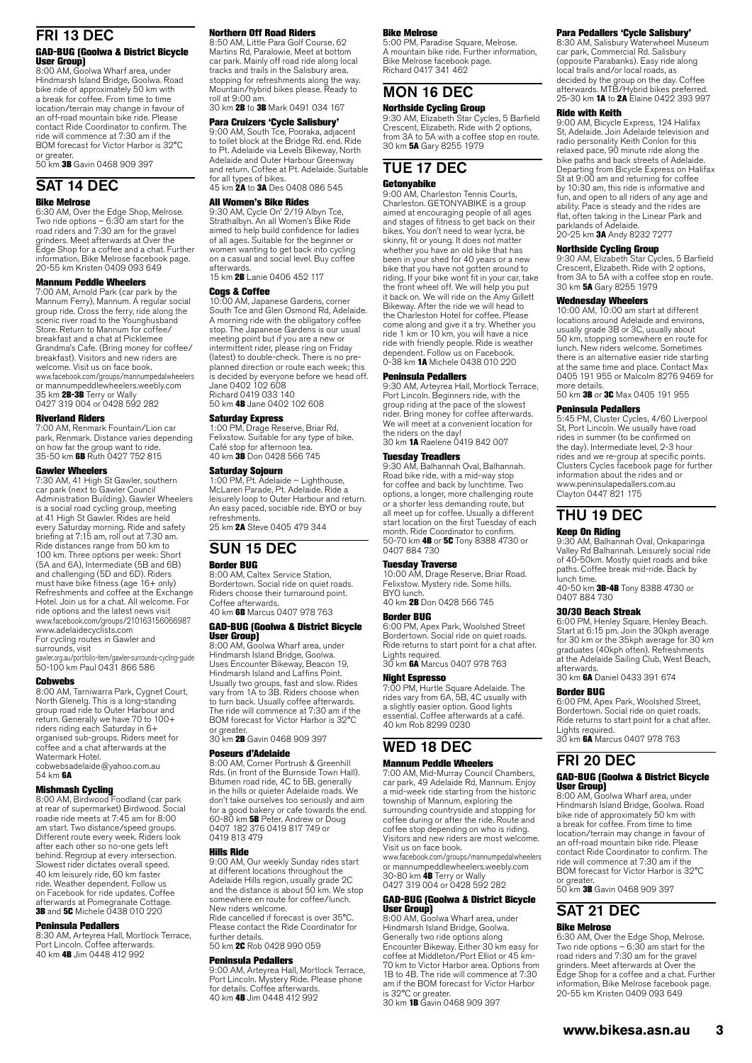## FRI 13 DEC

### GAD-BUG (Goolwa & District Bicycle User Group)

8:00 AM, Goolwa Wharf area, under Hindmarsh Island Bridge, Goolwa. Road bike ride of approximately 50 km with a break for coffee. From time to time location/terrain may change in favour of an off-road mountain bike ride. Please contact Ride Coordinator to confirm. The ride will commence at 7:30 am if the BOM forecast for Victor Harbor is 32°C or greater.
50 km **3B** Gavin 0468 909 397

## SAT 14 DEC

### Bike Melrose

6:30 AM, Over the Edge Shop, Melrose. Two ride options – 6:30 am start for the road riders and 7:30 am for the gravel grinders. Meet afterwards at Over the Edge Shop for a coffee and a chat. Further information, Bike Melrose facebook page.
20-55 km Kristen 0409 093 649

### Mannum Peddle Wheelers

7:00 AM, Arnold Park (car park by the Mannum Ferry), Mannum. A regular social group ride. Cross the ferry, ride along the scenic river road to the Younghusband Store. Return to Mannum for coffee/breakfast and a chat at Picklemee Grandma's Cafe. (Bring money for coffee/breakfast). Visitors and new riders are welcome. Visit us on face book.
www.facebook.com/groups/mannumpedalwheelers or mannumpeddlewheelers.weebly.com
35 km **2B-3B** Terry or Wally 0427 319 004 or 0428 592 282

### Riverland Riders

7:00 AM, Renmark Fountain/Lion car park, Renmark. Distance varies depending on how far the group want to ride.
35-50 km **6B** Ruth 0427 752 815

### Gawler Wheelers

7:30 AM, 41 High St Gawler, southern car park (next to Gawler Council Administration Building). Gawler Wheelers is a social road cycling group, meeting at 41 High St Gawler. Rides are held every Saturday morning. Ride and safety briefing at 7:15 am, roll out at 7.30 am. Ride distances range from 50 km to 100 km. Three options per week: Short (5A and 6A), Intermediate (5B and 6B) and challenging (5D and 6D). Riders must have bike fitness (age 16+ only) Refreshments and coffee at the Exchange Hotel. Join us for a chat. All welcome. For ride options and the latest news visit www.facebook.com/groups/210163156066987 www.adelaidecyclists.com
For cycling routes in Gawler and surrounds, visit
gawler.org.au/portfolio-item/gawler-surrounds-cycling-guide
50-100 km Paul 0431 866 586

### Cobwebs

8:00 AM, Tarniwarra Park, Cygnet Court, North Glenelg. This is a long-standing group road ride to Outer Harbour and return. Generally we have 70 to 100+ riders riding each Saturday in 6+ organised sub-groups. Riders meet for coffee and a chat afterwards at the Watermark Hotel.
cobwebsadelaide@yahoo.com.au
54 km **6A**

### Mishmash Cycling

8:00 AM, Birdwood Foodland (car park at rear of supermarket) Birdwood. Social roadie ride meets at 7:45 am for 8:00 am start. Two distance/speed groups. Different route every week. Riders look after each other so no-one gets left behind. Regroup at every intersection. Slowest rider dictates overall speed. 40 km leisurely ride, 60 km faster ride. Weather dependent. Follow us on Facebook for ride updates. Coffee afterwards at Pomegranate Cottage.
**3B** and **5C** Michele 0438 010 220

### Peninsula Pedallers

8:30 AM, Arteyrea Hall, Mortlock Terrace, Port Lincoln. Coffee afterwards.
40 km **4B** Jim 0448 412 992

### Northern Off Road Riders

8:50 AM, Little Para Golf Course, 62 Martins Rd, Paralowie. Meet at bottom car park. Mainly off road ride along local tracks and trails in the Salisbury area, stopping for refreshments along the way. Mountain/hybrid bikes please. Ready to roll at 9:00 am.
30 km **2B** to **3B** Mark 0491 034 167

### Para Cruizers 'Cycle Salisbury'

9:00 AM, South Tce, Pooraka, adjacent to toilet block at the Bridge Rd. end. Ride to Pt. Adelaide via Levels Bikeway, North Adelaide and Outer Harbour Greenway and return. Coffee at Pt. Adelaide. Suitable for all types of bikes.
45 km **2A** to **3A** Des 0408 086 545

### All Women's Bike Rides

9:30 AM, Cycle On' 2/19 Albyn Tce, Strathalbyn. An all Women's Bike Ride aimed to help build confidence for ladies of all ages. Suitable for the beginner or women wanting to get back into cycling on a casual and social level. Buy coffee afterwards.
15 km **2B** Lanie 0406 452 117

### Cogs & Coffee

10:00 AM, Japanese Gardens, corner South Tce and Glen Osmond Rd, Adelaide. A morning ride with the obligatory coffee stop. The Japanese Gardens is our usual meeting point but if you are a new or intermittent rider, please ring on Friday (latest) to double-check. There is no pre-planned direction or route each week; this is decided by everyone before we head off.
Jane 0402 102 608
Richard 0419 033 140
50 km **4B** Jane 0402 102 608

### Saturday Express

1:00 PM, Drage Reserve, Briar Rd, Felixstow. Suitable for any type of bike. Café stop for afternoon tea.
40 km **3B** Don 0428 566 745

### Saturday Sojourn

1:00 PM, Pt. Adelaide – Lighthouse, McLaren Parade, Pt. Adelaide. Ride a leisurely loop to Outer Harbour and return. An easy paced, sociable ride. BYO or buy refreshments.
25 km **2A** Steve 0405 479 344

## SUN 15 DEC

### Border BUG

8:00 AM, Caltex Service Station, Bordertown. Social ride on quiet roads. Riders choose their turnaround point. Coffee afterwards.
40 km **6B** Marcus 0407 978 763

### GAD-BUG (Goolwa & District Bicycle User Group)

8:00 AM, Goolwa Wharf area, under Hindmarsh Island Bridge, Goolwa. Uses Encounter Bikeway, Beacon 19, Hindmarsh Island and Laffins Point. Usually two groups, fast and slow. Rides vary from 1A to 3B. Riders choose when to turn back. Usually coffee afterwards. The ride will commence at 7:30 am if the BOM forecast for Victor Harbor is 32°C or greater.
30 km **2B** Gavin 0468 909 397

### Poseurs d'Adelaide

8:00 AM, Corner Portrush & Greenhill Rds. (in front of the Burnside Town Hall). Bitumen road ride, 4C to 5B, generally in the hills or quieter Adelaide roads. We don't take ourselves too seriously and aim for a good bakery or cafe towards the end.
60-80 km **5B** Peter, Andrew or Doug 0407 182 376 0419 817 749 or 0419 813 479

### Hills Ride

9:00 AM, Our weekly Sunday rides start at different locations throughout the Adelaide Hills region, usually grade 2C and the distance is about 50 km. We stop somewhere en route for coffee/lunch. New riders welcome.
Ride cancelled if forecast is over 35°C. Please contact the Ride Coordinator for further details.
50 km **2C** Rob 0428 990 059

### Peninsula Pedallers

9:00 AM, Arteyrea Hall, Mortlock Terrace, Port Lincoln. Mystery Ride. Please phone for details. Coffee afterwards.
40 km **4B** Jim 0448 412 992

### Bike Melrose

5:00 PM, Paradise Square, Melrose. A mountain bike ride. Further information, Bike Melrose facebook page.
Richard 0417 341 462

## MON 16 DEC

### Northside Cycling Group

9:30 AM, Elizabeth Star Cycles, 5 Barfield Crescent, Elizabeth. Ride with 2 options, from 3A to 5A with a coffee stop en route.
30 km **5A** Gary 8255 1979

## TUE 17 DEC

### Getonyabike

9:00 AM, Charleston Tennis Courts, Charleston. GETONYABIKE is a group aimed at encouraging people of all ages and stages of fitness to get back on their bikes. You don't need to wear lycra, be skinny, fit or young. It does not matter whether you have an old bike that has been in your shed for 40 years or a new bike that you have not gotten around to riding. If your bike wont fit in your car, take the front wheel off. We will help you put it back on. We will ride on the Amy Gillett Bikeway. After the ride we will head to the Charleston Hotel for coffee. Please come along and give it a try. Whether you ride 1 km or 10 km, you will have a nice ride with friendly people. Ride is weather dependent. Follow us on Facebook.
0-38 km **1A** Michele 0438 010 220

### Peninsula Pedallers

9:30 AM, Arteyrea Hall, Mortlock Terrace, Port Lincoln. Beginners ride, with the group riding at the pace of the slowest rider. Bring money for coffee afterwards. We will meet at a convenient location for the riders on the day!
30 km **1A** Raelene 0419 842 007

### Tuesday Treadlers

9:30 AM, Balhannah Oval, Balhannah. Road bike ride, with a mid-way stop for coffee and back by lunchtime. Two options, a longer, more challenging route or a shorter less demanding route, but all meet up for coffee. Usually a different start location on the first Tuesday of each month. Ride Coordinator to confirm.
50-70 km **4B** or **5C** Tony 8388 4730 or 0407 884 730

### Tuesday Traverse

10:00 AM, Drage Reserve, Briar Road. Felixstow. Mystery ride. Some hills. BYO lunch.
40 km **2B** Don 0428 566 745

### Border BUG

6:00 PM, Apex Park, Woolshed Street Bordertown. Social ride on quiet roads. Ride returns to start point for a chat after. Lights required.
30 km **6A** Marcus 0407 978 763

### Night Espresso

7:00 PM, Hurtle Square Adelaide. The rides vary from 6A, 5B, 4C usually with a slightly easier option. Good lights essential. Coffee afterwards at a café.
40 km Rob 8299 0230

## WED 18 DEC

### Mannum Peddle Wheelers

7:00 AM, Mid-Murray Council Chambers, car park, 49 Adelaide Rd, Mannum. Enjoy a mid-week ride starting from the historic township of Mannum, exploring the surrounding countryside and stopping for coffee during or after the ride. Route and coffee stop depending on who is riding. Visitors and new riders are most welcome. Visit us on face book.
www.facebook.com/groups/mannumpedalwheelers or mannumpeddlewheelers.weebly.com
30-80 km **4B** Terry or Wally 0427 319 004 or 0428 592 282

### GAD-BUG (Goolwa & District Bicycle User Group)

8:00 AM, Goolwa Wharf area, under Hindmarsh Island Bridge, Goolwa. Generally two ride options along Encounter Bikeway. Either 30 km easy for coffee at Middleton/Port Elliot or 45 km-70 km to Victor Harbor area. Options from 1B to 4B. The ride will commence at 7:30 am if the BOM forecast for Victor Harbor is 32°C or greater.
30 km **1B** Gavin 0468 909 397

### Para Pedallers 'Cycle Salisbury'

8:30 AM, Salisbury Waterwheel Museum car park, Commercial Rd. Salisbury (opposite Parabanks). Easy ride along local trails and/or local roads, as decided by the group on the day. Coffee afterwards. MTB/Hybrid bikes preferred.
25-30 km **1A** to **2A** Elaine 0422 393 997

### Ride with Keith

9:00 AM, Bicycle Express, 124 Halifax St, Adelaide. Join Adelaide television and radio personality Keith Conlon for this relaxed pace, 90 minute ride along the bike paths and back streets of Adelaide. Departing from Bicycle Express on Halifax St at 9:00 am and returning for coffee by 10:30 am, this ride is informative and fun, and open to all riders of any age and ability. Pace is steady and the rides are flat, often taking in the Linear Park and parklands of Adelaide.
20-25 km **3A** Andy 8232 7277

### Northside Cycling Group

9:30 AM, Elizabeth Star Cycles, 5 Barfield Crescent, Elizabeth. Ride with 2 options, from 3A to 5A with a coffee stop en route.
30 km **5A** Gary 8255 1979

### Wednesday Wheelers

10:00 AM, 10:00 am start at different locations around Adelaide and environs, usually grade 3B or 3C, usually about 50 km, stopping somewhere en route for lunch. New riders welcome. Sometimes there is an alternative easier ride starting at the same time and place. Contact Max 0405 191 955 or Malcolm 8276 9469 for more details.
50 km **3B** or **3C** Max 0405 191 955

### Peninsula Pedallers

5:45 PM, Cluster Cycles, 4/60 Liverpool St, Port Lincoln. We usually have road rides in summer (to be confirmed on the day). Intermediate level, 2-3 hour rides and we re-group at specific points. Clusters Cycles facebook page for further information about the rides and or www.peninsulapedallers.com.au
Clayton 0447 821 175

## THU 19 DEC

### Keep On Riding

9:30 AM, Balhannah Oval, Onkaparinga Valley Rd Balhannah. Leisurely social ride of 40-50km. Mostly quiet roads and bike paths. Coffee break mid-ride. Back by lunch time.
40-50 km **3B-4B** Tony 8388 4730 or 0407 884 730

### 30/30 Beach Streak

6:00 PM, Henley Square, Henley Beach. Start at 6:15 pm. Join the 30kph average for 30 km or the 35kph average for 30 km graduates (40kph often). Refreshments at the Adelaide Sailing Club, West Beach, afterwards.
30 km **6A** Daniel 0433 391 674

### Border BUG

6:00 PM, Apex Park, Woolshed Street, Bordertown. Social ride on quiet roads. Ride returns to start point for a chat after. Lights required.
30 km **6A** Marcus 0407 978 763

## FRI 20 DEC

### GAD-BUG (Goolwa & District Bicycle User Group)

8:00 AM, Goolwa Wharf area, under Hindmarsh Island Bridge, Goolwa. Road bike ride of approximately 50 km with a break for coffee. From time to time location/terrain may change in favour of an off-road mountain bike ride. Please contact Ride Coordinator to confirm. The ride will commence at 7:30 am if the BOM forecast for Victor Harbor is 32°C or greater.
50 km **3B** Gavin 0468 909 397

## SAT 21 DEC

### Bike Melrose

6:30 AM, Over the Edge Shop, Melrose. Two ride options – 6:30 am start for the road riders and 7:30 am for the gravel grinders. Meet afterwards at Over the Edge Shop for a coffee and a chat. Further information, Bike Melrose facebook page.
20-55 km Kristen 0409 093 649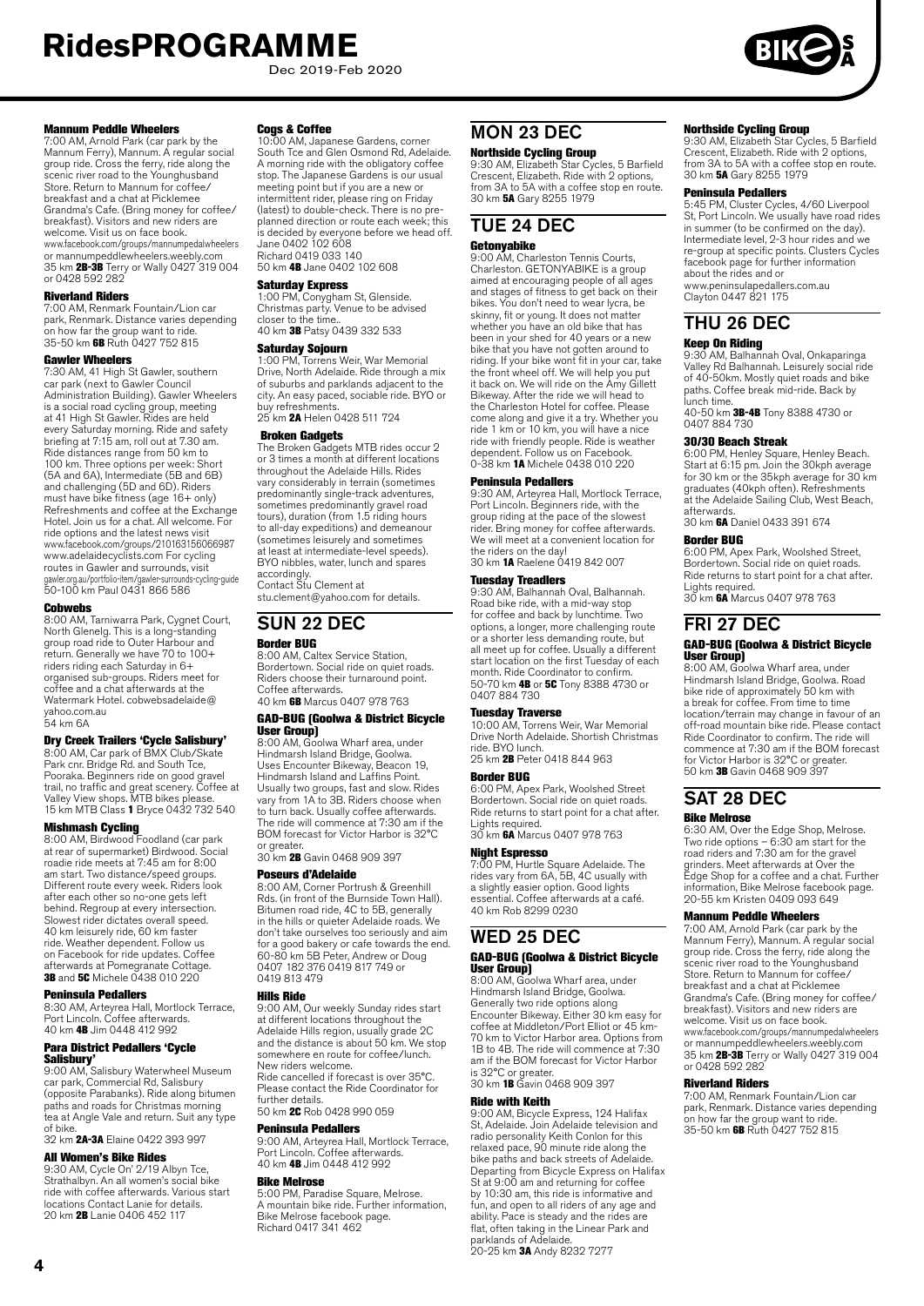#### Mannum Peddle Wheelers

7:00 AM, Arnold Park (car park by the Mannum Ferry), Mannum. A regular social group ride. Cross the ferry, ride along the scenic river road to the Younghusband Store. Return to Mannum for coffee/breakfast and a chat at Picklemee Grandma's Cafe. (Bring money for coffee/breakfast). Visitors and new riders are welcome. Visit us on face book.
www.facebook.com/groups/mannumpedalwheelers
or mannumpeddlewheelers.weebly.com
35 km **2B-3B** Terry or Wally 0427 319 004 or 0428 592 282

#### Riverland Riders

7:00 AM, Renmark Fountain/Lion car park, Renmark. Distance varies depending on how far the group want to ride.
35-50 km **6B** Ruth 0427 752 815

#### Gawler Wheelers

7:30 AM, 41 High St Gawler, southern car park (next to Gawler Council Administration Building). Gawler Wheelers is a social road cycling group, meeting at 41 High St Gawler. Rides are held every Saturday morning. Ride and safety briefing at 7:15 am, roll out at 7.30 am. Ride distances range from 50 km to 100 km. Three options per week: Short (5A and 6A), Intermediate (5B and 6B) and challenging (5D and 6D). Riders must have bike fitness (age 16+ only) Refreshments and coffee at the Exchange Hotel. Join us for a chat. All welcome. For ride options and the latest news visit www.facebook.com/groups/210163156066987 www.adelaidecyclists.com For cycling routes in Gawler and surrounds, visit gawler.org.au/portfolio-item/gawler-surrounds-cycling-guide
50-100 km Paul 0431 866 586

#### Cobwebs

8:00 AM, Tarniwarra Park, Cygnet Court, North Glenelg. This is a long-standing group road ride to Outer Harbour and return. Generally we have 70 to 100+ riders riding each Saturday in 6+ organised sub-groups. Riders meet for coffee and a chat afterwards at the Watermark Hotel. cobwebsadelaide@yahoo.com.au
54 km 6A

#### Dry Creek Trailers 'Cycle Salisbury'

8:00 AM, Car park of BMX Club/Skate Park cnr. Bridge Rd. and South Tce, Pooraka. Beginners ride on good gravel trail, no traffic and great scenery. Coffee at Valley View shops. MTB bikes please.
15 km MTB Class **1** Bryce 0432 732 540

#### Mishmash Cycling

8:00 AM, Birdwood Foodland (car park at rear of supermarket) Birdwood. Social roadie ride meets at 7:45 am for 8:00 am start. Two distance/speed groups. Different route every week. Riders look after each other so no-one gets left behind. Regroup at every intersection. Slowest rider dictates overall speed. 40 km leisurely ride, 60 km faster ride. Weather dependent. Follow us on Facebook for ride updates. Coffee afterwards at Pomegranate Cottage.
**3B** and **5C** Michele 0438 010 220

#### Peninsula Pedallers

8:30 AM, Arteyrea Hall, Mortlock Terrace, Port Lincoln. Coffee afterwards.
40 km **4B** Jim 0448 412 992

#### Para District Pedallers 'Cycle Salisbury'

9:00 AM, Salisbury Waterwheel Museum car park, Commercial Rd, Salisbury (opposite Parabanks). Ride along bitumen paths and roads for Christmas morning tea at Angle Vale and return. Suit any type of bike.
32 km **2A-3A** Elaine 0422 393 997

#### All Women's Bike Rides

9:30 AM, Cycle On' 2/19 Albyn Tce, Strathalbyn. An all women's social bike ride with coffee afterwards. Various start locations Contact Lanie for details.
20 km **2B** Lanie 0406 452 117

#### Cogs & Coffee

10:00 AM, Japanese Gardens, corner South Tce and Glen Osmond Rd, Adelaide. A morning ride with the obligatory coffee stop. The Japanese Gardens is our usual meeting point but if you are a new or intermittent rider, please ring on Friday (latest) to double-check. There is no pre-planned direction or route each week; this is decided by everyone before we head off. Jane 0402 102 608
Richard 0419 033 140
50 km **4B** Jane 0402 102 608

#### Saturday Express

1:00 PM, Conygham St, Glenside. Christmas party. Venue to be advised closer to the time..
40 km **3B** Patsy 0439 332 533

#### Saturday Sojourn

1:00 PM, Torrens Weir, War Memorial Drive, North Adelaide. Ride through a mix of suburbs and parklands adjacent to the city. An easy paced, sociable ride. BYO or buy refreshments.
25 km **2A** Helen 0428 511 724

#### Broken Gadgets

The Broken Gadgets MTB rides occur 2 or 3 times a month at different locations throughout the Adelaide Hills. Rides vary considerably in terrain (sometimes predominantly single-track adventures, sometimes predominantly gravel road tours), duration (from 1.5 riding hours to all-day expeditions) and demeanour (sometimes leisurely and sometimes at least at intermediate-level speeds). BYO nibbles, water, lunch and spares accordingly.
Contact Stu Clement at stu.clement@yahoo.com for details.

## SUN 22 DEC

#### Border BUG

8:00 AM, Caltex Service Station, Bordertown. Social ride on quiet roads. Riders choose their turnaround point. Coffee afterwards.
40 km **6B** Marcus 0407 978 763

#### GAD-BUG (Goolwa & District Bicycle User Group)

8:00 AM, Goolwa Wharf area, under Hindmarsh Island Bridge, Goolwa. Uses Encounter Bikeway, Beacon 19, Hindmarsh Island and Laffins Point. Usually two groups, fast and slow. Rides vary from 1A to 3B. Riders choose when to turn back. Usually coffee afterwards. The ride will commence at 7:30 am if the BOM forecast for Victor Harbor is 32°C or greater.
30 km **2B** Gavin 0468 909 397

#### Poseurs d'Adelaide

8:00 AM, Corner Portrush & Greenhill Rds. (in front of the Burnside Town Hall). Bitumen road ride, 4C to 5B, generally in the hills or quieter Adelaide roads. We don't take ourselves too seriously and aim for a good bakery or cafe towards the end.
60-80 km 5B Peter, Andrew or Doug 0407 182 376 0419 817 749 or 0419 813 479

#### Hills Ride

9:00 AM, Our weekly Sunday rides start at different locations throughout the Adelaide Hills region, usually grade 2C and the distance is about 50 km. We stop somewhere en route for coffee/lunch. New riders welcome.
Ride cancelled if forecast is over 35°C. Please contact the Ride Coordinator for further details.
50 km **2C** Rob 0428 990 059

#### Peninsula Pedallers

9:00 AM, Arteyrea Hall, Mortlock Terrace, Port Lincoln. Coffee afterwards.
40 km **4B** Jim 0448 412 992

#### Bike Melrose

5:00 PM, Paradise Square, Melrose. A mountain bike ride. Further information, Bike Melrose facebook page.
Richard 0417 341 462

## MON 23 DEC

#### Northside Cycling Group

9:30 AM, Elizabeth Star Cycles, 5 Barfield Crescent, Elizabeth. Ride with 2 options, from 3A to 5A with a coffee stop en route.
30 km **5A** Gary 8255 1979

## TUE 24 DEC

#### Getonyabike

9:00 AM, Charleston Tennis Courts, Charleston. GETONYABIKE is a group aimed at encouraging people of all ages and stages of fitness to get back on their bikes. You don't need to wear lycra, be skinny, fit or young. It does not matter whether you have an old bike that has been in your shed for 40 years or a new bike that you have not gotten around to riding. If your bike wont fit in your car, take the front wheel off. We will help you put it back on. We will ride on the Amy Gillett Bikeway. After the ride we will head to the Charleston Hotel for coffee. Please come along and give it a try. Whether you ride 1 km or 10 km, you will have a nice ride with friendly people. Ride is weather dependent. Follow us on Facebook.
0-38 km **1A** Michele 0438 010 220

#### Peninsula Pedallers

9:30 AM, Arteyrea Hall, Mortlock Terrace, Port Lincoln. Beginners ride, with the group riding at the pace of the slowest rider. Bring money for coffee afterwards. We will meet at a convenient location for the riders on the day!
30 km **1A** Raelene 0419 842 007

#### Tuesday Treadlers

9:30 AM, Balhannah Oval, Balhannah. Road bike ride, with a mid-way stop for coffee and back by lunchtime. Two options, a longer, more challenging route or a shorter less demanding route, but all meet up for coffee. Usually a different start location on the first Tuesday of each month. Ride Coordinator to confirm.
50-70 km **4B** or **5C** Tony 8388 4730 or 0407 884 730

#### Tuesday Traverse

10:00 AM, Torrens Weir, War Memorial Drive North Adelaide. Shortish Christmas ride. BYO lunch.
25 km **2B** Peter 0418 844 963

#### Border BUG

6:00 PM, Apex Park, Woolshed Street Bordertown. Social ride on quiet roads. Ride returns to start point for a chat after. Lights required.
30 km **6A** Marcus 0407 978 763

#### Night Espresso

7:00 PM, Hurtle Square Adelaide. The rides vary from 6A, 5B, 4C usually with a slightly easier option. Good lights essential. Coffee afterwards at a café.
40 km Rob 8299 0230

## WED 25 DEC

#### GAD-BUG (Goolwa & District Bicycle User Group)

8:00 AM, Goolwa Wharf area, under Hindmarsh Island Bridge, Goolwa. Generally two ride options along Encounter Bikeway. Either 30 km easy for coffee at Middleton/Port Elliot or 45 km-70 km to Victor Harbor area. Options from 1B to 4B. The ride will commence at 7:30 am if the BOM forecast for Victor Harbor is 32°C or greater.
30 km **1B** Gavin 0468 909 397

#### Ride with Keith

9:00 AM, Bicycle Express, 124 Halifax St, Adelaide. Join Adelaide television and radio personality Keith Conlon for this relaxed pace, 90 minute ride along the bike paths and back streets of Adelaide. Departing from Bicycle Express on Halifax St at 9:00 am and returning for coffee by 10:30 am, this ride is informative and fun, and open to all riders of any age and ability. Pace is steady and the rides are flat, often taking in the Linear Park and parklands of Adelaide.
20-25 km **3A** Andy 8232 7277

#### Northside Cycling Group

9:30 AM, Elizabeth Star Cycles, 5 Barfield Crescent, Elizabeth. Ride with 2 options, from 3A to 5A with a coffee stop en route.
30 km **5A** Gary 8255 1979

#### Peninsula Pedallers

5:45 PM, Cluster Cycles, 4/60 Liverpool St, Port Lincoln. We usually have road rides in summer (to be confirmed on the day). Intermediate level, 2-3 hour rides and we re-group at specific points. Clusters Cycles facebook page for further information about the rides and or www.peninsulapedallers.com.au
Clayton 0447 821 175

## THU 26 DEC

#### Keep On Riding

9:30 AM, Balhannah Oval, Onkaparinga Valley Rd Balhannah. Leisurely social ride of 40-50km. Mostly quiet roads and bike paths. Coffee break mid-ride. Back by lunch time.
40-50 km **3B-4B** Tony 8388 4730 or 0407 884 730

#### 30/30 Beach Streak

6:00 PM, Henley Square, Henley Beach. Start at 6:15 pm. Join the 30kph average for 30 km or the 35kph average for 30 km graduates (40kph often). Refreshments at the Adelaide Sailing Club, West Beach, afterwards.
30 km **6A** Daniel 0433 391 674

#### Border BUG

6:00 PM, Apex Park, Woolshed Street, Bordertown. Social ride on quiet roads. Ride returns to start point for a chat after. Lights required.
30 km **6A** Marcus 0407 978 763

## FRI 27 DEC

#### GAD-BUG (Goolwa & District Bicycle User Group)

8:00 AM, Goolwa Wharf area, under Hindmarsh Island Bridge, Goolwa. Road bike ride of approximately 50 km with a break for coffee. From time to time location/terrain may change in favour of an off-road mountain bike ride. Please contact Ride Coordinator to confirm. The ride will commence at 7:30 am if the BOM forecast for Victor Harbor is 32°C or greater.
50 km **3B** Gavin 0468 909 397

## SAT 28 DEC

#### Bike Melrose

6:30 AM, Over the Edge Shop, Melrose. Two ride options – 6:30 am start for the road riders and 7:30 am for the gravel grinders. Meet afterwards at Over the Edge Shop for a coffee and a chat. Further information, Bike Melrose facebook page.
20-55 km Kristen 0409 093 649

#### Mannum Peddle Wheelers

7:00 AM, Arnold Park (car park by the Mannum Ferry), Mannum. A regular social group ride. Cross the ferry, ride along the scenic river road to the Younghusband Store. Return to Mannum for coffee/breakfast and a chat at Picklemee Grandma's Cafe. (Bring money for coffee/breakfast). Visitors and new riders are welcome. Visit us on face book.
www.facebook.com/groups/mannumpedalwheelers
or mannumpeddlewheelers.weebly.com
35 km **2B-3B** Terry or Wally 0427 319 004 or 0428 592 282

#### Riverland Riders

7:00 AM, Renmark Fountain/Lion car park, Renmark. Distance varies depending on how far the group want to ride.
35-50 km **6B** Ruth 0427 752 815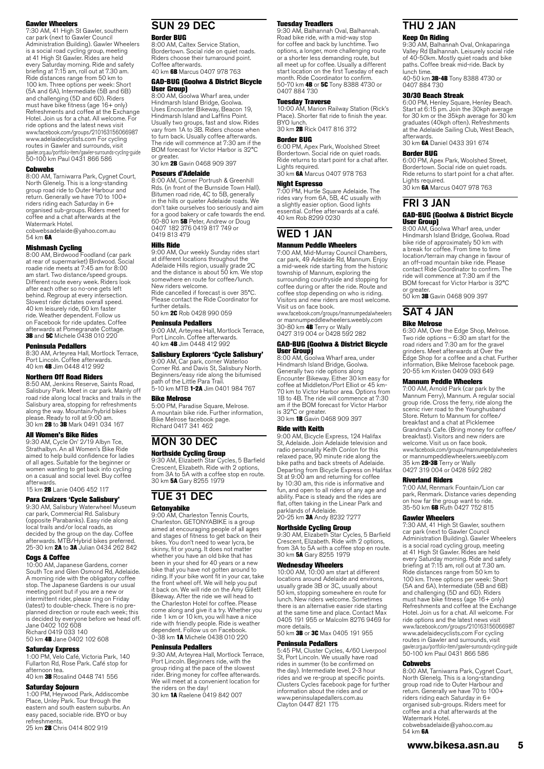**Gawler Wheelers**
7:30 AM, 41 High St Gawler, southern car park (next to Gawler Council Administration Building). Gawler Wheelers is a social road cycling group, meeting at 41 High St Gawler. Rides are held every Saturday morning. Ride and safety briefing at 7:15 am, roll out at 7.30 am. Ride distances range from 50 km to 100 km. Three options per week: Short (5A and 6A), Intermediate (5B and 6B) and challenging (5D and 6D). Riders must have bike fitness (age 16+ only) Refreshments and coffee at the Exchange Hotel. Join us for a chat. All welcome. For ride options and the latest news visit www.facebook.com/groups/210163156066987 www.adelaidecyclists.com For cycling routes in Gawler and surrounds, visit gawler.org.au/portfolio-item/gawler-surrounds-cycling-guide
50-100 km Paul 0431 866 586

**Cobwebs**
8:00 AM, Tarniwarra Park, Cygnet Court, North Glenelg. This is a long-standing group road ride to Outer Harbour and return. Generally we have 70 to 100+ riders riding each Saturday in 6+ organised sub-groups. Riders meet for coffee and a chat afterwards at the Watermark Hotel.
cobwebsadelaide@yahoo.com.au
54 km **6A**

**Mishmash Cycling**
8:00 AM, Birdwood Foodland (car park at rear of supermarket) Birdwood. Social roadie ride meets at 7:45 am for 8:00 am start. Two distance/speed groups. Different route every week. Riders look after each other so no-one gets left behind. Regroup at every intersection. Slowest rider dictates overall speed. 40 km leisurely ride, 60 km faster ride. Weather dependent. Follow us on Facebook for ride updates. Coffee afterwards at Pomegranate Cottage.
**3B** and **5C** Michele 0438 010 220

**Peninsula Pedallers**
8:30 AM, Arteyrea Hall, Mortlock Terrace, Port Lincoln. Coffee afterwards.
40 km **4B** Jim 0448 412 992

**Northern Off Road Riders**
8:50 AM, Jenkins Reserve, Saints Road, Salisbury Park. Meet in car park. Mainly off road ride along local tracks and trails in the Salisbury area, stopping for refreshments along the way. Mountain/hybrid bikes please. Ready to roll at 9:00 am.
30 km **2B** to **3B** Mark 0491 034 167

**All Women's Bike Rides**
9:30 AM, Cycle On' 2/19 Albyn Tce, Strathalbyn. An all Women's Bike Ride aimed to help build confidence for ladies of all ages. Suitable for the beginner or women wanting to get back into cycling on a casual and social level. Buy coffee afterwards.
15 km **2B** Lanie 0406 452 117

**Para Cruizers 'Cycle Salisbury'**
9:30 AM, Salisbury Waterwheel Museum car park, Commercial Rd. Salisbury (opposite Parabanks). Easy ride along local trails and/or local roads, as decided by the group on the day. Coffee afterwards. MTB/Hybrid bikes preferred.
25-30 km **2A** to **3A** Julian 0434 262 842

**Cogs & Coffee**
10:00 AM, Japanese Gardens, corner South Tce and Glen Osmond Rd, Adelaide. A morning ride with the obligatory coffee stop. The Japanese Gardens is our usual meeting point but if you are a new or intermittent rider, please ring on Friday (latest) to double-check. There is no pre-planned direction or route each week; this is decided by everyone before we head off.
Jane 0402 102 608
Richard 0419 033 140
50 km **4B** Jane 0402 102 608

**Saturday Express**
1:00 PM, Velo Café, Victoria Park, 140 Fullarton Rd, Rose Park. Café stop for afternoon tea.
40 km **3B** Rosalind 0448 741 556

**Saturday Sojourn**
1:00 PM, Heywood Park, Addiscombe Place, Unley Park. Tour through the eastern and south eastern suburbs. An easy paced, sociable ride. BYO or buy refreshments.
25 km **2B** Chris 0414 802 919

## SUN 29 DEC

**Border BUG**
8:00 AM, Caltex Service Station, Bordertown. Social ride on quiet roads. Riders choose their turnaround point. Coffee afterwards.
40 km **6B** Marcus 0407 978 763

**GAD-BUG (Goolwa & District Bicycle User Group)**
8:00 AM, Goolwa Wharf area, under Hindmarsh Island Bridge, Goolwa. Uses Encounter Bikeway, Beacon 19, Hindmarsh Island and Laffins Point. Usually two groups, fast and slow. Rides vary from 1A to 3B. Riders choose when to turn back. Usually coffee afterwards. The ride will commence at 7:30 am if the BOM forecast for Victor Harbor is 32°C or greater.
30 km **2B** Gavin 0468 909 397

**Poseurs d'Adelaide**
8:00 AM, Corner Portrush & Greenhill Rds. (in front of the Burnside Town Hall). Bitumen road ride, 4C to 5B, generally in the hills or quieter Adelaide roads. We don't take ourselves too seriously and aim for a good bakery or cafe towards the end.
60-80 km **5B** Peter, Andrew or Doug 0407 182 376 0419 817 749 or 0419 813 479

**Hills Ride**
9:00 AM, Our weekly Sunday rides start at different locations throughout the Adelaide Hills region, usually grade 2C and the distance is about 50 km. We stop somewhere en route for coffee/lunch. New riders welcome.
Ride cancelled if forecast is over 35°C. Please contact the Ride Coordinator for further details.
50 km **2C** Rob 0428 990 059

**Peninsula Pedallers**
9:00 AM, Arteyrea Hall, Mortlock Terrace, Port Lincoln. Coffee afterwards.
40 km **4B** Jim 0448 412 992

**Salisbury Explorers 'Cycle Salisbury'**
9:00 AM, Car park, corner Waterloo Corner Rd. and Davis St, Salisbury North. Beginners/easy ride along the bitumised path of the Little Para Trail.
5-10 km MTB **1-2A** Jim 0401 984 767

**Bike Melrose**
5:00 PM, Paradise Square, Melrose. A mountain bike ride. Further information, Bike Melrose facebook page.
Richard 0417 341 462

## MON 30 DEC

**Northside Cycling Group**
9:30 AM, Elizabeth Star Cycles, 5 Barfield Crescent, Elizabeth. Ride with 2 options, from 3A to 5A with a coffee stop en route.
30 km **5A** Gary 8255 1979

## TUE 31 DEC

**Getonyabike**
9:00 AM, Charleston Tennis Courts, Charleston. GETONYABIKE is a group aimed at encouraging people of all ages and stages of fitness to get back on their bikes. You don't need to wear lycra, be skinny, fit or young. It does not matter whether you have an old bike that has been in your shed for 40 years or a new bike that you have not gotten around to riding. If your bike wont fit in your car, take the front wheel off. We will help you put it back on. We will ride on the Amy Gillett Bikeway. After the ride we will head to the Charleston Hotel for coffee. Please come along and give it a try. Whether you ride 1 km or 10 km, you will have a nice ride with friendly people. Ride is weather dependent. Follow us on Facebook.
0-38 km **1A** Michele 0438 010 220

**Peninsula Pedallers**
9:30 AM, Arteyrea Hall, Mortlock Terrace, Port Lincoln. Beginners ride, with the group riding at the pace of the slowest rider. Bring money for coffee afterwards. We will meet at a convenient location for the riders on the day!
30 km **1A** Raelene 0419 842 007

**Tuesday Treadlers**
9:30 AM, Balhannah Oval, Balhannah. Road bike ride, with a mid-way stop for coffee and back by lunchtime. Two options, a longer, more challenging route or a shorter less demanding route, but all meet up for coffee. Usually a different start location on the first Tuesday of each month. Ride Coordinator to confirm.
50-70 km **4B** or **5C** Tony 8388 4730 or 0407 884 730

**Tuesday Traverse**
10:00 AM, Marion Railway Station (Rick's Place). Shorter flat ride to finish the year. BYO lunch.
30 km **2B** Rick 0417 816 372

**Border BUG**
6:00 PM, Apex Park, Woolshed Street Bordertown. Social ride on quiet roads. Ride returns to start point for a chat after. Lights required.
30 km **6A** Marcus 0407 978 763

**Night Espresso**
7:00 PM, Hurtle Square Adelaide. The rides vary from 6A, 5B, 4C usually with a slightly easier option. Good lights essential. Coffee afterwards at a café.
40 km Rob 8299 0230

## WED 1 JAN

**Mannum Peddle Wheelers**
7:00 AM, Mid-Murray Council Chambers, car park, 49 Adelaide Rd, Mannum. Enjoy a mid-week ride starting from the historic township of Mannum, exploring the surrounding countryside and stopping for coffee during or after the ride. Route and coffee stop depending on who is riding. Visitors and new riders are most welcome. Visit us on face book.
www.facebook.com/groups/mannumpedalwheelers or mannumpeddlewheelers.weebly.com
30-80 km **4B** Terry or Wally
0427 319 004 or 0428 592 282

**GAD-BUG (Goolwa & District Bicycle User Group)**
8:00 AM, Goolwa Wharf area, under Hindmarsh Island Bridge, Goolwa. Generally two ride options along Encounter Bikeway. Either 30 km easy for coffee at Middleton/Port Elliot or 45 km-70 km to Victor Harbor area. Options from 1B to 4B. The ride will commence at 7:30 am if the BOM forecast for Victor Harbor is 32°C or greater.
30 km **1B** Gavin 0468 909 397

**Ride with Keith**
9:00 AM, Bicycle Express, 124 Halifax St, Adelaide. Join Adelaide television and radio personality Keith Conlon for this relaxed pace, 90 minute ride along the bike paths and back streets of Adelaide. Departing from Bicycle Express on Halifax St at 9:00 am and returning for coffee by 10:30 am, this ride is informative and fun, and open to all riders of any age and ability. Pace is steady and the rides are flat, often taking in the Linear Park and parklands of Adelaide.
20-25 km **3A** Andy 8232 7277

**Northside Cycling Group**
9:30 AM, Elizabeth Star Cycles, 5 Barfield Crescent, Elizabeth. Ride with 2 options, from 3A to 5A with a coffee stop en route.
30 km **5A** Gary 8255 1979

**Wednesday Wheelers**
10:00 AM, 10:00 am start at different locations around Adelaide and environs, usually grade 3B or 3C, usually about 50 km, stopping somewhere en route for lunch. New riders welcome. Sometimes there is an alternative easier ride starting at the same time and place. Contact Max 0405 191 955 or Malcolm 8276 9469 for more details.
50 km **3B** or **3C** Max 0405 191 955

**Peninsula Pedallers**
5:45 PM, Cluster Cycles, 4/60 Liverpool St, Port Lincoln. We usually have road rides in summer (to be confirmed on the day). Intermediate level, 2-3 hour rides and we re-group at specific points. Clusters Cycles facebook page for further information about the rides and or www.peninsulapedallers.com.au
Clayton 0447 821 175

## THU 2 JAN

**Keep On Riding**
9:30 AM, Balhannah Oval, Onkaparinga Valley Rd Balhannah. Leisurely social ride of 40-50km. Mostly quiet roads and bike paths. Coffee break mid-ride. Back by lunch time.
40-50 km **3B-4B** Tony 8388 4730 or 0407 884 730

**30/30 Beach Streak**
6:00 PM, Henley Square, Henley Beach. Start at 6:15 pm. Join the 30kph average for 30 km or the 35kph average for 30 km graduates (40kph often). Refreshments at the Adelaide Sailing Club, West Beach, afterwards.
30 km **6A** Daniel 0433 391 674

**Border BUG**
6:00 PM, Apex Park, Woolshed Street, Bordertown. Social ride on quiet roads. Ride returns to start point for a chat after. Lights required.
30 km **6A** Marcus 0407 978 763

## FRI 3 JAN

**GAD-BUG (Goolwa & District Bicycle User Group)**
8:00 AM, Goolwa Wharf area, under Hindmarsh Island Bridge, Goolwa. Road bike ride of approximately 50 km with a break for coffee. From time to time location/terrain may change in favour of an off-road mountain bike ride. Please contact Ride Coordinator to confirm. The ride will commence at 7:30 am if the BOM forecast for Victor Harbor is 32°C or greater.
50 km **3B** Gavin 0468 909 397

## SAT 4 JAN

**Bike Melrose**
6:30 AM, Over the Edge Shop, Melrose. Two ride options – 6:30 am start for the road riders and 7:30 am for the gravel grinders. Meet afterwards at Over the Edge Shop for a coffee and a chat. Further information, Bike Melrose facebook page.
20-55 km Kristen 0409 093 649

**Mannum Peddle Wheelers**
7:00 AM, Arnold Park (car park by the Mannum Ferry), Mannum. A regular social group ride. Cross the ferry, ride along the scenic river road to the Younghusband Store. Return to Mannum for coffee/breakfast and a chat at Picklemee Grandma's Cafe. (Bring money for coffee/breakfast). Visitors and new riders are welcome. Visit us on face book.
www.facebook.com/groups/mannumpedalwheelers or mannumpeddlewheelers.weebly.com
35 km **2B-3B** Terry or Wally
0427 319 004 or 0428 592 282

**Riverland Riders**
7:00 AM, Renmark Fountain/Lion car park, Renmark. Distance varies depending on how far the group want to ride.
35-50 km **6B** Ruth 0427 752 815

**Gawler Wheelers**
7:30 AM, 41 High St Gawler, southern car park (next to Gawler Council Administration Building). Gawler Wheelers is a social road cycling group, meeting at 41 High St Gawler. Rides are held every Saturday morning. Ride and safety briefing at 7:15 am, roll out at 7.30 am. Ride distances range from 50 km to 100 km. Three options per week: Short (5A and 6A), Intermediate (5B and 6B) and challenging (5D and 6D). Riders must have bike fitness (age 16+ only) Refreshments and coffee at the Exchange Hotel. Join us for a chat. All welcome. For ride options and the latest news visit www.facebook.com/groups/210163156066987 www.adelaidecyclists.com For cycling routes in Gawler and surrounds, visit gawler.org.au/portfolio-item/gawler-surrounds-cycling-guide
50-100 km Paul 0431 866 586

**Cobwebs**
8:00 AM, Tarniwarra Park, Cygnet Court, North Glenelg. This is a long-standing group road ride to Outer Harbour and return. Generally we have 70 to 100+ riders riding each Saturday in 6+ organised sub-groups. Riders meet for coffee and a chat afterwards at the Watermark Hotel.
cobwebsadelaide@yahoo.com.au
54 km **6A**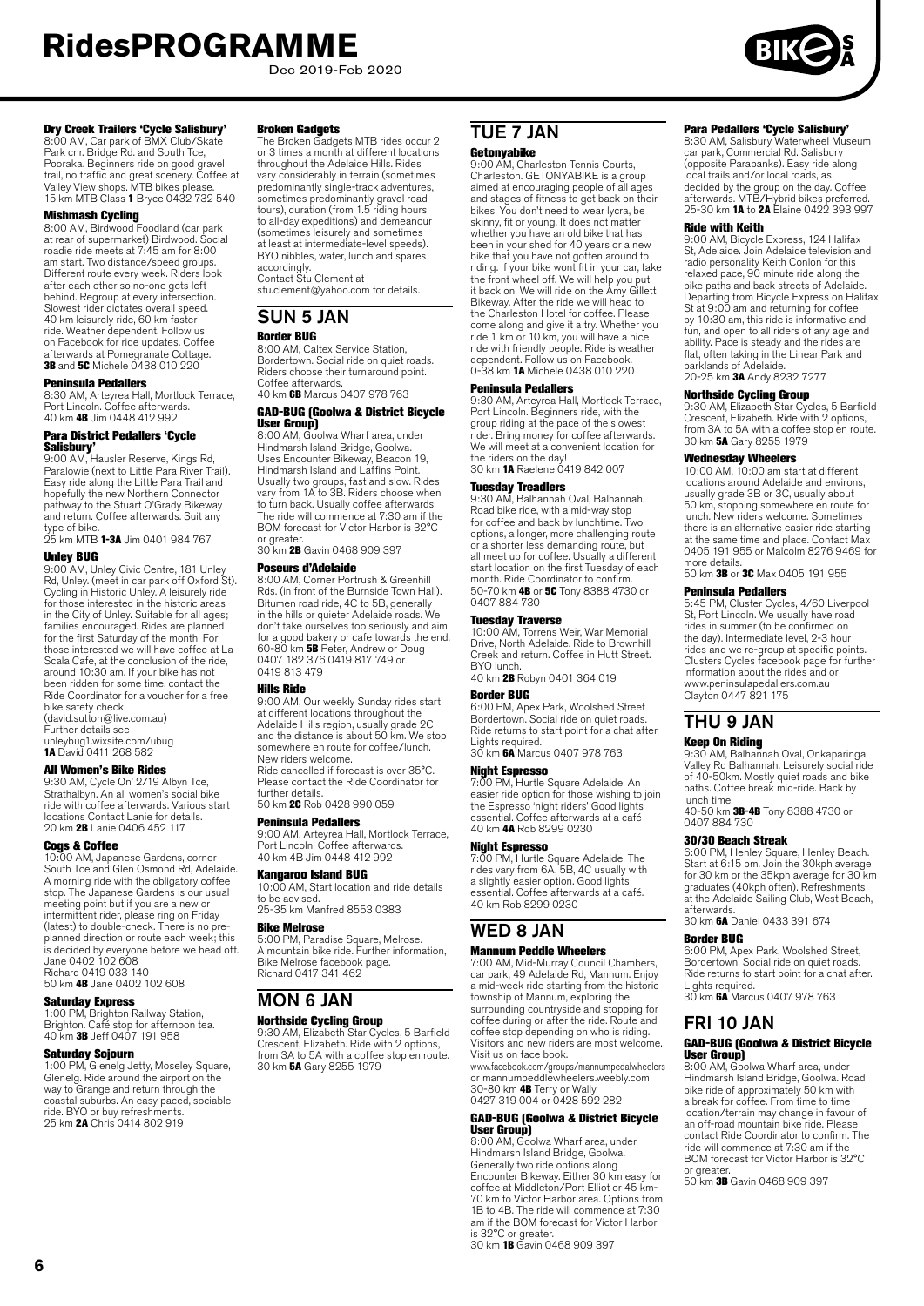#### Dry Creek Trails 'Cycle Salisbury'

8:00 AM, Car park of BMX Club/Skate Park cnr. Bridge Rd. and South Tce, Pooraka. Beginners ride on good gravel trail, no traffic and great scenery. Coffee at Valley View shops. MTB bikes please.
15 km MTB Class **1** Bryce 0432 732 540

#### Mishmash Cycling

8:00 AM, Birdwood Foodland (car park at rear of supermarket) Birdwood. Social roadie ride meets at 7:45 am for 8:00 am start. Two distance/speed groups. Different route every week. Riders look after each other so no-one gets left behind. Regroup at every intersection. Slowest rider dictates overall speed. 40 km leisurely ride, 60 km faster ride. Weather dependent. Follow us on Facebook for ride updates. Coffee afterwards at Pomegranate Cottage.
**3B** and **5C** Michele 0438 010 220

#### Peninsula Pedallers

8:30 AM, Arteyrea Hall, Mortlock Terrace, Port Lincoln. Coffee afterwards.
40 km **4B** Jim 0448 412 992

#### Para District Pedallers 'Cycle Salisbury'

9:00 AM, Hausler Reserve, Kings Rd, Paralowie (next to Little Para River Trail). Easy ride along the Little Para Trail and hopefully the new Northern Connector pathway to the Stuart O'Grady Bikeway and return. Coffee afterwards. Suit any type of bike.
25 km MTB **1-3A** Jim 0401 984 767

#### Unley BUG

9:00 AM, Unley Civic Centre, 181 Unley Rd, Unley. (meet in car park off Oxford St). Cycling in Historic Unley. A leisurely ride for those interested in the historic areas in the City of Unley. Suitable for all ages; families encouraged. Rides are planned for the first Saturday of the month. For those interested we will have coffee at La Scala Cafe, at the conclusion of the ride, around 10:30 am. If your bike has not been ridden for some time, contact the Ride Coordinator for a voucher for a free bike safety check
(david.sutton@live.com.au)
Further details see
unleybug1.wixsite.com/ubug
**1A** David 0411 268 582

#### All Women's Bike Rides

9:30 AM, Cycle On' 2/19 Albyn Tce, Strathalbyn. An all women's social bike ride with coffee afterwards. Various start locations Contact Lanie for details.
20 km **2B** Lanie 0406 452 117

#### Cogs & Coffee

10:00 AM, Japanese Gardens, corner South Tce and Glen Osmond Rd, Adelaide. A morning ride with the obligatory coffee stop. The Japanese Gardens is our usual meeting point but if you are a new or intermittent rider, please ring on Friday (latest) to double-check. There is no pre-planned direction or route each week; this is decided by everyone before we head off.
Jane 0402 102 608
Richard 0419 033 140
50 km **4B** Jane 0402 102 608

#### Saturday Express

1:00 PM, Brighton Railway Station, Brighton. Café stop for afternoon tea.
40 km **3B** Jeff 0407 191 958

#### Saturday Sojourn

1:00 PM, Glenelg Jetty, Moseley Square, Glenelg. Ride around the airport on the way to Grange and return through the coastal suburbs. An easy paced, sociable ride. BYO or buy refreshments.
25 km **2A** Chris 0414 802 919

#### Broken Gadgets

The Broken Gadgets MTB rides occur 2 or 3 times a month at different locations throughout the Adelaide Hills. Rides vary considerably in terrain (sometimes predominantly single-track adventures, sometimes predominantly gravel road tours), duration (from 1.5 riding hours to all-day expeditions) and demeanour (sometimes leisurely and sometimes at least at intermediate-level speeds). BYO nibbles, water, lunch and spares accordingly.
Contact Stu Clement at
stu.clement@yahoo.com for details.

## SUN 5 JAN

#### Border BUG

8:00 AM, Caltex Service Station, Bordertown. Social ride on quiet roads. Riders choose their turnaround point. Coffee afterwards.
40 km **6B** Marcus 0407 978 763

#### GAD-BUG (Goolwa & District Bicycle User Group)

8:00 AM, Goolwa Wharf area, under Hindmarsh Island Bridge, Goolwa. Uses Encounter Bikeway, Beacon 19, Hindmarsh Island and Laffins Point. Usually two groups, fast and slow. Rides vary from 1A to 3B. Riders choose when to turn back. Usually coffee afterwards. The ride will commence at 7:30 am if the BOM forecast for Victor Harbor is 32°C or greater.
30 km **2B** Gavin 0468 909 397

#### Poseurs d'Adelaide

8:00 AM, Corner Portrush & Greenhill Rds. (in front of the Burnside Town Hall). Bitumen road ride, 4C to 5B, generally in the hills or quieter Adelaide roads. We don't take ourselves too seriously and aim for a good bakery or cafe towards the end.
60-80 km **5B** Peter, Andrew or Doug 0407 182 376 0419 817 749 or 0419 813 479

#### Hills Ride

9:00 AM, Our weekly Sunday rides start at different locations throughout the Adelaide Hills region, usually grade 2C and the distance is about 50 km. We stop somewhere en route for coffee/lunch. New riders welcome.
Ride cancelled if forecast is over 35°C. Please contact the Ride Coordinator for further details.
50 km **2C** Rob 0428 990 059

#### Peninsula Pedallers

9:00 AM, Arteyrea Hall, Mortlock Terrace, Port Lincoln. Coffee afterwards.
40 km 4B Jim 0448 412 992

#### Kangaroo Island BUG

10:00 AM, Start location and ride details to be advised.
25-35 km Manfred 8553 0383

#### Bike Melrose

5:00 PM, Paradise Square, Melrose. A mountain bike ride. Further information, Bike Melrose facebook page.
Richard 0417 341 462

## MON 6 JAN

#### Northside Cycling Group

9:30 AM, Elizabeth Star Cycles, 5 Barfield Crescent, Elizabeth. Ride with 2 options, from 3A to 5A with a coffee stop en route.
30 km **5A** Gary 8255 1979

## TUE 7 JAN

#### Getonyabike

9:00 AM, Charleston Tennis Courts, Charleston. GETONYABIKE is a group aimed at encouraging people of all ages and stages of fitness to get back on their bikes. You don't need to wear lycra, be skinny, fit or young. It does not matter whether you have an old bike that has been in your shed for 40 years or a new bike that you have not gotten around to riding. If your bike wont fit in your car, take the front wheel off. We will help you put it back on. We will ride on the Amy Gillett Bikeway. After the ride we will head to the Charleston Hotel for coffee. Please come along and give it a try. Whether you ride 1 km or 10 km, you will have a nice ride with friendly people. Ride is weather dependent. Follow us on Facebook.
0-38 km **1A** Michele 0438 010 220

#### Peninsula Pedallers

9:30 AM, Arteyrea Hall, Mortlock Terrace, Port Lincoln. Beginners ride, with the group riding at the pace of the slowest rider. Bring money for coffee afterwards. We will meet at a convenient location for the riders on the day!
30 km **1A** Raelene 0419 842 007

#### Tuesday Treadlers

9:30 AM, Balhannah Oval, Balhannah. Road bike ride, with a mid-way stop for coffee and back by lunchtime. Two options, a longer, more challenging route or a shorter less demanding route, but all meet up for coffee. Usually a different start location on the first Tuesday of each month. Ride Coordinator to confirm.
50-70 km **4B** or **5C** Tony 8388 4730 or 0407 884 730

#### Tuesday Traverse

10:00 AM, Torrens Weir, War Memorial Drive, North Adelaide. Ride to Brownhill Creek and return. Coffee in Hutt Street. BYO lunch.
40 km **2B** Robyn 0401 364 019

#### Border BUG

6:00 PM, Apex Park, Woolshed Street Bordertown. Social ride on quiet roads. Ride returns to start point for a chat after. Lights required.
30 km **6A** Marcus 0407 978 763

#### Night Espresso

7:00 PM, Hurtle Square Adelaide. An easier ride option for those wishing to join the Espresso 'night riders' Good lights essential. Coffee afterwards at a café
40 km **4A** Rob 8299 0230

#### Night Espresso

7:00 PM, Hurtle Square Adelaide. The rides vary from 6A, 5B, 4C usually with a slightly easier option. Good lights essential. Coffee afterwards at a café.
40 km Rob 8299 0230

## WED 8 JAN

#### Mannum Peddle Wheelers

7:00 AM, Mid-Murray Council Chambers, car park, 49 Adelaide Rd, Mannum. Enjoy a mid-week ride starting from the historic township of Mannum, exploring the surrounding countryside and stopping for coffee during or after the ride. Route and coffee stop depending on who is riding. Visitors and new riders are most welcome. Visit us on face book.
www.facebook.com/groups/mannumpedalwheelers or mannumpeddlewheelers.weebly.com
30-80 km **4B** Terry or Wally 0427 319 004 or 0428 592 282

#### GAD-BUG (Goolwa & District Bicycle User Group)

8:00 AM, Goolwa Wharf area, under Hindmarsh Island Bridge, Goolwa. Generally two ride options along Encounter Bikeway. Either 30 km easy for coffee at Middleton/Port Elliot or 45 km-70 km to Victor Harbor area. Options from 1B to 4B. The ride will commence at 7:30 am if the BOM forecast for Victor Harbor is 32°C or greater.
30 km **1B** Gavin 0468 909 397

#### Para Pedallers 'Cycle Salisbury'

8:30 AM, Salisbury Waterwheel Museum car park, Commercial Rd. Salisbury (opposite Parabanks). Easy ride along local trails and/or local roads, as decided by the group on the day. Coffee afterwards. MTB/Hybrid bikes preferred.
25-30 km **1A** to **2A** Elaine 0422 393 997

#### Ride with Keith

9:00 AM, Bicycle Express, 124 Halifax St, Adelaide. Join Adelaide television and radio personality Keith Conlon for this relaxed pace, 90 minute ride along the bike paths and back streets of Adelaide. Departing from Bicycle Express on Halifax St at 9:00 am and returning for coffee by 10:30 am, this ride is informative and fun, and open to all riders of any age and ability. Pace is steady and the rides are flat, often taking in the Linear Park and parklands of Adelaide.
20-25 km **3A** Andy 8232 7277

#### Northside Cycling Group

9:30 AM, Elizabeth Star Cycles, 5 Barfield Crescent, Elizabeth. Ride with 2 options, from 3A to 5A with a coffee stop en route.
30 km **5A** Gary 8255 1979

#### Wednesday Wheelers

10:00 AM, 10:00 am start at different locations around Adelaide and environs, usually grade 3B or 3C, usually about 50 km, stopping somewhere en route for lunch. New riders welcome. Sometimes there is an alternative easier ride starting at the same time and place. Contact Max 0405 191 955 or Malcolm 8276 9469 for more details.
50 km **3B** or **3C** Max 0405 191 955

#### Peninsula Pedallers

5:45 PM, Cluster Cycles, 4/60 Liverpool St, Port Lincoln. We usually have road rides in summer (to be confirmed on the day). Intermediate level, 2-3 hour rides and we re-group at specific points. Clusters Cycles facebook page for further information about the rides and or www.peninsulapedallers.com.au
Clayton 0447 821 175

## THU 9 JAN

#### Keep On Riding

9:30 AM, Balhannah Oval, Onkaparinga Valley Rd Balhannah. Leisurely social ride of 40-50km. Mostly quiet roads and bike paths. Coffee break mid-ride. Back by lunch time.
40-50 km **3B-4B** Tony 8388 4730 or 0407 884 730

#### 30/30 Beach Streak

6:00 PM, Henley Square, Henley Beach. Start at 6:15 pm. Join the 30kph average for 30 km or the 35kph average for 30 km graduates (40kph often). Refreshments at the Adelaide Sailing Club, West Beach, afterwards.
30 km **6A** Daniel 0433 391 674

#### Border BUG

6:00 PM, Apex Park, Woolshed Street, Bordertown. Social ride on quiet roads. Ride returns to start point for a chat after. Lights required.
30 km **6A** Marcus 0407 978 763

## FRI 10 JAN

#### GAD-BUG (Goolwa & District Bicycle User Group)

8:00 AM, Goolwa Wharf area, under Hindmarsh Island Bridge, Goolwa. Road bike ride of approximately 50 km with a break for coffee. From time to time location/terrain may change in favour of an off-road mountain bike ride. Please contact Ride Coordinator to confirm. The ride will commence at 7:30 am if the BOM forecast for Victor Harbor is 32°C or greater.
50 km **3B** Gavin 0468 909 397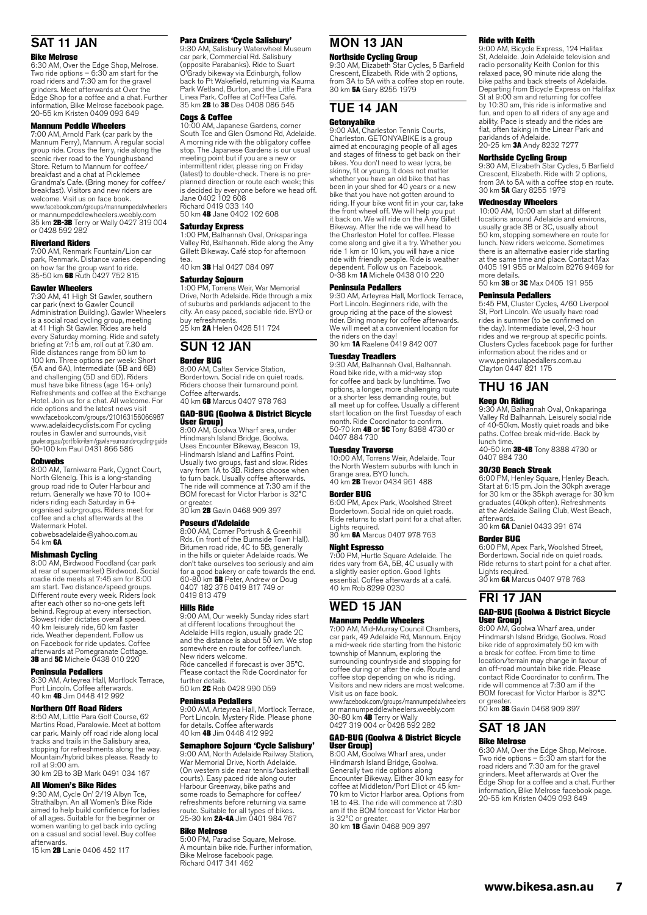## SAT 11 JAN

### Bike Melrose

6:30 AM, Over the Edge Shop, Melrose. Two ride options – 6:30 am start for the road riders and 7:30 am for the gravel grinders. Meet afterwards at Over the Edge Shop for a coffee and a chat. Further information, Bike Melrose facebook page.
20-55 km Kristen 0409 093 649

### Mannum Peddle Wheelers

7:00 AM, Arnold Park (car park by the Mannum Ferry), Mannum. A regular social group ride. Cross the ferry, ride along the scenic river road to the Younghusband Store. Return to Mannum for coffee/breakfast and a chat at Picklemee Grandma's Cafe. (Bring money for coffee/breakfast). Visitors and new riders are welcome. Visit us on face book.
www.facebook.com/groups/mannumpedalwheelers or mannumpeddlewheelers.weebly.com
35 km **2B-3B** Terry or Wally 0427 319 004 or 0428 592 282

### Riverland Riders

7:00 AM, Renmark Fountain/Lion car park, Renmark. Distance varies depending on how far the group want to ride.
35-50 km **6B** Ruth 0427 752 815

### Gawler Wheelers

7:30 AM, 41 High St Gawler, southern car park (next to Gawler Council Administration Building). Gawler Wheelers is a social road cycling group, meeting at 41 High St Gawler. Rides are held every Saturday morning. Ride and safety briefing at 7:15 am, roll out at 7.30 am. Ride distances range from 50 km to 100 km. Three options per week: Short (5A and 6A), Intermediate (5B and 6B) and challenging (5D and 6D). Riders must have bike fitness (age 16+ only) Refreshments and coffee at the Exchange Hotel. Join us for a chat. All welcome. For ride options and the latest news visit www.facebook.com/groups/210163156066987 www.adelaidecyclists.com For cycling routes in Gawler and surrounds, visit gawler.org.au/portfolio-item/gawler-surrounds-cycling-guide
50-100 km Paul 0431 866 586

### Cobwebs

8:00 AM, Tarniwarra Park, Cygnet Court, North Glenelg. This is a long-standing group road ride to Outer Harbour and return. Generally we have 70 to 100+ riders riding each Saturday in 6+ organised sub-groups. Riders meet for coffee and a chat afterwards at the Watermark Hotel.
cobwebsadelaide@yahoo.com.au
54 km **6A**

### Mishmash Cycling

8:00 AM, Birdwood Foodland (car park at rear of supermarket) Birdwood. Social roadie ride meets at 7:45 am for 8:00 am start. Two distance/speed groups. Different route every week. Riders look after each other so no-one gets left behind. Regroup at every intersection. Slowest rider dictates overall speed. 40 km leisurely ride, 60 km faster ride. Weather dependent. Follow us on Facebook for ride updates. Coffee afterwards at Pomegranate Cottage.
**3B** and **5C** Michele 0438 010 220

### Peninsula Pedallers

8:30 AM, Arteyrea Hall, Mortlock Terrace, Port Lincoln. Coffee afterwards.
40 km **4B** Jim 0448 412 992

### Northern Off Road Riders

8:50 AM, Little Para Golf Course, 62 Martins Road, Paralowie. Meet at bottom car park. Mainly off road ride along local tracks and trails in the Salisbury area, stopping for refreshments along the way. Mountain/hybrid bikes please. Ready to roll at 9:00 am.
30 km 2B to 3B Mark 0491 034 167

### All Women's Bike Rides

9:30 AM, Cycle On' 2/19 Albyn Tce, Strathalbyn. An all Women's Bike Ride aimed to help build confidence for ladies of all ages. Suitable for the beginner or women wanting to get back into cycling on a casual and social level. Buy coffee afterwards.
15 km **2B** Lanie 0406 452 117

### Para Cruizers 'Cycle Salisbury'

9:30 AM, Salisbury Waterwheel Museum car park, Commercial Rd. Salisbury (opposite Parabanks). Ride to Suart O'Grady bikeway via Edinburgh, follow back to Pt Wakefield, returning via Kaurna Park Wetland, Burton, and the Little Para Linea Park. Coffee at Coff-Tea Café.
35 km **2B** to **3B** Des 0408 086 545

### Cogs & Coffee

10:00 AM, Japanese Gardens, corner South Tce and Glen Osmond Rd, Adelaide. A morning ride with the obligatory coffee stop. The Japanese Gardens is our usual meeting point but if you are a new or intermittent rider, please ring on Friday (latest) to double-check. There is no pre-planned direction or route each week; this is decided by everyone before we head off.
Jane 0402 102 608
Richard 0419 033 140
50 km **4B** Jane 0402 102 608

### Saturday Express

1:00 PM, Balhannah Oval, Onkaparinga Valley Rd, Balhannah. Ride along the Amy Gillett Bikeway. Café stop for afternoon tea.
40 km **3B** Hal 0427 084 097

### Saturday Sojourn

1:00 PM, Torrens Weir, War Memorial Drive, North Adelaide. Ride through a mix of suburbs and parklands adjacent to the city. An easy paced, sociable ride. BYO or buy refreshments.
25 km **2A** Helen 0428 511 724

## SUN 12 JAN

### Border BUG

8:00 AM, Caltex Service Station, Bordertown. Social ride on quiet roads. Riders choose their turnaround point. Coffee afterwards.
40 km **6B** Marcus 0407 978 763

### GAD-BUG (Goolwa & District Bicycle User Group)

8:00 AM, Goolwa Wharf area, under Hindmarsh Island Bridge, Goolwa. Uses Encounter Bikeway, Beacon 19, Hindmarsh Island and Laffins Point. Usually two groups, fast and slow. Rides vary from 1A to 3B. Riders choose when to turn back. Usually coffee afterwards. The ride will commence at 7:30 am if the BOM forecast for Victor Harbor is 32°C or greater.
30 km **2B** Gavin 0468 909 397

### Poseurs d'Adelaide

8:00 AM, Corner Portrush & Greenhill Rds. (in front of the Burnside Town Hall). Bitumen road ride, 4C to 5B, generally in the hills or quieter Adelaide roads. We don't take ourselves too seriously and aim for a good bakery or cafe towards the end.
60-80 km **5B** Peter, Andrew or Doug 0407 182 376 0419 817 749 or 0419 813 479

### Hills Ride

9:00 AM, Our weekly Sunday rides start at different locations throughout the Adelaide Hills region, usually grade 2C and the distance is about 50 km. We stop somewhere en route for coffee/lunch. New riders welcome.
Ride cancelled if forecast is over 35°C. Please contact the Ride Coordinator for further details.
50 km **2C** Rob 0428 990 059

### Peninsula Pedallers

9:00 AM, Arteyrea Hall, Mortlock Terrace, Port Lincoln. Mystery Ride. Please phone for details. Coffee afterwards
40 km **4B** Jim 0448 412 992

### Semaphore Sojourn 'Cycle Salisbury'

9:00 AM, North Adelaide Railway Station, War Memorial Drive, North Adelaide. (On western side near tennis/basketball courts). Easy paced ride along outer Harbour Greenway, bike paths and some roads to Semaphore for coffee/refreshments before returning via same route. Suitable for all types of bikes.
25-30 km **2A-4A** Jim 0401 984 767

### Bike Melrose

5:00 PM, Paradise Square, Melrose. A mountain bike ride. Further information, Bike Melrose facebook page.
Richard 0417 341 462

## MON 13 JAN

### Northside Cycling Group

9:30 AM, Elizabeth Star Cycles, 5 Barfield Crescent, Elizabeth. Ride with 2 options, from 3A to 5A with a coffee stop en route.
30 km **5A** Gary 8255 1979

## TUE 14 JAN

### Getonyabike

9:00 AM, Charleston Tennis Courts, Charleston. GETONYABIKE is a group aimed at encouraging people of all ages and stages of fitness to get back on their bikes. You don't need to wear lycra, be skinny, fit or young. It does not matter whether you have an old bike that has been in your shed for 40 years or a new bike that you have not gotten around to riding. If your bike wont fit in your car, take the front wheel off. We will help you put it back on. We will ride on the Amy Gillett Bikeway. After the ride we will head to the Charleston Hotel for coffee. Please come along and give it a try. Whether you ride 1 km or 10 km, you will have a nice ride with friendly people. Ride is weather dependent. Follow us on Facebook.
0-38 km **1A** Michele 0438 010 220

### Peninsula Pedallers

9:30 AM, Arteyrea Hall, Mortlock Terrace, Port Lincoln. Beginners ride, with the group riding at the pace of the slowest rider. Bring money for coffee afterwards. We will meet at a convenient location for the riders on the day!
30 km **1A** Raelene 0419 842 007

### Tuesday Treadlers

9:30 AM, Balhannah Oval, Balhannah. Road bike ride, with a mid-way stop for coffee and back by lunchtime. Two options, a longer, more challenging route or a shorter less demanding route, but all meet up for coffee. Usually a different start location on the first Tuesday of each month. Ride Coordinator to confirm.
50-70 km **4B** or **5C** Tony 8388 4730 or 0407 884 730

### Tuesday Traverse

10:00 AM, Torrens Weir, Adelaide. Tour the North Western suburbs with lunch in Grange area. BYO lunch.
40 km **2B** Trevor 0434 961 488

### Border BUG

6:00 PM, Apex Park, Woolshed Street Bordertown. Social ride on quiet roads. Ride returns to start point for a chat after. Lights required.
30 km **6A** Marcus 0407 978 763

### Night Espresso

7:00 PM, Hurtle Square Adelaide. The rides vary from 6A, 5B, 4C usually with a slightly easier option. Good lights essential. Coffee afterwards at a café.
40 km Rob 8299 0230

## WED 15 JAN

### Mannum Peddle Wheelers

7:00 AM, Mid-Murray Council Chambers, car park, 49 Adelaide Rd, Mannum. Enjoy a mid-week ride starting from the historic township of Mannum, exploring the surrounding countryside and stopping for coffee during or after the ride. Route and coffee stop depending on who is riding. Visitors and new riders are most welcome. Visit us on face book.
www.facebook.com/groups/mannumpedalwheelers or mannumpeddlewheelers.weebly.com
30-80 km **4B** Terry or Wally 0427 319 004 or 0428 592 282

### GAD-BUG (Goolwa & District Bicycle User Group)

8:00 AM, Goolwa Wharf area, under Hindmarsh Island Bridge, Goolwa. Generally two ride options along Encounter Bikeway. Either 30 km easy for coffee at Middleton/Port Elliot or 45 km-70 km to Victor Harbor area. Options from 1B to 4B. The ride will commence at 7:30 am if the BOM forecast for Victor Harbor is 32°C or greater.
30 km **1B** Gavin 0468 909 397

### Ride with Keith

9:00 AM, Bicycle Express, 124 Halifax St, Adelaide. Join Adelaide television and radio personality Keith Conlon for this relaxed pace, 90 minute ride along the bike paths and back streets of Adelaide. Departing from Bicycle Express on Halifax St at 9:00 am and returning for coffee by 10:30 am, this ride is informative and fun, and open to all riders of any age and ability. Pace is steady and the rides are flat, often taking in the Linear Park and parklands of Adelaide.
20-25 km **3A** Andy 8232 7277

### Northside Cycling Group

9:30 AM, Elizabeth Star Cycles, 5 Barfield Crescent, Elizabeth. Ride with 2 options, from 3A to 5A with a coffee stop en route.
30 km **5A** Gary 8255 1979

### Wednesday Wheelers

10:00 AM, 10:00 am start at different locations around Adelaide and environs, usually grade 3B or 3C, usually about 50 km, stopping somewhere en route for lunch. New riders welcome. Sometimes there is an alternative easier ride starting at the same time and place. Contact Max 0405 191 955 or Malcolm 8276 9469 for more details.
50 km **3B** or **3C** Max 0405 191 955

### Peninsula Pedallers

5:45 PM, Cluster Cycles, 4/60 Liverpool St, Port Lincoln. We usually have road rides in summer (to be confirmed on the day). Intermediate level, 2-3 hour rides and we re-group at specific points. Clusters Cycles facebook page for further information about the rides and or www.peninsulapedallers.com.au
Clayton 0447 821 175

## THU 16 JAN

### Keep On Riding

9:30 AM, Balhannah Oval, Onkaparinga Valley Rd Balhannah. Leisurely social ride of 40-50km. Mostly quiet roads and bike paths. Coffee break mid-ride. Back by lunch time.
40-50 km **3B-4B** Tony 8388 4730 or 0407 884 730

### 30/30 Beach Streak

6:00 PM, Henley Square, Henley Beach. Start at 6:15 pm. Join the 30kph average for 30 km or the 35kph average for 30 km graduates (40kph often). Refreshments at the Adelaide Sailing Club, West Beach, afterwards.
30 km **6A** Daniel 0433 391 674

### Border BUG

6:00 PM, Apex Park, Woolshed Street, Bordertown. Social ride on quiet roads. Ride returns to start point for a chat after. Lights required.
30 km **6A** Marcus 0407 978 763

## FRI 17 JAN

### GAD-BUG (Goolwa & District Bicycle User Group)

8:00 AM, Goolwa Wharf area, under Hindmarsh Island Bridge, Goolwa. Road bike ride of approximately 50 km with a break for coffee. From time to time location/terrain may change in favour of an off-road mountain bike ride. Please contact Ride Coordinator to confirm. The ride will commence at 7:30 am if the BOM forecast for Victor Harbor is 32°C or greater.
50 km **3B** Gavin 0468 909 397

## SAT 18 JAN

### Bike Melrose

6:30 AM, Over the Edge Shop, Melrose. Two ride options – 6:30 am start for the road riders and 7:30 am for the gravel grinders. Meet afterwards at Over the Edge Shop for a coffee and a chat. Further information, Bike Melrose facebook page.
20-55 km Kristen 0409 093 649

**www.bikesa.asn.au**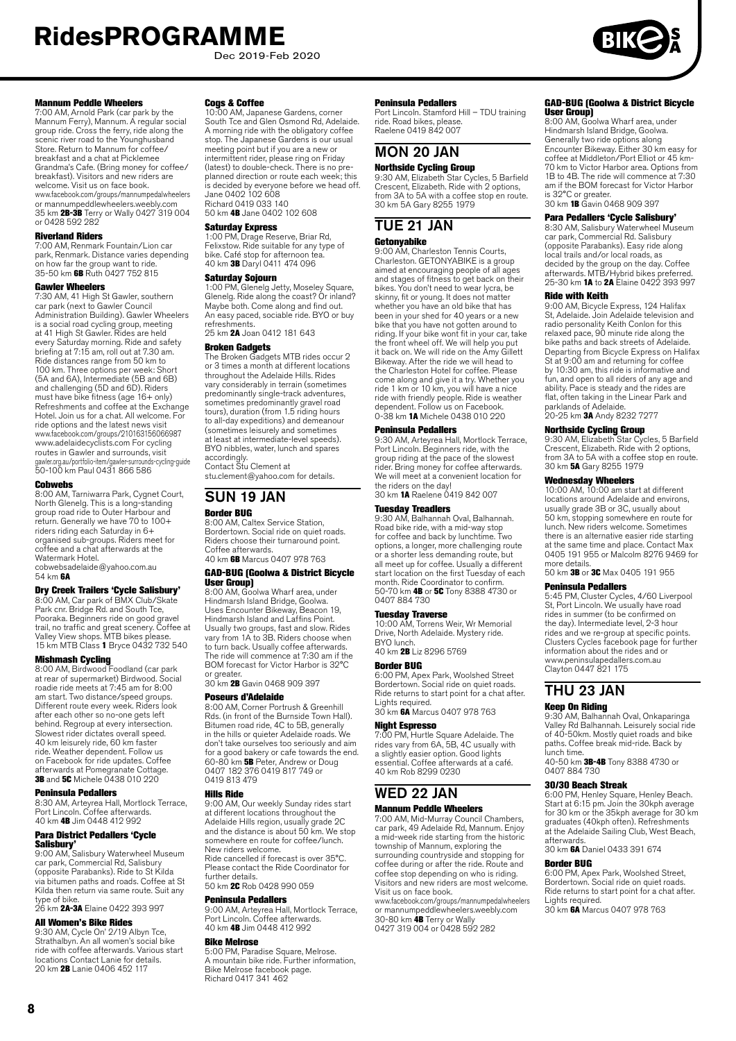#### Mannum Peddle Wheelers
7:00 AM, Arnold Park (car park by the Mannum Ferry), Mannum. A regular social group ride. Cross the ferry, ride along the scenic river road to the Younghusband Store. Return to Mannum for coffee/breakfast and a chat at Picklemee Grandma's Cafe. (Bring money for coffee/breakfast). Visitors and new riders are welcome. Visit us on face book. www.facebook.com/groups/mannumpedalwheelers or mannumpeddlewheelers.weebly.com
35 km **2B-3B** Terry or Wally 0427 319 004 or 0428 592 282

#### Riverland Riders
7:00 AM, Renmark Fountain/Lion car park, Renmark. Distance varies depending on how far the group want to ride.
35-50 km **6B** Ruth 0427 752 815

#### Gawler Wheelers
7:30 AM, 41 High St Gawler, southern car park (next to Gawler Council Administration Building). Gawler Wheelers is a social road cycling group, meeting at 41 High St Gawler. Rides are held every Saturday morning. Ride and safety briefing at 7:15 am, roll out at 7.30 am. Ride distances range from 50 km to 100 km. Three options per week: Short (5A and 6A), Intermediate (5B and 6B) and challenging (5D and 6D). Riders must have bike fitness (age 16+ only) Refreshments and coffee at the Exchange Hotel. Join us for a chat. All welcome. For ride options and the latest news visit www.facebook.com/groups/210163156066987 www.adelaidecyclists.com For cycling routes in Gawler and surrounds, visit gawler.org.au/portfolio-item/gawler-surrounds-cycling-guide
50-100 km Paul 0431 866 586

#### Cobwebs
8:00 AM, Tarniwarra Park, Cygnet Court, North Glenelg. This is a long-standing group road ride to Outer Harbour and return. Generally we have 70 to 100+ riders riding each Saturday in 6+ organised sub-groups. Riders meet for coffee and a chat afterwards at the Watermark Hotel.
cobwebsadelaide@yahoo.com.au
54 km **6A**

#### Dry Creek Trailers 'Cycle Salisbury'
8:00 AM, Car park of BMX Club/Skate Park cnr. Bridge Rd. and South Tce, Pooraka. Beginners ride on good gravel trail, no traffic and great scenery. Coffee at Valley View shops. MTB bikes please.
15 km MTB Class **1** Bryce 0432 732 540

#### Mishmesh Cycling
8:00 AM, Birdwood Foodland (car park at rear of supermarket) Birdwood. Social roadie ride meets at 7:45 am for 8:00 am start. Two distance/speed groups. Different route every week. Riders look after each other so no-one gets left behind. Regroup at every intersection. Slowest rider dictates overall speed. 40 km leisurely ride, 60 km faster ride. Weather dependent. Follow us on Facebook for ride updates. Coffee afterwards at Pomegranate Cottage.
**3B** and **5C** Michele 0438 010 220

#### Peninsula Pedallers
8:30 AM, Arteyrea Hall, Mortlock Terrace, Port Lincoln. Coffee afterwards.
40 km **4B** Jim 0448 412 992

#### Para District Pedallers 'Cycle Salisbury'
9:00 AM, Salisbury Waterwheel Museum car park, Commercial Rd, Salisbury (opposite Parabanks). Ride to St Kilda via bitumen paths and roads. Coffee at St Kilda then return via same route. Suit any type of bike.
26 km **2A-3A** Elaine 0422 393 997

#### All Women's Bike Rides
9:30 AM, Cycle On' 2/19 Albyn Tce, Strathalbyn. An all women's social bike ride with coffee afterwards. Various start locations Contact Lanie for details.
20 km **2B** Lanie 0406 452 117

#### Cogs & Coffee
10:00 AM, Japanese Gardens, corner South Tce and Glen Osmond Rd, Adelaide. A morning ride with the obligatory coffee stop. The Japanese Gardens is our usual meeting point but if you are a new or intermittent rider, please ring on Friday (latest) to double-check. There is no pre-planned direction or route each week; this is decided by everyone before we head off.
Jane 0402 102 608
Richard 0419 033 140
50 km **4B** Jane 0402 102 608

#### Saturday Express
1:00 PM, Drage Reserve, Briar Rd, Felixstow. Ride suitable for any type of bike. Café stop for afternoon tea.
40 km **3B** Daryl 0411 474 096

#### Saturday Sojourn
1:00 PM, Glenelg Jetty, Moseley Square, Glenelg. Ride along the coast? Or inland? Maybe both. Come along and find out. An easy paced, sociable ride. BYO or buy refreshments.
25 km **2A** Joan 0412 181 643

#### Broken Gadgets
The Broken Gadgets MTB rides occur 2 or 3 times a month at different locations throughout the Adelaide Hills. Rides vary considerably in terrain (sometimes predominantly single-track adventures, sometimes predominantly gravel road tours), duration (from 1.5 riding hours to all-day expeditions) and demeanour (sometimes leisurely and sometimes at least at intermediate-level speeds). BYO nibbles, water, lunch and spares accordingly.
Contact Stu Clement at stu.clement@yahoo.com for details.

## SUN 19 JAN

#### Border BUG
8:00 AM, Caltex Service Station, Bordertown. Social ride on quiet roads. Riders choose their turnaround point. Coffee afterwards.
40 km **6B** Marcus 0407 978 763

#### GAD-BUG (Goolwa & District Bicycle User Group)
8:00 AM, Goolwa Wharf area, under Hindmarsh Island Bridge, Goolwa. Uses Encounter Bikeway, Beacon 19, Hindmarsh Island and Laffins Point. Usually two groups, fast and slow. Rides vary from 1A to 3B. Riders choose when to turn back. Usually coffee afterwards. The ride will commence at 7:30 am if the BOM forecast for Victor Harbor is 32°C or greater.
30 km **2B** Gavin 0468 909 397

#### Poseurs d'Adelaide
8:00 AM, Corner Portrush & Greenhill Rds. (in front of the Burnside Town Hall). Bitumen road ride, 4C to 5B, generally in the hills or quieter Adelaide roads. We don't take ourselves too seriously and aim for a good bakery or cafe towards the end.
60-80 km **5B** Peter, Andrew or Doug 0407 182 376 0419 817 749 or 0419 813 479

#### Hills Ride
9:00 AM, Our weekly Sunday rides start at different locations throughout the Adelaide Hills region, usually grade 2C and the distance is about 50 km. We stop somewhere en route for coffee/lunch. New riders welcome.
Ride cancelled if forecast is over 35°C. Please contact the Ride Coordinator for further details.
50 km **2C** Rob 0428 990 059

#### Peninsula Pedallers
9:00 AM, Arteyrea Hall, Mortlock Terrace, Port Lincoln. Coffee afterwards.
40 km **4B** Jim 0448 412 992

#### Bike Melrose
5:00 PM, Paradise Square, Melrose. A mountain bike ride. Further information, Bike Melrose facebook page.
Richard 0417 341 462

#### Peninsula Pedallers
Port Lincoln. Stamford Hill – TDU training ride. Road bikes, please.
Raelene 0419 842 007

## MON 20 JAN

#### Northside Cycling Group
9:30 AM, Elizabeth Star Cycles, 5 Barfield Crescent, Elizabeth. Ride with 2 options, from 3A to 5A with a coffee stop en route.
30 km 5A Gary 8255 1979

## TUE 21 JAN

#### Getonyabike
9:00 AM, Charleston Tennis Courts, Charleston. GETONYABIKE is a group aimed at encouraging people of all ages and stages of fitness to get back on their bikes. You don't need to wear lycra, be skinny, fit or young. It does not matter whether you have an old bike that has been in your shed for 40 years or a new bike that you have not gotten around to riding. If your bike wont fit in your car, take the front wheel off. We will help you put it back on. We will ride on the Amy Gillett Bikeway. After the ride we will head to the Charleston Hotel for coffee. Please come along and give it a try. Whether you ride 1 km or 10 km, you will have a nice ride with friendly people. Ride is weather dependent. Follow us on Facebook.
0-38 km **1A** Michele 0438 010 220

#### Peninsula Pedallers
9:30 AM, Arteyrea Hall, Mortlock Terrace, Port Lincoln. Beginners ride, with the group riding at the pace of the slowest rider. Bring money for coffee afterwards. We will meet at a convenient location for the riders on the day!
30 km **1A** Raelene 0419 842 007

#### Tuesday Treadlers
9:30 AM, Balhannah Oval, Balhannah. Road bike ride, with a mid-way stop for coffee and back by lunchtime. Two options, a longer, more challenging route or a shorter less demanding route, but all meet up for coffee. Usually a different start location on the first Tuesday of each month. Ride Coordinator to confirm.
50-70 km **4B** or **5C** Tony 8388 4730 or 0407 884 730

#### Tuesday Traverse
10:00 AM, Torrens Weir, Wr Memorial Drive, North Adelaide. Mystery ride. BYO lunch.
40 km **2B** Liz 8296 5769

#### Border BUG
6:00 PM, Apex Park, Woolshed Street Bordertown. Social ride on quiet roads. Ride returns to start point for a chat after. Lights required.
30 km **6A** Marcus 0407 978 763

#### Night Espresso
7:00 PM, Hurtle Square Adelaide. The rides vary from 6A, 5B, 4C usually with a slightly easier option. Good lights essential. Coffee afterwards at a café.
40 km Rob 8299 0230

## WED 22 JAN

#### Mannum Peddle Wheelers
7:00 AM, Mid-Murray Council Chambers, car park, 49 Adelaide Rd, Mannum. Enjoy a mid-week ride starting from the historic township of Mannum, exploring the surrounding countryside and stopping for coffee during or after the ride. Route and coffee stop depending on who is riding. Visitors and new riders are most welcome. Visit us on face book.
www.facebook.com/groups/mannumpedalwheelers or mannumpeddlewheelers.weebly.com
30-80 km **4B** Terry or Wally
0427 319 004 or 0428 592 282

#### GAD-BUG (Goolwa & District Bicycle User Group)
8:00 AM, Goolwa Wharf area, under Hindmarsh Island Bridge, Goolwa. Generally two ride options along Encounter Bikeway. Either 30 km easy for coffee at Middleton/Port Elliot or 45 km-70 km to Victor Harbor area. Options from 1B to 4B. The ride will commence at 7:30 am if the BOM forecast for Victor Harbor is 32°C or greater.
30 km **1B** Gavin 0468 909 397

#### Para Pedallers 'Cycle Salisbury'
8:30 AM, Salisbury Waterwheel Museum car park, Commercial Rd. Salisbury (opposite Parabanks). Easy ride along local trails and/or local roads, as decided by the group on the day. Coffee afterwards. MTB/Hybrid bikes preferred.
25-30 km **1A** to **2A** Elaine 0422 393 997

#### Ride with Keith
9:00 AM, Bicycle Express, 124 Halifax St, Adelaide. Join Adelaide television and radio personality Keith Conlon for this relaxed pace, 90 minute ride along the bike paths and back streets of Adelaide. Departing from Bicycle Express on Halifax St at 9:00 am and returning for coffee by 10:30 am, this ride is informative and fun, and open to all riders of any age and ability. Pace is steady and the rides are flat, often taking in the Linear Park and parklands of Adelaide.
20-25 km **3A** Andy 8232 7277

#### Northside Cycling Group
9:30 AM, Elizabeth Star Cycles, 5 Barfield Crescent, Elizabeth. Ride with 2 options, from 3A to 5A with a coffee stop en route.
30 km **5A** Gary 8255 1979

#### Wednesday Wheelers
10:00 AM, 10:00 am start at different locations around Adelaide and environs, usually grade 3B or 3C, usually about 50 km, stopping somewhere en route for lunch. New riders welcome. Sometimes there is an alternative easier ride starting at the same time and place. Contact Max 0405 191 955 or Malcolm 8276 9469 for more details.
50 km **3B** or **3C** Max 0405 191 955

#### Peninsula Pedallers
5:45 PM, Cluster Cycles, 4/60 Liverpool St, Port Lincoln. We usually have road rides in summer (to be confirmed on the day). Intermediate level, 2-3 hour rides and we re-group at specific points. Clusters Cycles facebook page for further information about the rides and or www.peninsulapedallers.com.au
Clayton 0447 821 175

## THU 23 JAN

#### Keep On Riding
9:30 AM, Balhannah Oval, Onkaparinga Valley Rd Balhannah. Leisurely social ride of 40-50km. Mostly quiet roads and bike paths. Coffee break mid-ride. Back by lunch time.
40-50 km **3B-4B** Tony 8388 4730 or 0407 884 730

#### 30/30 Beach Streak
6:00 PM, Henley Square, Henley Beach. Start at 6:15 pm. Join the 30kph average for 30 km or the 35kph average for 30 km graduates (40kph often). Refreshments at the Adelaide Sailing Club, West Beach, afterwards.
30 km **6A** Daniel 0433 391 674

#### Border BUG
6:00 PM, Apex Park, Woolshed Street, Bordertown. Social ride on quiet roads. Ride returns to start point for a chat after. Lights required.
30 km **6A** Marcus 0407 978 763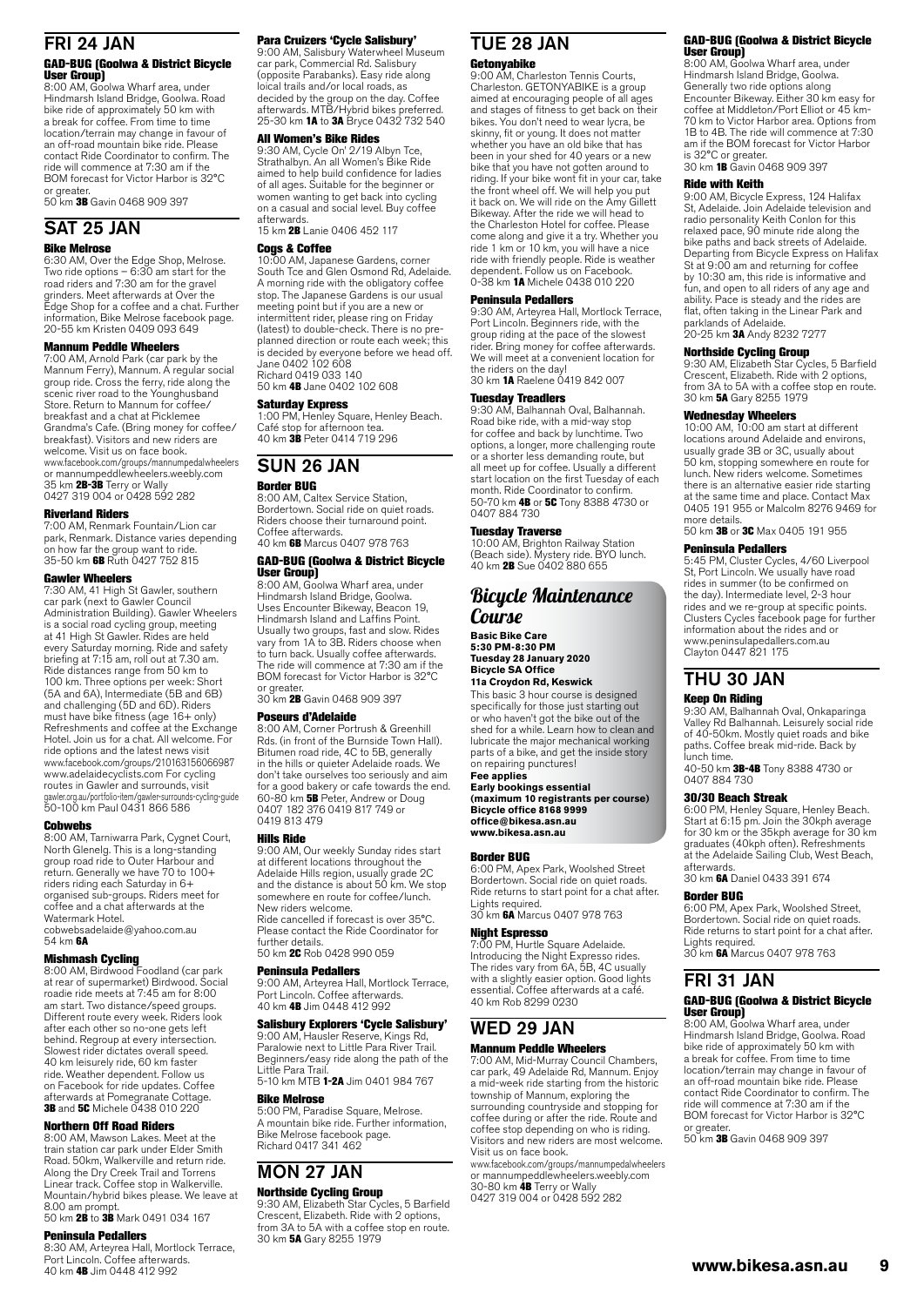## FRI 24 JAN

### GAD-BUG (Goolwa & District Bicycle User Group)

8:00 AM, Goolwa Wharf area, under Hindmarsh Island Bridge, Goolwa. Road bike ride of approximately 50 km with a break for coffee. From time to time location/terrain may change in favour of an off-road mountain bike ride. Please contact Ride Coordinator to confirm. The ride will commence at 7:30 am if the BOM forecast for Victor Harbor is 32°C or greater.
50 km **3B** Gavin 0468 909 397

## SAT 25 JAN

### Bike Melrose

6:30 AM, Over the Edge Shop, Melrose. Two ride options – 6:30 am start for the road riders and 7:30 am for the gravel grinders. Meet afterwards at Over the Edge Shop for a coffee and a chat. Further information, Bike Melrose facebook page.
20-55 km Kristen 0409 093 649

### Mannum Peddle Wheelers

7:00 AM, Arnold Park (car park by the Mannum Ferry), Mannum. A regular social group ride. Cross the ferry, ride along the scenic river road to the Younghusband Store. Return to Mannum for coffee/breakfast and a chat at Picklemee Grandma's Cafe. (Bring money for coffee/breakfast). Visitors and new riders are welcome. Visit us on face book.
www.facebook.com/groups/mannumpedalwheelers or mannumpeddlewheelers.weebly.com
35 km **2B-3B** Terry or Wally
0427 319 004 or 0428 592 282

### Riverland Riders

7:00 AM, Renmark Fountain/Lion car park, Renmark. Distance varies depending on how far the group want to ride.
35-50 km **6B** Ruth 0427 752 815

### Gawler Wheelers

7:30 AM, 41 High St Gawler, southern car park (next to Gawler Council Administration Building). Gawler Wheelers is a social road cycling group, meeting at 41 High St Gawler. Rides are held every Saturday morning. Ride and safety briefing at 7:15 am, roll out at 7.30 am. Ride distances range from 50 km to 100 km. Three options per week: Short (5A and 6A), Intermediate (5B and 6B) and challenging (5D and 6D). Riders must have bike fitness (age 16+ only) Refreshments and coffee at the Exchange Hotel. Join us for a chat. All welcome. For ride options and the latest news visit www.facebook.com/groups/210163156066987 www.adelaidecyclists.com For cycling routes in Gawler and surrounds, visit gawler.org.au/portfolio-item/gawler-surrounds-cycling-guide
50-100 km Paul 0431 866 586

### Cobwebs

8:00 AM, Tarniwarra Park, Cygnet Court, North Glenelg. This is a long-standing group road ride to Outer Harbour and return. Generally we have 70 to 100+ riders riding each Saturday in 6+ organised sub-groups. Riders meet for coffee and a chat afterwards at the Watermark Hotel.
cobwebsadelaide@yahoo.com.au
54 km **6A**

### Mishmash Cycling

8:00 AM, Birdwood Foodland (car park at rear of supermarket) Birdwood. Social roadie ride meets at 7:45 am for 8:00 am start. Two distance/speed groups. Different route every week. Riders look after each other so no-one gets left behind. Regroup at every intersection. Slowest rider dictates overall speed. 40 km leisurely ride, 60 km faster ride. Weather dependent. Follow us on Facebook for ride updates. Coffee afterwards at Pomegranate Cottage.
**3B** and **5C** Michele 0438 010 220

### Northern Off Road Riders

8:00 AM, Mawson Lakes. Meet at the train station car park under Elder Smith Road. 50km, Walkerville and return ride. Along the Dry Creek Trail and Torrens Linear track. Coffee stop in Walkerville. Mountain/hybrid bikes please. We leave at 8.00 am prompt.
50 km **2B** to **3B** Mark 0491 034 167

### Peninsula Pedallers

8:30 AM, Arteyrea Hall, Mortlock Terrace, Port Lincoln. Coffee afterwards.
40 km **4B** Jim 0448 412 992

### Para Cruizers 'Cycle Salisbury'

9:00 AM, Salisbury Waterwheel Museum car park, Commercial Rd. Salisbury (opposite Parabanks). Easy ride along loical trails and/or local roads, as decided by the group on the day. Coffee afterwards. MTB/Hybrid bikes preferred.
25-30 km **1A** to **3A** Bryce 0432 732 540

### All Women's Bike Rides

9:30 AM, Cycle On' 2/19 Albyn Tce, Strathalbyn. An all Women's Bike Ride aimed to help build confidence for ladies of all ages. Suitable for the beginner or women wanting to get back into cycling on a casual and social level. Buy coffee afterwards.
15 km **2B** Lanie 0406 452 117

### Cogs & Coffee

10:00 AM, Japanese Gardens, corner South Tce and Glen Osmond Rd, Adelaide. A morning ride with the obligatory coffee stop. The Japanese Gardens is our usual meeting point but if you are a new or intermittent rider, please ring on Friday (latest) to double-check. There is no pre-planned direction or route each week; this is decided by everyone before we head off.
Jane 0402 102 608
Richard 0419 033 140
50 km **4B** Jane 0402 102 608

### Saturday Express

1:00 PM, Henley Square, Henley Beach. Café stop for afternoon tea.
40 km **3B** Peter 0414 719 296

## SUN 26 JAN

### Border BUG

8:00 AM, Caltex Service Station, Bordertown. Social ride on quiet roads. Riders choose their turnaround point. Coffee afterwards.
40 km **6B** Marcus 0407 978 763

### GAD-BUG (Goolwa & District Bicycle User Group)

8:00 AM, Goolwa Wharf area, under Hindmarsh Island Bridge, Goolwa. Uses Encounter Bikeway, Beacon 19, Hindmarsh Island and Laffins Point. Usually two groups, fast and slow. Rides vary from 1A to 3B. Riders choose when to turn back. Usually coffee afterwards. The ride will commence at 7:30 am if the BOM forecast for Victor Harbor is 32°C or greater.
30 km **2B** Gavin 0468 909 397

### Poseurs d'Adelaide

8:00 AM, Corner Portrush & Greenhill Rds. (in front of the Burnside Town Hall). Bitumen road ride, 4C to 5B, generally in the hills or quieter Adelaide roads. We don't take ourselves too seriously and aim for a good bakery or cafe towards the end.
60-80 km **5B** Peter, Andrew or Doug
0407 182 376 0419 817 749 or
0419 813 479

### Hills Ride

9:00 AM, Our weekly Sunday rides start at different locations throughout the Adelaide Hills region, usually grade 2C and the distance is about 50 km. We stop somewhere en route for coffee/lunch. New riders welcome.
Ride cancelled if forecast is over 35°C. Please contact the Ride Coordinator for further details.
50 km **2C** Rob 0428 990 059

### Peninsula Pedallers

9:00 AM, Arteyrea Hall, Mortlock Terrace, Port Lincoln. Coffee afterwards.
40 km **4B** Jim 0448 412 992

### Salisbury Explorers 'Cycle Salisbury'

9:00 AM, Hausler Reserve, Kings Rd, Paralowie next to Little Para River Trail. Beginners/easy ride along the path of the Little Para Trail.
5-10 km MTB **1-2A** Jim 0401 984 767

### Bike Melrose

5:00 PM, Paradise Square, Melrose. A mountain bike ride. Further information, Bike Melrose facebook page.
Richard 0417 341 462

## MON 27 JAN

### Northside Cycling Group

9:30 AM, Elizabeth Star Cycles, 5 Barfield Crescent, Elizabeth. Ride with 2 options, from 3A to 5A with a coffee stop en route.
30 km **5A** Gary 8255 1979

## TUE 28 JAN

### Getonyabike

9:00 AM, Charleston Tennis Courts, Charleston. GETONYABIKE is a group aimed at encouraging people of all ages and stages of fitness to get back on their bikes. You don't need to wear lycra, be skinny, fit or young. It does not matter whether you have an old bike that has been in your shed for 40 years or a new bike that you have not gotten around to riding. If your bike wont fit in your car, take the front wheel off. We will help you put it back on. We will ride on the Amy Gillett Bikeway. After the ride we will head to the Charleston Hotel for coffee. Please come along and give it a try. Whether you ride 1 km or 10 km, you will have a nice ride with friendly people. Ride is weather dependent. Follow us on Facebook.
0-38 km **1A** Michele 0438 010 220

### Peninsula Pedallers

9:30 AM, Arteyrea Hall, Mortlock Terrace, Port Lincoln. Beginners ride, with the group riding at the pace of the slowest rider. Bring money for coffee afterwards. We will meet at a convenient location for the riders on the day!
30 km **1A** Raelene 0419 842 007

### Tuesday Treadlers

9:30 AM, Balhannah Oval, Balhannah. Road bike ride, with a mid-way stop for coffee and back by lunchtime. Two options, a longer, more challenging route or a shorter less demanding route, but all meet up for coffee. Usually a different start location on the first Tuesday of each month. Ride Coordinator to confirm.
50-70 km **4B** or **5C** Tony 8388 4730 or 0407 884 730

### Tuesday Traverse

10:00 AM, Brighton Railway Station (Beach side). Mystery ride. BYO lunch.
40 km **2B** Sue 0402 880 655

## *Bicycle Maintenance Course*

**Basic Bike Care**
**5:30 PM-8:30 PM**
**Tuesday 28 January 2020**
**Bicycle SA Office**
**11a Croydon Rd, Keswick**

This basic 3 hour course is designed specifically for those just starting out or who haven't got the bike out of the shed for a while. Learn how to clean and lubricate the major mechanical working parts of a bike, and get the inside story on repairing punctures!

**Fee applies**
**Early bookings essential (maximum 10 registrants per course)**
**Bicycle office 8168 9999**
**office@bikesa.asn.au**
**www.bikesa.asn.au**

### Border BUG

6:00 PM, Apex Park, Woolshed Street Bordertown. Social ride on quiet roads. Ride returns to start point for a chat after. Lights required.
30 km **6A** Marcus 0407 978 763

### Night Espresso

7:00 PM, Hurtle Square Adelaide. Introducing the Night Expresso rides. The rides vary from 6A, 5B, 4C usually with a slightly easier option. Good lights essential. Coffee afterwards at a café.
40 km Rob 8299 0230

## WED 29 JAN

### Mannum Peddle Wheelers

7:00 AM, Mid-Murray Council Chambers, car park, 49 Adelaide Rd, Mannum. Enjoy a mid-week ride starting from the historic township of Mannum, exploring the surrounding countryside and stopping for coffee during or after the ride. Route and coffee stop depending on who is riding. Visitors and new riders are most welcome. Visit us on face book.
www.facebook.com/groups/mannumpedalwheelers or mannumpeddlewheelers.weebly.com
30-80 km **4B** Terry or Wally
0427 319 004 or 0428 592 282

### GAD-BUG (Goolwa & District Bicycle User Group)

8:00 AM, Goolwa Wharf area, under Hindmarsh Island Bridge, Goolwa. Generally two ride options along Encounter Bikeway. Either 30 km easy for coffee at Middleton/Port Elliot or 45 km-70 km to Victor Harbor area. Options from 1B to 4B. The ride will commence at 7:30 am if the BOM forecast for Victor Harbor is 32°C or greater.
30 km **1B** Gavin 0468 909 397

### Ride with Keith

9:00 AM, Bicycle Express, 124 Halifax St, Adelaide. Join Adelaide television and radio personality Keith Conlon for this relaxed pace, 90 minute ride along the bike paths and back streets of Adelaide. Departing from Bicycle Express on Halifax St at 9:00 am and returning for coffee by 10:30 am, this ride is informative and fun, and open to all riders of any age and ability. Pace is steady and the rides are flat, often taking in the Linear Park and parklands of Adelaide.
20-25 km **3A** Andy 8232 7277

### Northside Cycling Group

9:30 AM, Elizabeth Star Cycles, 5 Barfield Crescent, Elizabeth. Ride with 2 options, from 3A to 5A with a coffee stop en route.
30 km **5A** Gary 8255 1979

### Wednesday Wheelers

10:00 AM, 10:00 am start at different locations around Adelaide and environs, usually grade 3B or 3C, usually about 50 km, stopping somewhere en route for lunch. New riders welcome. Sometimes there is an alternative easier ride starting at the same time and place. Contact Max 0405 191 955 or Malcolm 8276 9469 for more details.
50 km **3B** or **3C** Max 0405 191 955

### Peninsula Pedallers

5:45 PM, Cluster Cycles, 4/60 Liverpool St, Port Lincoln. We usually have road rides in summer (to be confirmed on the day). Intermediate level, 2-3 hour rides and we re-group at specific points. Clusters Cycles facebook page for further information about the rides and or www.peninsulapedallers.com.au
Clayton 0447 821 175

## THU 30 JAN

### Keep On Riding

9:30 AM, Balhannah Oval, Onkaparinga Valley Rd Balhannah. Leisurely social ride of 40-50km. Mostly quiet roads and bike paths. Coffee break mid-ride. Back by lunch time.
40-50 km **3B-4B** Tony 8388 4730 or 0407 884 730

### 30/30 Beach Streak

6:00 PM, Henley Square, Henley Beach. Start at 6:15 pm. Join the 30kph average for 30 km or the 35kph average for 30 km graduates (40kph often). Refreshments at the Adelaide Sailing Club, West Beach, afterwards.
30 km **6A** Daniel 0433 391 674

### Border BUG

6:00 PM, Apex Park, Woolshed Street, Bordertown. Social ride on quiet roads. Ride returns to start point for a chat after. Lights required.
30 km **6A** Marcus 0407 978 763

## FRI 31 JAN

### GAD-BUG (Goolwa & District Bicycle User Group)

8:00 AM, Goolwa Wharf area, under Hindmarsh Island Bridge, Goolwa. Road bike ride of approximately 50 km with a break for coffee. From time to time location/terrain may change in favour of an off-road mountain bike ride. Please contact Ride Coordinator to confirm. The ride will commence at 7:30 am if the BOM forecast for Victor Harbor is 32°C or greater.
50 km **3B** Gavin 0468 909 397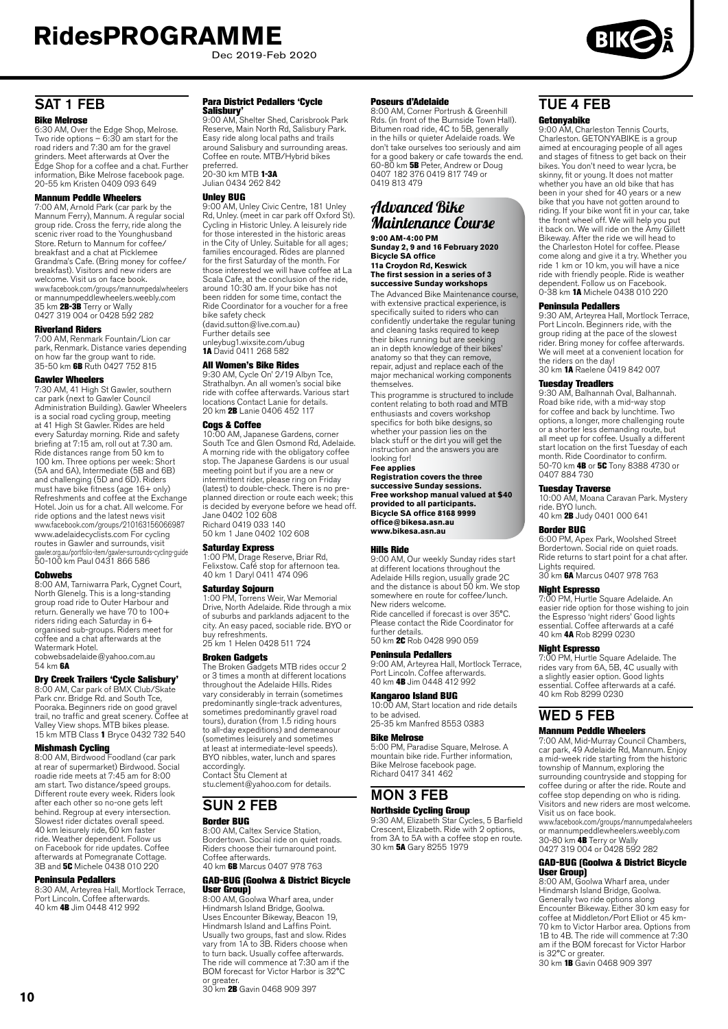# RidesPROGRAMME

Dec 2019-Feb 2020

## SAT 1 FEB

### Bike Melrose

6:30 AM, Over the Edge Shop, Melrose. Two ride options – 6:30 am start for the road riders and 7:30 am for the gravel grinders. Meet afterwards at Over the Edge Shop for a coffee and a chat. Further information, Bike Melrose facebook page.
20-55 km Kristen 0409 093 649

### Mannum Peddle Wheelers

7:00 AM, Arnold Park (car park by the Mannum Ferry), Mannum. A regular social group ride. Cross the ferry, ride along the scenic river road to the Younghusband Store. Return to Mannum for coffee/breakfast and a chat at Picklemee Grandma's Cafe. (Bring money for coffee/breakfast). Visitors and new riders are welcome. Visit us on face book.
www.facebook.com/groups/mannumpedalwheelers or mannumpeddlewheelers.weebly.com
35 km **2B-3B** Terry or Wally
0427 319 004 or 0428 592 282

### Riverland Riders

7:00 AM, Renmark Fountain/Lion car park, Renmark. Distance varies depending on how far the group want to ride.
35-50 km **6B** Ruth 0427 752 815

### Gawler Wheelers

7:30 AM, 41 High St Gawler, southern car park (next to Gawler Council Administration Building). Gawler Wheelers is a social road cycling group, meeting at 41 High St Gawler. Rides are held every Saturday morning. Ride and safety briefing at 7:15 am, roll out at 7.30 am. Ride distances range from 50 km to 100 km. Three options per week: Short (5A and 6A), Intermediate (5B and 6B) and challenging (5D and 6D). Riders must have bike fitness (age 16+ only) Refreshments and coffee at the Exchange Hotel. Join us for a chat. All welcome. For ride options and the latest news visit www.facebook.com/groups/210163156066987 www.adelaidecyclists.com For cycling routes in Gawler and surrounds, visit gawler.org.au/portfolio-item/gawler-surrounds-cycling-guide
50-100 km Paul 0431 866 586

### Cobwebs

8:00 AM, Tarniwarra Park, Cygnet Court, North Glenelg. This is a long-standing group road ride to Outer Harbour and return. Generally we have 70 to 100+ riders riding each Saturday in 6+ organised sub-groups. Riders meet for coffee and a chat afterwards at the Watermark Hotel.
cobwebsadelaide@yahoo.com.au
54 km **6A**

### Dry Creek Trailers 'Cycle Salisbury'

8:00 AM, Car park of BMX Club/Skate Park cnr. Bridge Rd. and South Tce, Pooraka. Beginners ride on good gravel trail, no traffic and great scenery. Coffee at Valley View shops. MTB bikes please.
15 km MTB Class **1** Bryce 0432 732 540

### Mishmash Cycling

8:00 AM, Birdwood Foodland (car park at rear of supermarket) Birdwood. Social roadie ride meets at 7:45 am for 8:00 am start. Two distance/speed groups. Different route every week. Riders look after each other so no-one gets left behind. Regroup at every intersection. Slowest rider dictates overall speed. 40 km leisurely ride, 60 km faster ride. Weather dependent. Follow us on Facebook for ride updates. Coffee afterwards at Pomegranate Cottage.
3B and **5C** Michele 0438 010 220

### Peninsula Pedallers

8:30 AM, Arteyrea Hall, Mortlock Terrace, Port Lincoln. Coffee afterwards.
40 km **4B** Jim 0448 412 992

### Para District Pedallers 'Cycle Salisbury'

9:00 AM, Shelter Shed, Carisbrook Park Reserve, Main North Rd, Salisbury Park. Easy ride along local paths and trails around Salisbury and surrounding areas. Coffee en route. MTB/Hybrid bikes preferred.
20-30 km MTB **1-3A**
Julian 0434 262 842

### Unley BUG

9:00 AM, Unley Civic Centre, 181 Unley Rd, Unley. (meet in car park off Oxford St). Cycling in Historic Unley. A leisurely ride for those interested in the historic areas in the City of Unley. Suitable for all ages; families encouraged. Rides are planned for the first Saturday of the month. For those interested we will have coffee at La Scala Cafe, at the conclusion of the ride, around 10:30 am. If your bike has not been ridden for some time, contact the Ride Coordinator for a voucher for a free bike safety check
(david.sutton@live.com.au)
Further details see
unleybug1.wixsite.com/ubug
**1A** David 0411 268 582

### All Women's Bike Rides

9:30 AM, Cycle On' 2/19 Albyn Tce, Strathalbyn. An all women's social bike ride with coffee afterwards. Various start locations Contact Lanie for details.
20 km **2B** Lanie 0406 452 117

### Cogs & Coffee

10:00 AM, Japanese Gardens, corner South Tce and Glen Osmond Rd, Adelaide. A morning ride with the obligatory coffee stop. The Japanese Gardens is our usual meeting point but if you are a new or intermittent rider, please ring on Friday (latest) to double-check. There is no pre-planned direction or route each week; this is decided by everyone before we head off.
Jane 0402 102 608
Richard 0419 033 140
50 km 1 Jane 0402 102 608

### Saturday Express

1:00 PM, Drage Reserve, Briar Rd, Felixstow. Café stop for afternoon tea.
40 km 1 Daryl 0411 474 096

### Saturday Sojourn

1:00 PM, Torrens Weir, War Memorial Drive, North Adelaide. Ride through a mix of suburbs and parklands adjacent to the city. An easy paced, sociable ride. BYO or buy refreshments.
25 km 1 Helen 0428 511 724

### Broken Gadgets

The Broken Gadgets MTB rides occur 2 or 3 times a month at different locations throughout the Adelaide Hills. Rides vary considerably in terrain (sometimes predominantly single-track adventures, sometimes predominantly gravel road tours), duration (from 1.5 riding hours to all-day expeditions) and demeanour (sometimes leisurely and sometimes at least at intermediate-level speeds). BYO nibbles, water, lunch and spares accordingly.
Contact Stu Clement at
stu.clement@yahoo.com for details.

## SUN 2 FEB

### Border BUG

8:00 AM, Caltex Service Station, Bordertown. Social ride on quiet roads. Riders choose their turnaround point. Coffee afterwards.
40 km **6B** Marcus 0407 978 763

### GAD-BUG (Goolwa & District Bicycle User Group)

8:00 AM, Goolwa Wharf area, under Hindmarsh Island Bridge, Goolwa. Uses Encounter Bikeway, Beacon 19, Hindmarsh Island and Laffins Point. Usually two groups, fast and slow. Rides vary from 1A to 3B. Riders choose when to turn back. Usually coffee afterwards. The ride will commence at 7:30 am if the BOM forecast for Victor Harbor is 32°C or greater.
30 km **2B** Gavin 0468 909 397

### Poseurs d'Adelaide

8:00 AM, Corner Portrush & Greenhill Rds. (in front of the Burnside Town Hall). Bitumen road ride, 4C to 5B, generally in the hills or quieter Adelaide roads. We don't take ourselves too seriously and aim for a good bakery or cafe towards the end.
60-80 km **5B** Peter, Andrew or Doug
0407 182 376 0419 817 749 or
0419 813 479

### Advanced Bike Maintenance Course

**9:00 AM-4:00 PM**
**Sunday 2, 9 and 16 February 2020**
**Bicycle SA office**
**11a Croydon Rd, Keswick**
**The first session in a series of 3 successive Sunday workshops**

The Advanced Bike Maintenance course, with extensive practical experience, is specifically suited to riders who can confidently undertake the regular tuning and cleaning tasks required to keep their bikes running but are seeking an in depth knowledge of their bikes' anatomy so that they can remove, repair, adjust and replace each of the major mechanical working components themselves.

This programme is structured to include content relating to both road and MTB enthusiasts and covers workshop specifics for both bike designs, so whether your passion lies on the black stuff or the dirt you will get the instruction and the answers you are looking for!

**Fee applies**
**Registration covers the three successive Sunday sessions.**
**Free workshop manual valued at $40 provided to all participants.**
**Bicycle SA office 8168 9999**
**office@bikesa.asn.au**
**www.bikesa.asn.au**

### Hills Ride

9:00 AM, Our weekly Sunday rides start at different locations throughout the Adelaide Hills region, usually grade 2C and the distance is about 50 km. We stop somewhere en route for coffee/lunch. New riders welcome.
Ride cancelled if forecast is over 35°C. Please contact the Ride Coordinator for further details.
50 km **2C** Rob 0428 990 059

### Peninsula Pedallers

9:00 AM, Arteyrea Hall, Mortlock Terrace, Port Lincoln. Coffee afterwards.
40 km **4B** Jim 0448 412 992

### Kangaroo Island BUG

10:00 AM, Start location and ride details to be advised.
25-35 km Manfred 8553 0383

### Bike Melrose

5:00 PM, Paradise Square, Melrose. A mountain bike ride. Further information, Bike Melrose facebook page.
Richard 0417 341 462

## MON 3 FEB

### Northside Cycling Group

9:30 AM, Elizabeth Star Cycles, 5 Barfield Crescent, Elizabeth. Ride with 2 options, from 3A to 5A with a coffee stop en route.
30 km **5A** Gary 8255 1979

## TUE 4 FEB

### Getonyabike

9:00 AM, Charleston Tennis Courts, Charleston. GETONYABIKE is a group aimed at encouraging people of all ages and stages of fitness to get back on their bikes. You don't need to wear lycra, be skinny, fit or young. It does not matter whether you have an old bike that has been in your shed for 40 years or a new bike that you have not gotten around to riding. If your bike wont fit in your car, take the front wheel off. We will help you put it back on. We will ride on the Amy Gillett Bikeway. After the ride we will head to the Charleston Hotel for coffee. Please come along and give it a try. Whether you ride 1 km or 10 km, you will have a nice ride with friendly people. Ride is weather dependent. Follow us on Facebook.
0-38 km **1A** Michele 0438 010 220

### Peninsula Pedallers

9:30 AM, Arteyrea Hall, Mortlock Terrace, Port Lincoln. Beginners ride, with the group riding at the pace of the slowest rider. Bring money for coffee afterwards. We will meet at a convenient location for the riders on the day!
30 km **1A** Raelene 0419 842 007

### Tuesday Treadlers

9:30 AM, Balhannah Oval, Balhannah. Road bike ride, with a mid-way stop for coffee and back by lunchtime. Two options, a longer, more challenging route or a shorter less demanding route, but all meet up for coffee. Usually a different start location on the first Tuesday of each month. Ride Coordinator to confirm.
50-70 km **4B** or **5C** Tony 8388 4730 or 0407 884 730

### Tuesday Traverse

10:00 AM, Moana Caravan Park. Mystery ride. BYO lunch.
40 km **2B** Judy 0401 000 641

### Border BUG

6:00 PM, Apex Park, Woolshed Street Bordertown. Social ride on quiet roads. Ride returns to start point for a chat after. Lights required.
30 km **6A** Marcus 0407 978 763

### Night Espresso

7:00 PM, Hurtle Square Adelaide. An easier ride option for those wishing to join the Espresso 'night riders' Good lights essential. Coffee afterwards at a café
40 km **4A** Rob 8299 0230

### Night Espresso

7:00 PM, Hurtle Square Adelaide. The rides vary from 6A, 5B, 4C usually with a slightly easier option. Good lights essential. Coffee afterwards at a café.
40 km Rob 8299 0230

## WED 5 FEB

### Mannum Peddle Wheelers

7:00 AM, Mid-Murray Council Chambers, car park, 49 Adelaide Rd, Mannum. Enjoy a mid-week ride starting from the historic township of Mannum, exploring the surrounding countryside and stopping for coffee during or after the ride. Route and coffee stop depending on who is riding. Visitors and new riders are most welcome. Visit us on face book.
www.facebook.com/groups/mannumpedalwheelers or mannumpeddlewheelers.weebly.com
30-80 km **4B** Terry or Wally
0427 319 004 or 0428 592 282

### GAD-BUG (Goolwa & District Bicycle User Group)

8:00 AM, Goolwa Wharf area, under Hindmarsh Island Bridge, Goolwa. Generally two ride options along Encounter Bikeway. Either 30 km easy for coffee at Middleton/Port Elliot or 45 km-70 km to Victor Harbor area. Options from 1B to 4B. The ride will commence at 7:30 am if the BOM forecast for Victor Harbor is 32°C or greater.
30 km **1B** Gavin 0468 909 397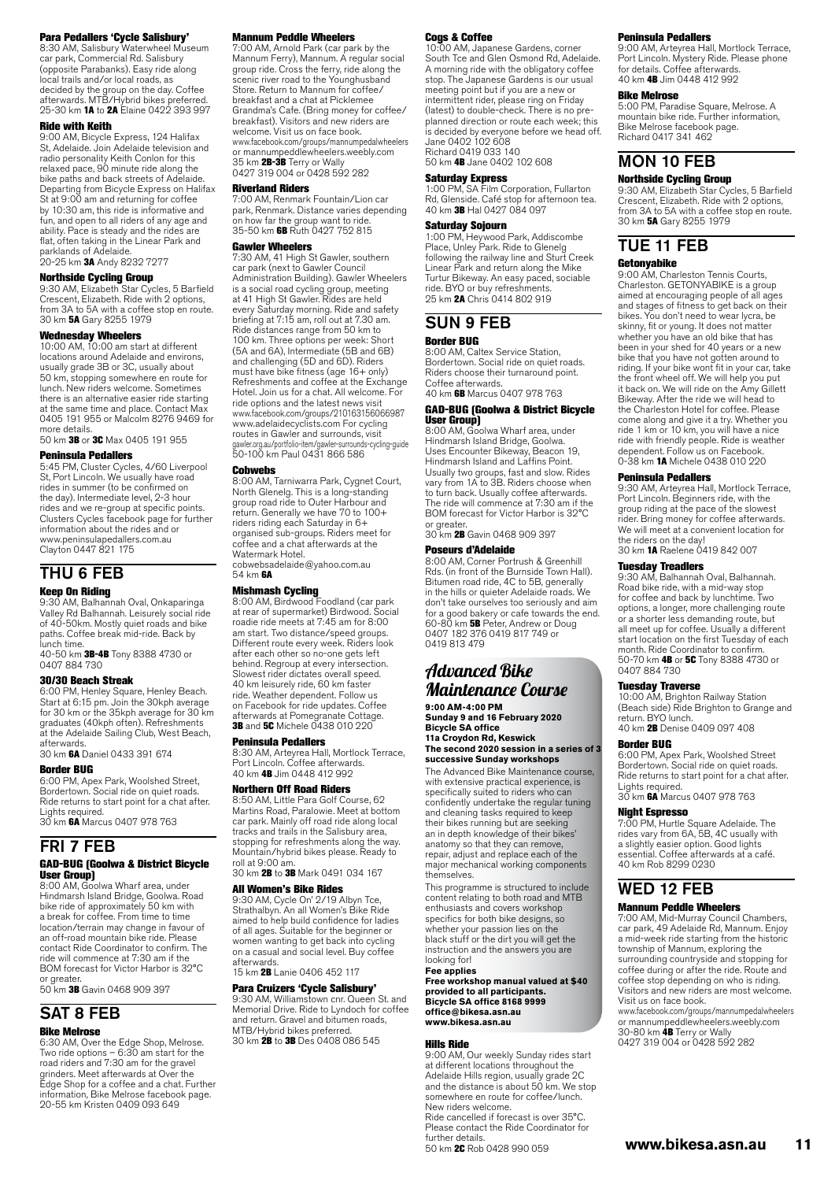#### Para Pedallers 'Cycle Salisbury'

8:30 AM, Salisbury Waterwheel Museum car park, Commercial Rd. Salisbury (opposite Parabanks). Easy ride along local trails and/or local roads, as decided by the group on the day. Coffee afterwards. MTB/Hybrid bikes preferred.
25-30 km **1A** to **2A** Elaine 0422 393 997

#### Ride with Keith

9:00 AM, Bicycle Express, 124 Halifax St, Adelaide. Join Adelaide television and radio personality Keith Conlon for this relaxed pace, 90 minute ride along the bike paths and back streets of Adelaide. Departing from Bicycle Express on Halifax St at 9:00 am and returning for coffee by 10:30 am, this ride is informative and fun, and open to all riders of any age and ability. Pace is steady and the rides are flat, often taking in the Linear Park and parklands of Adelaide.
20-25 km **3A** Andy 8232 7277

#### Northside Cycling Group

9:30 AM, Elizabeth Star Cycles, 5 Barfield Crescent, Elizabeth. Ride with 2 options, from 3A to 5A with a coffee stop en route.
30 km **5A** Gary 8255 1979

#### Wednesday Wheelers

10:00 AM, 10:00 am start at different locations around Adelaide and environs, usually grade 3B or 3C, usually about 50 km, stopping somewhere en route for lunch. New riders welcome. Sometimes there is an alternative easier ride starting at the same time and place. Contact Max 0405 191 955 or Malcolm 8276 9469 for more details.
50 km **3B** or **3C** Max 0405 191 955

#### Peninsula Pedallers

5:45 PM, Cluster Cycles, 4/60 Liverpool St, Port Lincoln. We usually have road rides in summer (to be confirmed on the day). Intermediate level, 2-3 hour rides and we re-group at specific points. Clusters Cycles facebook page for further information about the rides and or www.peninsulapedallers.com.au
Clayton 0447 821 175

## THU 6 FEB

#### Keep On Riding

9:30 AM, Balhannah Oval, Onkaparinga Valley Rd Balhannah. Leisurely social ride of 40-50km. Mostly quiet roads and bike paths. Coffee break mid-ride. Back by lunch time.
40-50 km **3B-4B** Tony 8388 4730 or 0407 884 730

#### 30/30 Beach Streak

6:00 PM, Henley Square, Henley Beach. Start at 6:15 pm. Join the 30kph average for 30 km or the 35kph average for 30 km graduates (40kph often). Refreshments at the Adelaide Sailing Club, West Beach, afterwards.
30 km **6A** Daniel 0433 391 674

#### Border BUG

6:00 PM, Apex Park, Woolshed Street, Bordertown. Social ride on quiet roads. Ride returns to start point for a chat after. Lights required.
30 km **6A** Marcus 0407 978 763

## FRI 7 FEB

#### GAD-BUG (Goolwa & District Bicycle User Group)

8:00 AM, Goolwa Wharf area, under Hindmarsh Island Bridge, Goolwa. Road bike ride of approximately 50 km with a break for coffee. From time to time location/terrain may change in favour of an off-road mountain bike ride. Please contact Ride Coordinator to confirm. The ride will commence at 7:30 am if the BOM forecast for Victor Harbor is 32°C or greater.
50 km **3B** Gavin 0468 909 397

## SAT 8 FEB

#### Bike Melrose

6:30 AM, Over the Edge Shop, Melrose. Two ride options – 6:30 am start for the road riders and 7:30 am for the gravel grinders. Meet afterwards at Over the Edge Shop for a coffee and a chat. Further information, Bike Melrose facebook page.
20-55 km Kristen 0409 093 649

#### Mannum Peddle Wheelers

7:00 AM, Arnold Park (car park by the Mannum Ferry), Mannum. A regular social group ride. Cross the ferry, ride along the scenic river road to the Younghusband Store. Return to Mannum for coffee/breakfast and a chat at Picklemee Grandma's Cafe. (Bring money for coffee/breakfast). Visitors and new riders are welcome. Visit us on face book. www.facebook.com/groups/mannumpedalwheelers or mannumpeddlewheelers.weebly.com
35 km **2B-3B** Terry or Wally 0427 319 004 or 0428 592 282

#### Riverland Riders

7:00 AM, Renmark Fountain/Lion car park, Renmark. Distance varies depending on how far the group want to ride.
35-50 km **6B** Ruth 0427 752 815

#### Gawler Wheelers

7:30 AM, 41 High St Gawler, southern car park (next to Gawler Council Administration Building). Gawler Wheelers is a social road cycling group, meeting at 41 High St Gawler. Rides are held every Saturday morning. Ride and safety briefing at 7:15 am, roll out at 7.30 am. Ride distances range from 50 km to 100 km. Three options per week: Short (5A and 6A), Intermediate (5B and 6B) and challenging (5D and 6D). Riders must have bike fitness (age 16+ only) Refreshments and coffee at the Exchange Hotel. Join us for a chat. All welcome. For ride options and the latest news visit www.facebook.com/groups/210163156066987 www.adelaidecyclists.com For cycling routes in Gawler and surrounds, visit gawler.org.au/portfolio-item/gawler-surrounds-cycling-guide
50-100 km Paul 0431 866 586

#### Cobwebs

8:00 AM, Tarniwarra Park, Cygnet Court, North Glenelg. This is a long-standing group road ride to Outer Harbour and return. Generally we have 70 to 100+ riders riding each Saturday in 6+ organised sub-groups. Riders meet for coffee and a chat afterwards at the Watermark Hotel.
cobwebsadelaide@yahoo.com.au
54 km **6A**

#### Mishmash Cycling

8:00 AM, Birdwood Foodland (car park at rear of supermarket) Birdwood. Social roadie ride meets at 7:45 am for 8:00 am start. Two distance/speed groups. Different route every week. Riders look after each other so no-one gets left behind. Regroup at every intersection. Slowest rider dictates overall speed. 40 km leisurely ride, 60 km faster ride. Weather dependent. Follow us on Facebook for ride updates. Coffee afterwards at Pomegranate Cottage.
**3B** and **5C** Michele 0438 010 220

#### Peninsula Pedallers

8:30 AM, Arteyrea Hall, Mortlock Terrace, Port Lincoln. Coffee afterwards.
40 km **4B** Jim 0448 412 992

#### Northern Off Road Riders

8:50 AM, Little Para Golf Course, 62 Martins Road, Paralowie. Meet at bottom car park. Mainly off road ride along local tracks and trails in the Salisbury area, stopping for refreshments along the way. Mountain/hybrid bikes please. Ready to roll at 9:00 am.
30 km **2B** to **3B** Mark 0491 034 167

#### All Women's Bike Rides

9:30 AM, Cycle On' 2/19 Albyn Tce, Strathalbyn. An all Women's Bike Ride aimed to help build confidence for ladies of all ages. Suitable for the beginner or women wanting to get back into cycling on a casual and social level. Buy coffee afterwards.
15 km **2B** Lanie 0406 452 117

#### Para Cruizers 'Cycle Salisbury'

9:30 AM, Williamstown cnr. Queen St. and Memorial Drive. Ride to Lyndoch for coffee and return. Gravel and bitumen roads, MTB/Hybrid bikes preferred.
30 km **2B** to **3B** Des 0408 086 545

#### Cogs & Coffee

10:00 AM, Japanese Gardens, corner South Tce and Glen Osmond Rd, Adelaide. A morning ride with the obligatory coffee stop. The Japanese Gardens is our usual meeting point but if you are a new or intermittent rider, please ring on Friday (latest) to double-check. There is no pre-planned direction or route each week; this is decided by everyone before we head off.
Jane 0402 102 608
Richard 0419 033 140
50 km **4B** Jane 0402 102 608

#### Saturday Express

1:00 PM, SA Film Corporation, Fullarton Rd, Glenside. Café stop for afternoon tea.
40 km **3B** Hal 0427 084 097

#### Saturday Sojourn

1:00 PM, Heywood Park, Addiscombe Place, Unley Park. Ride to Glenelg following the railway line and Sturt Creek Linear Park and return along the Mike Turtur Bikeway. An easy paced, sociable ride. BYO or buy refreshments.
25 km **2A** Chris 0414 802 919

## SUN 9 FEB

#### Border BUG

8:00 AM, Caltex Service Station, Bordertown. Social ride on quiet roads. Riders choose their turnaround point. Coffee afterwards.
40 km **6B** Marcus 0407 978 763

#### GAD-BUG (Goolwa & District Bicycle User Group)

8:00 AM, Goolwa Wharf area, under Hindmarsh Island Bridge, Goolwa. Uses Encounter Bikeway, Beacon 19, Hindmarsh Island and Laffins Point. Usually two groups, fast and slow. Rides vary from 1A to 3B. Riders choose when to turn back. Usually coffee afterwards. The ride will commence at 7:30 am if the BOM forecast for Victor Harbor is 32°C or greater.
30 km **2B** Gavin 0468 909 397

#### Poseurs d'Adelaide

8:00 AM, Corner Portrush & Greenhill Rds. (in front of the Burnside Town Hall). Bitumen road ride, 4C to 5B, generally in the hills or quieter Adelaide roads. We don't take ourselves too seriously and aim for a good bakery or cafe towards the end.
60-80 km **5B** Peter, Andrew or Doug 0407 182 376 0419 817 749 or 0419 813 479

## Advanced Bike Maintenance Course

**9:00 AM-4:00 PM**
**Sunday 9 and 16 February 2020**
**Bicycle SA office**
**11a Croydon Rd, Keswick**
**The second 2020 session in a series of 3 successive Sunday workshops**

The Advanced Bike Maintenance course, with extensive practical experience, is specifically suited to riders who can confidently undertake the regular tuning and cleaning tasks required to keep their bikes running but are seeking an in depth knowledge of their bikes' anatomy so that they can remove, repair, adjust and replace each of the major mechanical working components themselves.

This programme is structured to include content relating to both road and MTB enthusiasts and covers workshop specifics for both bike designs, so whether your passion lies on the black stuff or the dirt you will get the instruction and the answers you are looking for!

**Fee applies**
**Free workshop manual valued at $40 provided to all participants.**
**Bicycle SA office 8168 9999**
**office@bikesa.asn.au**
**www.bikesa.asn.au**

#### Hills Ride

9:00 AM, Our weekly Sunday rides start at different locations throughout the Adelaide Hills region, usually grade 2C and the distance is about 50 km. We stop somewhere en route for coffee/lunch. New riders welcome.
Ride cancelled if forecast is over 35°C. Please contact the Ride Coordinator for further details.
50 km **2C** Rob 0428 990 059

#### Peninsula Pedallers

9:00 AM, Arteyrea Hall, Mortlock Terrace, Port Lincoln. Mystery Ride. Please phone for details. Coffee afterwards.
40 km **4B** Jim 0448 412 992

#### Bike Melrose

5:00 PM, Paradise Square, Melrose. A mountain bike ride. Further information, Bike Melrose facebook page.
Richard 0417 341 462

## MON 10 FEB

#### Northside Cycling Group

9:30 AM, Elizabeth Star Cycles, 5 Barfield Crescent, Elizabeth. Ride with 2 options, from 3A to 5A with a coffee stop en route.
30 km **5A** Gary 8255 1979

## TUE 11 FEB

#### Getonyabike

9:00 AM, Charleston Tennis Courts, Charleston. GETONYABIKE is a group aimed at encouraging people of all ages and stages of fitness to get back on their bikes. You don't need to wear lycra, be skinny, fit or young. It does not matter whether you have an old bike that has been in your shed for 40 years or a new bike that you have not gotten around to riding. If your bike wont fit in your car, take the front wheel off. We will help you put it back on. We will ride on the Amy Gillett Bikeway. After the ride we will head to the Charleston Hotel for coffee. Please come along and give it a try. Whether you ride 1 km or 10 km, you will have a nice ride with friendly people. Ride is weather dependent. Follow us on Facebook.
0-38 km **1A** Michele 0438 010 220

#### Peninsula Pedallers

9:30 AM, Arteyrea Hall, Mortlock Terrace, Port Lincoln. Beginners ride, with the group riding at the pace of the slowest rider. Bring money for coffee afterwards. We will meet at a convenient location for the riders on the day!
30 km **1A** Raelene 0419 842 007

#### Tuesday Treadlers

9:30 AM, Balhannah Oval, Balhannah. Road bike ride, with a mid-way stop for coffee and back by lunchtime. Two options, a longer, more challenging route or a shorter less demanding route, but all meet up for coffee. Usually a different start location on the first Tuesday of each month. Ride Coordinator to confirm.
50-70 km **4B** or **5C** Tony 8388 4730 or 0407 884 730

#### Tuesday Traverse

10:00 AM, Brighton Railway Station (Beach side) Ride Brighton to Grange and return. BYO lunch.
40 km **2B** Denise 0409 097 408

#### Border BUG

6:00 PM, Apex Park, Woolshed Street Bordertown. Social ride on quiet roads. Ride returns to start point for a chat after. Lights required.
30 km **6A** Marcus 0407 978 763

#### Night Espresso

7:00 PM, Hurtle Square Adelaide. The rides vary from 6A, 5B, 4C usually with a slightly easier option. Good lights essential. Coffee afterwards at a café.
40 km Rob 8299 0230

## WED 12 FEB

#### Mannum Peddle Wheelers

7:00 AM, Mid-Murray Council Chambers, car park, 49 Adelaide Rd, Mannum. Enjoy a mid-week ride starting from the historic township of Mannum, exploring the surrounding countryside and stopping for coffee during or after the ride. Route and coffee stop depending on who is riding. Visitors and new riders are most welcome. Visit us on face book.
www.facebook.com/groups/mannumpedalwheelers or mannumpeddlewheelers.weebly.com
30-80 km **4B** Terry or Wally 0427 319 004 or 0428 592 282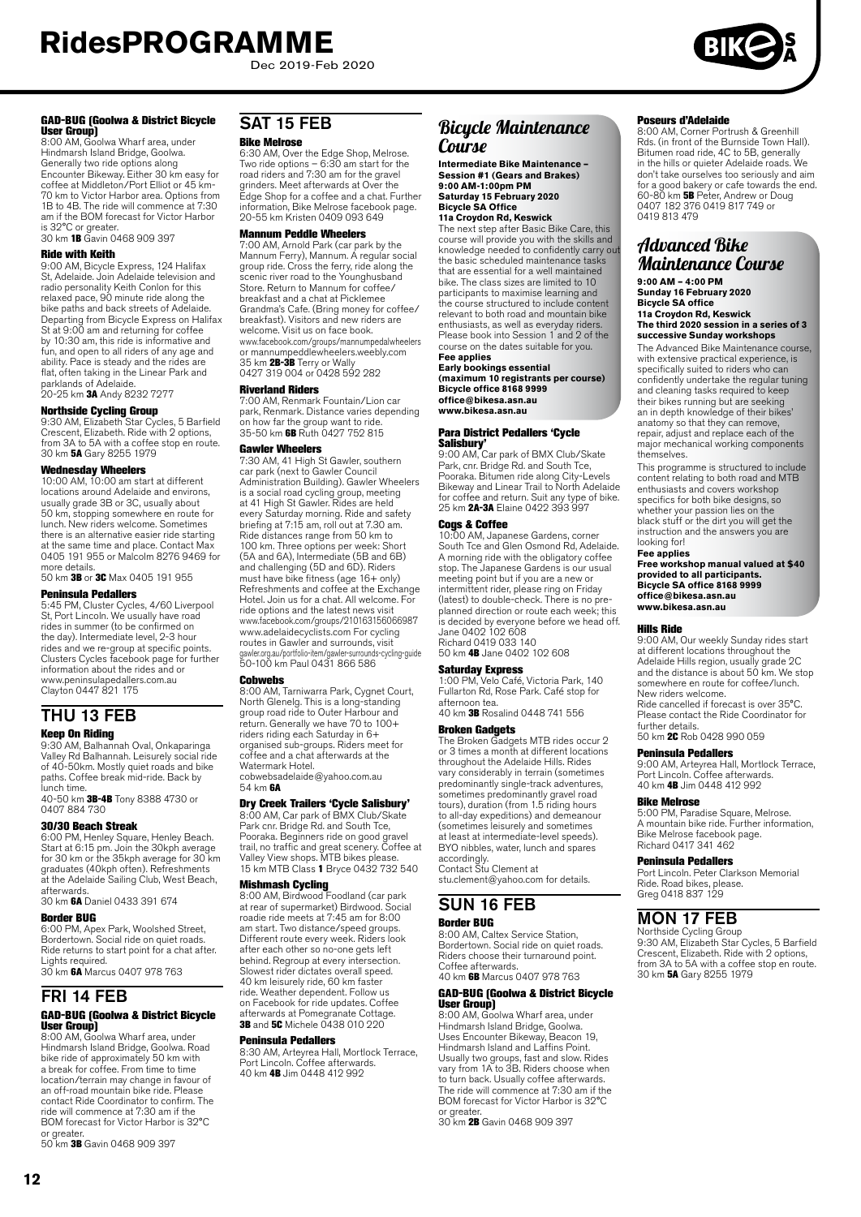#### GAD-BUG (Goolwa & District Bicycle User Group)

8:00 AM, Goolwa Wharf area, under Hindmarsh Island Bridge, Goolwa. Generally two ride options along Encounter Bikeway. Either 30 km easy for coffee at Middleton/Port Elliot or 45 km-70 km to Victor Harbor area. Options from 1B to 4B. The ride will commence at 7:30 am if the BOM forecast for Victor Harbor is 32°C or greater.
30 km **1B** Gavin 0468 909 397

#### Ride with Keith

9:00 AM, Bicycle Express, 124 Halifax St, Adelaide. Join Adelaide television and radio personality Keith Conlon for this relaxed pace, 90 minute ride along the bike paths and back streets of Adelaide. Departing from Bicycle Express on Halifax St at 9:00 am and returning for coffee by 10:30 am, this ride is informative and fun, and open to all riders of any age and ability. Pace is steady and the rides are flat, often taking in the Linear Park and parklands of Adelaide.
20-25 km **3A** Andy 8232 7277

#### Northside Cycling Group

9:30 AM, Elizabeth Star Cycles, 5 Barfield Crescent, Elizabeth. Ride with 2 options, from 3A to 5A with a coffee stop en route.
30 km **5A** Gary 8255 1979

#### Wednesday Wheelers

10:00 AM, 10:00 am start at different locations around Adelaide and environs, usually grade 3B or 3C, usually about 50 km, stopping somewhere en route for lunch. New riders welcome. Sometimes there is an alternative easier ride starting at the same time and place. Contact Max 0405 191 955 or Malcolm 8276 9469 for more details.
50 km **3B** or **3C** Max 0405 191 955

#### Peninsula Pedallers

5:45 PM, Cluster Cycles, 4/60 Liverpool St, Port Lincoln. We usually have road rides in summer (to be confirmed on the day). Intermediate level, 2-3 hour rides and we re-group at specific points. Clusters Cycles facebook page for further information about the rides and or www.peninsulapedallers.com.au
Clayton 0447 821 175

## THU 13 FEB

#### Keep On Riding

9:30 AM, Balhannah Oval, Onkaparinga Valley Rd Balhannah. Leisurely social ride of 40-50km. Mostly quiet roads and bike paths. Coffee break mid-ride. Back by lunch time.
40-50 km **3B-4B** Tony 8388 4730 or 0407 884 730

#### 30/30 Beach Streak

6:00 PM, Henley Square, Henley Beach. Start at 6:15 pm. Join the 30kph average for 30 km or the 35kph average for 30 km graduates (40kph often). Refreshments at the Adelaide Sailing Club, West Beach, afterwards.
30 km **6A** Daniel 0433 391 674

#### Border BUG

6:00 PM, Apex Park, Woolshed Street, Bordertown. Social ride on quiet roads. Ride returns to start point for a chat after. Lights required.
30 km **6A** Marcus 0407 978 763

## FRI 14 FEB

#### GAD-BUG (Goolwa & District Bicycle User Group)

8:00 AM, Goolwa Wharf area, under Hindmarsh Island Bridge, Goolwa. Road bike ride of approximately 50 km with a break for coffee. From time to time location/terrain may change in favour of an off-road mountain bike ride. Please contact Ride Coordinator to confirm. The ride will commence at 7:30 am if the BOM forecast for Victor Harbor is 32°C or greater.
50 km **3B** Gavin 0468 909 397

## SAT 15 FEB

#### Bike Melrose

6:30 AM, Over the Edge Shop, Melrose. Two ride options – 6:30 am start for the road riders and 7:30 am for the gravel grinders. Meet afterwards at Over the Edge Shop for a coffee and a chat. Further information, Bike Melrose facebook page.
20-55 km Kristen 0409 093 649

#### Mannum Peddle Wheelers

7:00 AM, Arnold Park (car park by the Mannum Ferry), Mannum. A regular social group ride. Cross the ferry, ride along the scenic river road to the Younghusband Store. Return to Mannum for coffee/breakfast and a chat at Picklemee Grandma's Cafe. (Bring money for coffee/breakfast). Visitors and new riders are welcome. Visit us on face book.
www.facebook.com/groups/mannumpedalwheelers or mannumpeddlewheelers.weebly.com
35 km **2B-3B** Terry or Wally 0427 319 004 or 0428 592 282

#### Riverland Riders

7:00 AM, Renmark Fountain/Lion car park, Renmark. Distance varies depending on how far the group want to ride.
35-50 km **6B** Ruth 0427 752 815

#### Gawler Wheelers

7:30 AM, 41 High St Gawler, southern car park (next to Gawler Council Administration Building). Gawler Wheelers is a social road cycling group, meeting at 41 High St Gawler. Rides are held every Saturday morning. Ride and safety briefing at 7:15 am, roll out at 7.30 am. Ride distances range from 50 km to 100 km. Three options per week: Short (5A and 6A), Intermediate (5B and 6B) and challenging (5D and 6D). Riders must have bike fitness (age 16+ only) Refreshments and coffee at the Exchange Hotel. Join us for a chat. All welcome. For ride options and the latest news visit www.facebook.com/groups/210163156066987 www.adelaidecyclists.com For cycling routes in Gawler and surrounds, visit gawler.org.au/portfolio-item/gawler-surrounds-cycling-guide
50-100 km Paul 0431 866 586

#### Cobwebs

8:00 AM, Tarniwarra Park, Cygnet Court, North Glenelg. This is a long-standing group road ride to Outer Harbour and return. Generally we have 70 to 100+ riders riding each Saturday in 6+ organised sub-groups. Riders meet for coffee and a chat afterwards at the Watermark Hotel.
cobwebsadelaide@yahoo.com.au
54 km **6A**

#### Dry Creek Trailers 'Cycle Salisbury'

8:00 AM, Car park of BMX Club/Skate Park cnr. Bridge Rd. and South Tce, Pooraka. Beginners ride on good gravel trail, no traffic and great scenery. Coffee at Valley View shops. MTB bikes please.
15 km MTB Class **1** Bryce 0432 732 540

#### Mishmash Cycling

8:00 AM, Birdwood Foodland (car park at rear of supermarket) Birdwood. Social roadie ride meets at 7:45 am for 8:00 am start. Two distance/speed groups. Different route every week. Riders look after each other so no-one gets left behind. Regroup at every intersection. Slowest rider dictates overall speed. 40 km leisurely ride, 60 km faster ride. Weather dependent. Follow us on Facebook for ride updates. Coffee afterwards at Pomegranate Cottage.
**3B** and **5C** Michele 0438 010 220

#### Peninsula Pedallers

8:30 AM, Arteyrea Hall, Mortlock Terrace, Port Lincoln. Coffee afterwards.
40 km **4B** Jim 0448 412 992

### *Bicycle Maintenance Course*

**Intermediate Bike Maintenance – Session #1 (Gears and Brakes)**
**9:00 AM-1:00pm PM**
**Saturday 15 February 2020**
**Bicycle SA Office**
**11a Croydon Rd, Keswick**

The next step after Basic Bike Care, this course will provide you with the skills and knowledge needed to confidently carry out the basic scheduled maintenance tasks that are essential for a well maintained bike. The class sizes are limited to 10 participants to maximise learning and the course structured to include content relevant to both road and mountain bike enthusiasts, as well as everyday riders. Please book into Session 1 and 2 of the course on the dates suitable for you.

**Fee applies**
**Early bookings essential (maximum 10 registrants per course)**
**Bicycle office 8168 9999**
**office@bikesa.asn.au**
**www.bikesa.asn.au**

#### Para District Pedallers 'Cycle Salisbury'

9:00 AM, Car park of BMX Club/Skate Park, cnr. Bridge Rd. and South Tce, Pooraka. Bitumen ride along City-Levels Bikeway and Linear Trail to North Adelaide for coffee and return. Suit any type of bike.
25 km **2A-3A** Elaine 0422 393 997

#### Cogs & Coffee

10:00 AM, Japanese Gardens, corner South Tce and Glen Osmond Rd, Adelaide. A morning ride with the obligatory coffee stop. The Japanese Gardens is our usual meeting point but if you are a new or intermittent rider, please ring on Friday (latest) to double-check. There is no pre-planned direction or route each week; this is decided by everyone before we head off.
Jane 0402 102 608
Richard 0419 033 140
50 km **4B** Jane 0402 102 608

#### Saturday Express

1:00 PM, Velo Café, Victoria Park, 140 Fullarton Rd, Rose Park. Café stop for afternoon tea.
40 km **3B** Rosalind 0448 741 556

#### Broken Gadgets

The Broken Gadgets MTB rides occur 2 or 3 times a month at different locations throughout the Adelaide Hills. Rides vary considerably in terrain (sometimes predominantly single-track adventures, sometimes predominantly gravel road tours), duration (from 1.5 riding hours to all-day expeditions) and demeanour (sometimes leisurely and sometimes at least at intermediate-level speeds). BYO nibbles, water, lunch and spares accordingly.
Contact Stu Clement at stu.clement@yahoo.com for details.

## SUN 16 FEB

#### Border BUG

8:00 AM, Caltex Service Station, Bordertown. Social ride on quiet roads. Riders choose their turnaround point. Coffee afterwards.
40 km **6B** Marcus 0407 978 763

#### GAD-BUG (Goolwa & District Bicycle User Group)

8:00 AM, Goolwa Wharf area, under Hindmarsh Island Bridge, Goolwa. Uses Encounter Bikeway, Beacon 19, Hindmarsh Island and Laffins Point. Usually two groups, fast and slow. Rides vary from 1A to 3B. Riders choose when to turn back. Usually coffee afterwards. The ride will commence at 7:30 am if the BOM forecast for Victor Harbor is 32°C or greater.
30 km **2B** Gavin 0468 909 397

#### Poseurs d'Adelaide

8:00 AM, Corner Portrush & Greenhill Rds. (in front of the Burnside Town Hall). Bitumen road ride, 4C to 5B, generally in the hills or quieter Adelaide roads. We don't take ourselves too seriously and aim for a good bakery or cafe towards the end.
60-80 km **5B** Peter, Andrew or Doug 0407 182 376 0419 817 749 or 0419 813 479

### *Advanced Bike Maintenance Course*

**9:00 AM – 4:00 PM**
**Sunday 16 February 2020**
**Bicycle SA office**
**11a Croydon Rd, Keswick**
**The third 2020 session in a series of 3 successive Sunday workshops**

The Advanced Bike Maintenance course, with extensive practical experience, is specifically suited to riders who can confidently undertake the regular tuning and cleaning tasks required to keep their bikes running but are seeking an in depth knowledge of their bikes' anatomy so that they can remove, repair, adjust and replace each of the major mechanical working components themselves.

This programme is structured to include content relating to both road and MTB enthusiasts and covers workshop specifics for both bike designs, so whether your passion lies on the black stuff or the dirt you will get the instruction and the answers you are looking for!

**Fee applies**
**Free workshop manual valued at $40 provided to all participants.**
**Bicycle SA office 8168 9999**
**office@bikesa.asn.au**
**www.bikesa.asn.au**

#### Hills Ride

9:00 AM, Our weekly Sunday rides start at different locations throughout the Adelaide Hills region, usually grade 2C and the distance is about 50 km. We stop somewhere en route for coffee/lunch. New riders welcome.
Ride cancelled if forecast is over 35°C. Please contact the Ride Coordinator for further details.
50 km **2C** Rob 0428 990 059

#### Peninsula Pedallers

9:00 AM, Arteyrea Hall, Mortlock Terrace, Port Lincoln. Coffee afterwards.
40 km **4B** Jim 0448 412 992

#### Bike Melrose

5:00 PM, Paradise Square, Melrose. A mountain bike ride. Further information, Bike Melrose facebook page.
Richard 0417 341 462

#### Peninsula Pedallers

Port Lincoln. Peter Clarkson Memorial Ride. Road bikes, please.
Greg 0418 837 129

## MON 17 FEB

Northside Cycling Group
9:30 AM, Elizabeth Star Cycles, 5 Barfield Crescent, Elizabeth. Ride with 2 options, from 3A to 5A with a coffee stop en route.
30 km **5A** Gary 8255 1979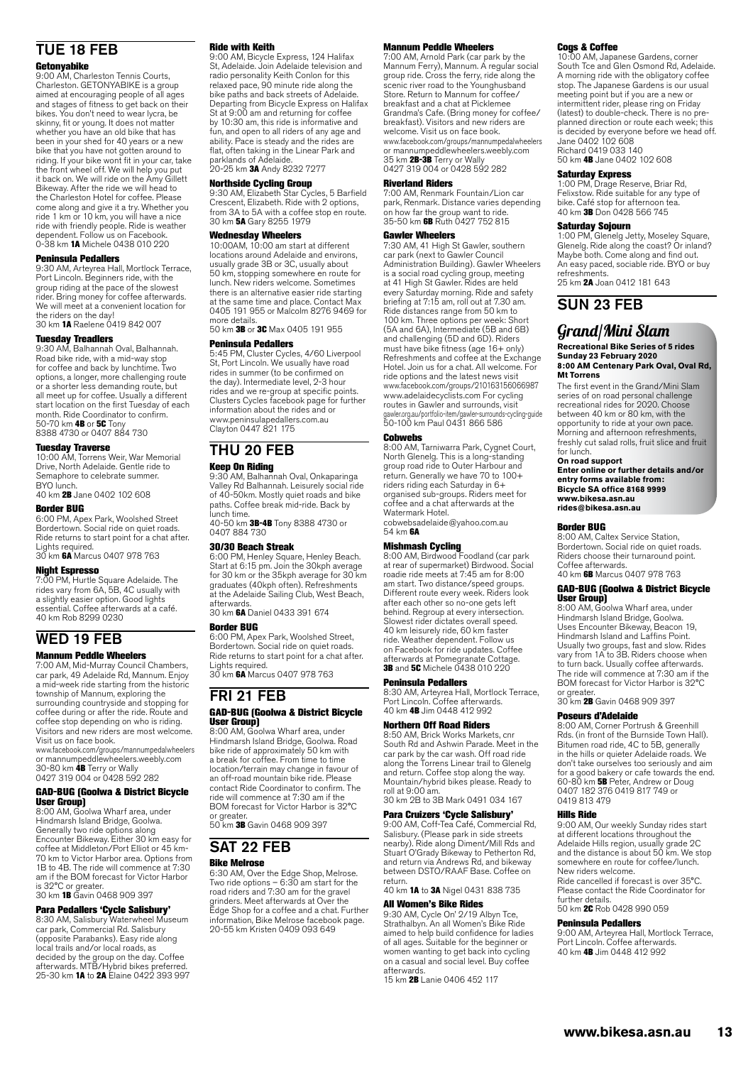## TUE 18 FEB

### Getonyabike

9:00 AM, Charleston Tennis Courts, Charleston. GETONYABIKE is a group aimed at encouraging people of all ages and stages of fitness to get back on their bikes. You don't need to wear lycra, be skinny, fit or young. It does not matter whether you have an old bike that has been in your shed for 40 years or a new bike that you have not gotten around to riding. If your bike wont fit in your car, take the front wheel off. We will help you put it back on. We will ride on the Amy Gillett Bikeway. After the ride we will head to the Charleston Hotel for coffee. Please come along and give it a try. Whether you ride 1 km or 10 km, you will have a nice ride with friendly people. Ride is weather dependent. Follow us on Facebook.
0-38 km **1A** Michele 0438 010 220

### Peninsula Pedallers

9:30 AM, Arteyrea Hall, Mortlock Terrace, Port Lincoln. Beginners ride, with the group riding at the pace of the slowest rider. Bring money for coffee afterwards. We will meet at a convenient location for the riders on the day!
30 km **1A** Raelene 0419 842 007

### Tuesday Treadlers

9:30 AM, Balhannah Oval, Balhannah. Road bike ride, with a mid-way stop for coffee and back by lunchtime. Two options, a longer, more challenging route or a shorter less demanding route, but all meet up for coffee. Usually a different start location on the first Tuesday of each month. Ride Coordinator to confirm.
50-70 km **4B** or **5C** Tony 8388 4730 or 0407 884 730

### Tuesday Traverse

10:00 AM, Torrens Weir, War Memorial Drive, North Adelaide. Gentle ride to Semaphore to celebrate summer. BYO lunch.
40 km **2B** Jane 0402 102 608

### Border BUG

6:00 PM, Apex Park, Woolshed Street Bordertown. Social ride on quiet roads. Ride returns to start point for a chat after. Lights required.
30 km **6A** Marcus 0407 978 763

### Night Espresso

7:00 PM, Hurtle Square Adelaide. The rides vary from 6A, 5B, 4C usually with a slightly easier option. Good lights essential. Coffee afterwards at a café.
40 km Rob 8299 0230

## WED 19 FEB

### Mannum Peddle Wheelers

7:00 AM, Mid-Murray Council Chambers, car park, 49 Adelaide Rd, Mannum. Enjoy a mid-week ride starting from the historic township of Mannum, exploring the surrounding countryside and stopping for coffee during or after the ride. Route and coffee stop depending on who is riding. Visitors and new riders are most welcome. Visit us on face book.
www.facebook.com/groups/mannumpedalwheelers or mannumpeddlewheelers.weebly.com
30-80 km **4B** Terry or Wally 0427 319 004 or 0428 592 282

### GAD-BUG (Goolwa & District Bicycle User Group)

8:00 AM, Goolwa Wharf area, under Hindmarsh Island Bridge, Goolwa. Generally two ride options along Encounter Bikeway. Either 30 km easy for coffee at Middleton/Port Elliot or 45 km-70 km to Victor Harbor area. Options from 1B to 4B. The ride will commence at 7:30 am if the BOM forecast for Victor Harbor is 32°C or greater.
30 km **1B** Gavin 0468 909 397

### Para Pedallers 'Cycle Salisbury'

8:30 AM, Salisbury Waterwheel Museum car park, Commercial Rd. Salisbury (opposite Parabanks). Easy ride along local trails and/or local roads, as decided by the group on the day. Coffee afterwards. MTB/Hybrid bikes preferred.
25-30 km **1A** to **2A** Elaine 0422 393 997

### Ride with Keith

9:00 AM, Bicycle Express, 124 Halifax St, Adelaide. Join Adelaide television and radio personality Keith Conlon for this relaxed pace, 90 minute ride along the bike paths and back streets of Adelaide. Departing from Bicycle Express on Halifax St at 9:00 am and returning for coffee by 10:30 am, this ride is informative and fun, and open to all riders of any age and ability. Pace is steady and the rides are flat, often taking in the Linear Park and parklands of Adelaide.
20-25 km **3A** Andy 8232 7277

### Northside Cycling Group

9:30 AM, Elizabeth Star Cycles, 5 Barfield Crescent, Elizabeth. Ride with 2 options, from 3A to 5A with a coffee stop en route.
30 km **5A** Gary 8255 1979

### Wednesday Wheelers

10:00AM, 10:00 am start at different locations around Adelaide and environs, usually grade 3B or 3C, usually about 50 km, stopping somewhere en route for lunch. New riders welcome. Sometimes there is an alternative easier ride starting at the same time and place. Contact Max 0405 191 955 or Malcolm 8276 9469 for more details.
50 km **3B** or **3C** Max 0405 191 955

### Peninsula Pedallers

5:45 PM, Cluster Cycles, 4/60 Liverpool St, Port Lincoln. We usually have road rides in summer (to be confirmed on the day). Intermediate level, 2-3 hour rides and we re-group at specific points. Clusters Cycles facebook page for further information about the rides and or www.peninsulapedallers.com.au
Clayton 0447 821 175

## THU 20 FEB

### Keep On Riding

9:30 AM, Balhannah Oval, Onkaparinga Valley Rd Balhannah. Leisurely social ride of 40-50km. Mostly quiet roads and bike paths. Coffee break mid-ride. Back by lunch time.
40-50 km **3B-4B** Tony 8388 4730 or 0407 884 730

### 30/30 Beach Streak

6:00 PM, Henley Square, Henley Beach. Start at 6:15 pm. Join the 30kph average for 30 km or the 35kph average for 30 km graduates (40kph often). Refreshments at the Adelaide Sailing Club, West Beach, afterwards.
30 km **6A** Daniel 0433 391 674

### Border BUG

6:00 PM, Apex Park, Woolshed Street, Bordertown. Social ride on quiet roads. Ride returns to start point for a chat after. Lights required.
30 km **6A** Marcus 0407 978 763

## FRI 21 FEB

### GAD-BUG (Goolwa & District Bicycle User Group)

8:00 AM, Goolwa Wharf area, under Hindmarsh Island Bridge, Goolwa. Road bike ride of approximately 50 km with a break for coffee. From time to time location/terrain may change in favour of an off-road mountain bike ride. Please contact Ride Coordinator to confirm. The ride will commence at 7:30 am if the BOM forecast for Victor Harbor is 32°C or greater.
50 km **3B** Gavin 0468 909 397

## SAT 22 FEB

### Bike Melrose

6:30 AM, Over the Edge Shop, Melrose. Two ride options – 6:30 am start for the road riders and 7:30 am for the gravel grinders. Meet afterwards at Over the Edge Shop for a coffee and a chat. Further information, Bike Melrose facebook page.
20-55 km Kristen 0409 093 649

### Mannum Peddle Wheelers

7:00 AM, Arnold Park (car park by the Mannum Ferry), Mannum. A regular social group ride. Cross the ferry, ride along the scenic river road to the Younghusband Store. Return to Mannum for coffee/breakfast and a chat at Picklemee Grandma's Cafe. (Bring money for coffee/breakfast). Visitors and new riders are welcome. Visit us on face book.
www.facebook.com/groups/mannumpedalwheelers or mannumpeddlewheelers.weebly.com
35 km **2B-3B** Terry or Wally 0427 319 004 or 0428 592 282

### Riverland Riders

7:00 AM, Renmark Fountain/Lion car park, Renmark. Distance varies depending on how far the group want to ride.
35-50 km **6B** Ruth 0427 752 815

### Gawler Wheelers

7:30 AM, 41 High St Gawler, southern car park (next to Gawler Council Administration Building). Gawler Wheelers is a social road cycling group, meeting at 41 High St Gawler. Rides are held every Saturday morning. Ride and safety briefing at 7:15 am, roll out at 7.30 am. Ride distances range from 50 km to 100 km. Three options per week: Short (5A and 6A), Intermediate (5B and 6B) and challenging (5D and 6D). Riders must have bike fitness (age 16+ only) Refreshments and coffee at the Exchange Hotel. Join us for a chat. All welcome. For ride options and the latest news visit www.facebook.com/groups/210163156066987 www.adelaidecyclists.com For cycling routes in Gawler and surrounds, visit gawler.org.au/portfolio-item/gawler-surrounds-cycling-guide
50-100 km Paul 0431 866 586

### Cobwebs

8:00 AM, Tarniwarra Park, Cygnet Court, North Glenelg. This is a long-standing group road ride to Outer Harbour and return. Generally we have 70 to 100+ riders riding each Saturday in 6+ organised sub-groups. Riders meet for coffee and a chat afterwards at the Watermark Hotel.
cobwebsadelaide@yahoo.com.au
54 km **6A**

### Mishmash Cycling

8:00 AM, Birdwood Foodland (car park at rear of supermarket) Birdwood. Social roadie ride meets at 7:45 am for 8:00 am start. Two distance/speed groups. Different route every week. Riders look after each other so no-one gets left behind. Regroup at every intersection. Slowest rider dictates overall speed. 40 km leisurely ride, 60 km faster ride. Weather dependent. Follow us on Facebook for ride updates. Coffee afterwards at Pomegranate Cottage.
**3B** and **5C** Michele 0438 010 220

### Peninsula Pedallers

8:30 AM, Arteyrea Hall, Mortlock Terrace, Port Lincoln. Coffee afterwards.
40 km **4B** Jim 0448 412 992

### Northern Off Road Riders

8:50 AM, Brick Works Markets, cnr South Rd and Ashwin Parade. Meet in the car park by the car wash. Off road ride along the Torrens Linear trail to Glenelg and return. Coffee stop along the way. Mountain/hybrid bikes please. Ready to roll at 9:00 am.
30 km 2B to 3B Mark 0491 034 167

### Para Cruizers 'Cycle Salisbury'

9:00 AM, Coff-Tea Café, Commercial Rd, Salisbury. (Please park in side streets nearby). Ride along Diment/Mill Rds and Stuart O'Grady Bikeway to Petherton Rd, and return via Andrews Rd, and bikeway between DSTO/RAAF Base. Coffee on return.
40 km **1A** to **3A** Nigel 0431 838 735

### All Women's Bike Rides

9:30 AM, Cycle On' 2/19 Albyn Tce, Strathalbyn. An all Women's Bike Ride aimed to help build confidence for ladies of all ages. Suitable for the beginner or women wanting to get back into cycling on a casual and social level. Buy coffee afterwards.
15 km **2B** Lanie 0406 452 117

### Cogs & Coffee

10:00 AM, Japanese Gardens, corner South Tce and Glen Osmond Rd, Adelaide. A morning ride with the obligatory coffee stop. The Japanese Gardens is our usual meeting point but if you are a new or intermittent rider, please ring on Friday (latest) to double-check. There is no pre-planned direction or route each week; this is decided by everyone before we head off.
Jane 0402 102 608
Richard 0419 033 140
50 km **4B** Jane 0402 102 608

### Saturday Express

1:00 PM, Drage Reserve, Briar Rd, Felixstow. Ride suitable for any type of bike. Café stop for afternoon tea.
40 km **3B** Don 0428 566 745

### Saturday Sojourn

1:00 PM, Glenelg Jetty, Moseley Square, Glenelg. Ride along the coast? Or inland? Maybe both. Come along and find out. An easy paced, sociable ride. BYO or buy refreshments.
25 km **2A** Joan 0412 181 643

## SUN 23 FEB

### Grand/Mini Slam

**Recreational Bike Series of 5 rides**
**Sunday 23 February 2020**
**8:00 AM Centenary Park Oval, Oval Rd, Mt Torrens**

The first event in the Grand/Mini Slam series of on road personal challenge recreational rides for 2020. Choose between 40 km or 80 km, with the opportunity to ride at your own pace. Morning and afternoon refreshments, freshly cut salad rolls, fruit slice and fruit for lunch.

**On road support**
**Enter online or further details and/or entry forms available from:**
**Bicycle SA office 8168 9999**
**www.bikesa.asn.au**
**rides@bikesa.asn.au**

### Border BUG

8:00 AM, Caltex Service Station, Bordertown. Social ride on quiet roads. Riders choose their turnaround point. Coffee afterwards.
40 km **6B** Marcus 0407 978 763

### GAD-BUG (Goolwa & District Bicycle User Group)

8:00 AM, Goolwa Wharf area, under Hindmarsh Island Bridge, Goolwa. Uses Encounter Bikeway, Beacon 19, Hindmarsh Island and Laffins Point. Usually two groups, fast and slow. Rides vary from 1A to 3B. Riders choose when to turn back. Usually coffee afterwards. The ride will commence at 7:30 am if the BOM forecast for Victor Harbor is 32°C or greater.
30 km **2B** Gavin 0468 909 397

### Poseurs d'Adelaide

8:00 AM, Corner Portrush & Greenhill Rds. (in front of the Burnside Town Hall). Bitumen road ride, 4C to 5B, generally in the hills or quieter Adelaide roads. We don't take ourselves too seriously and aim for a good bakery or cafe towards the end.
60-80 km **5B** Peter, Andrew or Doug 0407 182 376 0419 817 749 or 0419 813 479

### Hills Ride

9:00 AM, Our weekly Sunday rides start at different locations throughout the Adelaide Hills region, usually grade 2C and the distance is about 50 km. We stop somewhere en route for coffee/lunch. New riders welcome.
Ride cancelled if forecast is over 35°C. Please contact the Ride Coordinator for further details.
50 km **2C** Rob 0428 990 059

### Peninsula Pedallers

9:00 AM, Arteyrea Hall, Mortlock Terrace, Port Lincoln. Coffee afterwards.
40 km **4B** Jim 0448 412 992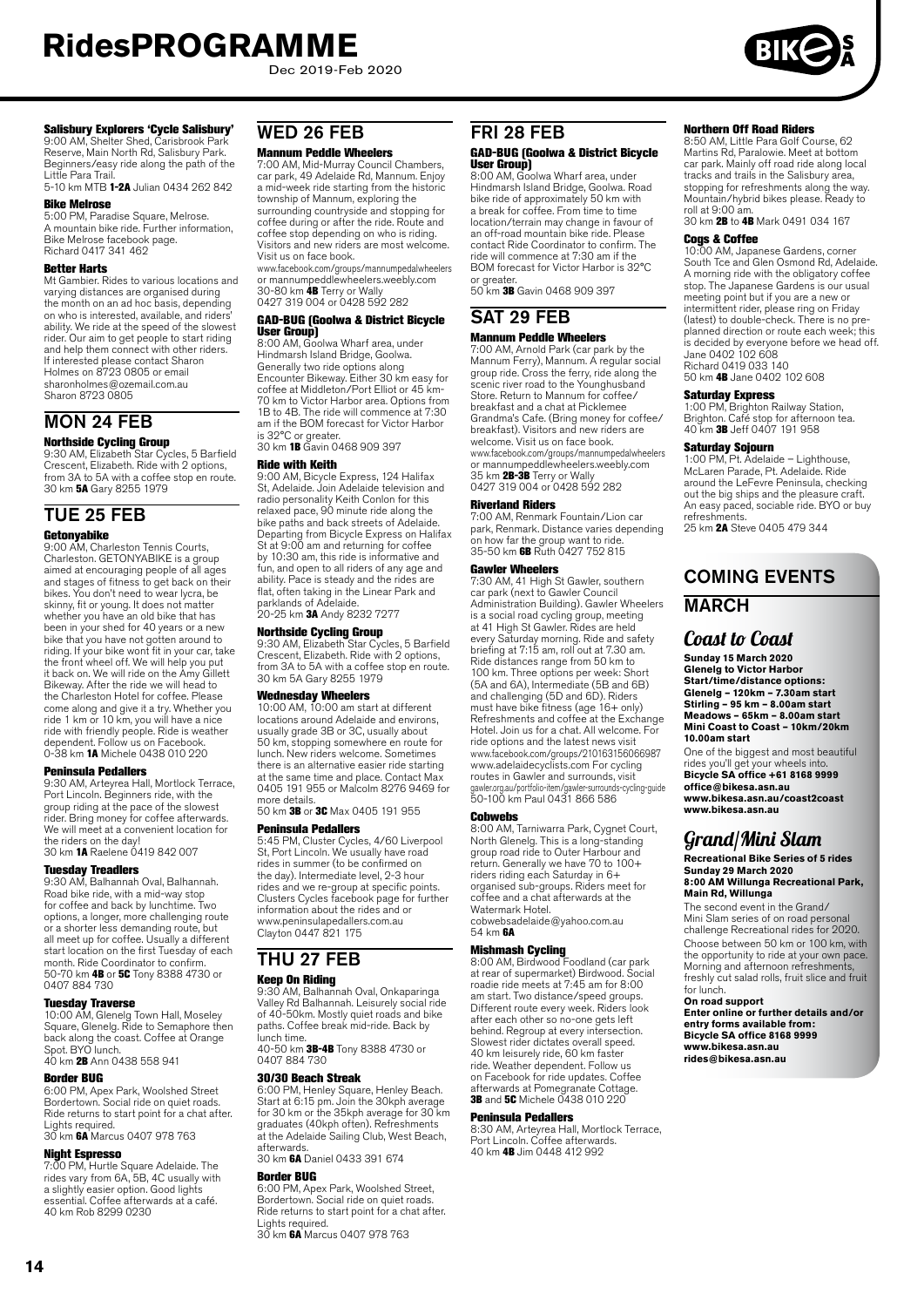# RidesPROGRAMME

Dec 2019-Feb 2020

#### Salisbury Explorers 'Cycle Salisbury'

9:00 AM, Shelter Shed, Carisbrook Park Reserve, Main North Rd, Salisbury Park. Beginners/easy ride along the path of the Little Para Trail.
5-10 km MTB **1-2A** Julian 0434 262 842

#### Bike Melrose

5:00 PM, Paradise Square, Melrose. A mountain bike ride. Further information, Bike Melrose facebook page.
Richard 0417 341 462

#### Better Harts

Mt Gambier. Rides to various locations and varying distances are organised during the month on an ad hoc basis, depending on who is interested, available, and riders' ability. We ride at the speed of the slowest rider. Our aim to get people to start riding and help them connect with other riders. If interested please contact Sharon Holmes on 8723 0805 or email sharonholmes@ozemail.com.au
Sharon 8723 0805

## MON 24 FEB

#### Northside Cycling Group

9:30 AM, Elizabeth Star Cycles, 5 Barfield Crescent, Elizabeth. Ride with 2 options, from 3A to 5A with a coffee stop en route.
30 km **5A** Gary 8255 1979

## TUE 25 FEB

#### Getonyabike

9:00 AM, Charleston Tennis Courts, Charleston. GETONYABIKE is a group aimed at encouraging people of all ages and stages of fitness to get back on their bikes. You don't need to wear lycra, be skinny, fit or young. It does not matter whether you have an old bike that has been in your shed for 40 years or a new bike that you have not gotten around to riding. If your bike wont fit in your car, take the front wheel off. We will help you put it back on. We will ride on the Amy Gillett Bikeway. After the ride we will head to the Charleston Hotel for coffee. Please come along and give it a try. Whether you ride 1 km or 10 km, you will have a nice ride with friendly people. Ride is weather dependent. Follow us on Facebook.
0-38 km **1A** Michele 0438 010 220

#### Peninsula Pedallers

9:30 AM, Arteyrea Hall, Mortlock Terrace, Port Lincoln. Beginners ride, with the group riding at the pace of the slowest rider. Bring money for coffee afterwards. We will meet at a convenient location for the riders on the day!
30 km **1A** Raelene 0419 842 007

#### Tuesday Treadlers

9:30 AM, Balhannah Oval, Balhannah. Road bike ride, with a mid-way stop for coffee and back by lunchtime. Two options, a longer, more challenging route or a shorter less demanding route, but all meet up for coffee. Usually a different start location on the first Tuesday of each month. Ride Coordinator to confirm.
50-70 km **4B** or **5C** Tony 8388 4730 or 0407 884 730

#### Tuesday Traverse

10:00 AM, Glenelg Town Hall, Moseley Square, Glenelg. Ride to Semaphore then back along the coast. Coffee at Orange Spot. BYO lunch.
40 km **2B** Ann 0438 558 941

#### Border BUG

6:00 PM, Apex Park, Woolshed Street Bordertown. Social ride on quiet roads. Ride returns to start point for a chat after. Lights required.
30 km **6A** Marcus 0407 978 763

#### Night Espresso

7:00 PM, Hurtle Square Adelaide. The rides vary from 6A, 5B, 4C usually with a slightly easier option. Good lights essential. Coffee afterwards at a café.
40 km Rob 8299 0230

## WED 26 FEB

#### Mannum Peddle Wheelers

7:00 AM, Mid-Murray Council Chambers, car park, 49 Adelaide Rd, Mannum. Enjoy a mid-week ride starting from the historic township of Mannum, exploring the surrounding countryside and stopping for coffee during or after the ride. Route and coffee stop depending on who is riding. Visitors and new riders are most welcome. Visit us on face book.
www.facebook.com/groups/mannumpedalwheelers or mannumpeddlewheelers.weebly.com
30-80 km **4B** Terry or Wally 0427 319 004 or 0428 592 282

#### GAD-BUG (Goolwa & District Bicycle User Group)

8:00 AM, Goolwa Wharf area, under Hindmarsh Island Bridge, Goolwa. Generally two ride options along Encounter Bikeway. Either 30 km easy for coffee at Middleton/Port Elliot or 45 km-70 km to Victor Harbor area. Options from 1B to 4B. The ride will commence at 7:30 am if the BOM forecast for Victor Harbor is 32°C or greater.
30 km **1B** Gavin 0468 909 397

#### Ride with Keith

9:00 AM, Bicycle Express, 124 Halifax St, Adelaide. Join Adelaide television and radio personality Keith Conlon for this relaxed pace, 90 minute ride along the bike paths and back streets of Adelaide. Departing from Bicycle Express on Halifax St at 9:00 am and returning for coffee by 10:30 am, this ride is informative and fun, and open to all riders of any age and ability. Pace is steady and the rides are flat, often taking in the Linear Park and parklands of Adelaide.
20-25 km **3A** Andy 8232 7277

#### Northside Cycling Group

9:30 AM, Elizabeth Star Cycles, 5 Barfield Crescent, Elizabeth. Ride with 2 options, from 3A to 5A with a coffee stop en route.
30 km 5A Gary 8255 1979

#### Wednesday Wheelers

10:00 AM, 10:00 am start at different locations around Adelaide and environs, usually grade 3B or 3C, usually about 50 km, stopping somewhere en route for lunch. New riders welcome. Sometimes there is an alternative easier ride starting at the same time and place. Contact Max 0405 191 955 or Malcolm 8276 9469 for more details.
50 km **3B** or **3C** Max 0405 191 955

#### Peninsula Pedallers

5:45 PM, Cluster Cycles, 4/60 Liverpool St, Port Lincoln. We usually have road rides in summer (to be confirmed on the day). Intermediate level, 2-3 hour rides and we re-group at specific points. Clusters Cycles facebook page for further information about the rides and or www.peninsulapedallers.com.au
Clayton 0447 821 175

## THU 27 FEB

#### Keep On Riding

9:30 AM, Balhannah Oval, Onkaparinga Valley Rd Balhannah. Leisurely social ride of 40-50km. Mostly quiet roads and bike paths. Coffee break mid-ride. Back by lunch time.
40-50 km **3B-4B** Tony 8388 4730 or 0407 884 730

#### 30/30 Beach Streak

6:00 PM, Henley Square, Henley Beach. Start at 6:15 pm. Join the 30kph average for 30 km or the 35kph average for 30 km graduates (40kph often). Refreshments at the Adelaide Sailing Club, West Beach, afterwards.
30 km **6A** Daniel 0433 391 674

#### Border BUG

6:00 PM, Apex Park, Woolshed Street, Bordertown. Social ride on quiet roads. Ride returns to start point for a chat after. Lights required.
30 km **6A** Marcus 0407 978 763

## FRI 28 FEB

#### GAD-BUG (Goolwa & District Bicycle User Group)

8:00 AM, Goolwa Wharf area, under Hindmarsh Island Bridge, Goolwa. Road bike ride of approximately 50 km with a break for coffee. From time to time location/terrain may change in favour of an off-road mountain bike ride. Please contact Ride Coordinator to confirm. The ride will commence at 7:30 am if the BOM forecast for Victor Harbor is 32°C or greater.
50 km **3B** Gavin 0468 909 397

## SAT 29 FEB

#### Mannum Peddle Wheelers

7:00 AM, Arnold Park (car park by the Mannum Ferry), Mannum. A regular social group ride. Cross the ferry, ride along the scenic river road to the Younghusband Store. Return to Mannum for coffee/breakfast and a chat at Picklemee Grandma's Cafe. (Bring money for coffee/breakfast). Visitors and new riders are welcome. Visit us on face book.
www.facebook.com/groups/mannumpedalwheelers or mannumpeddlewheelers.weebly.com
35 km **2B-3B** Terry or Wally 0427 319 004 or 0428 592 282

#### Riverland Riders

7:00 AM, Renmark Fountain/Lion car park, Renmark. Distance varies depending on how far the group want to ride.
35-50 km **6B** Ruth 0427 752 815

#### Gawler Wheelers

7:30 AM, 41 High St Gawler, southern car park (next to Gawler Council Administration Building). Gawler Wheelers is a social road cycling group, meeting at 41 High St Gawler. Rides are held every Saturday morning. Ride and safety briefing at 7:15 am, roll out at 7.30 am. Ride distances range from 50 km to 100 km. Three options per week: Short (5A and 6A), Intermediate (5B and 6B) and challenging (5D and 6D). Riders must have bike fitness (age 16+ only) Refreshments and coffee at the Exchange Hotel. Join us for a chat. All welcome. For ride options and the latest news visit www.facebook.com/groups/210163156066987 www.adelaidecyclists.com For cycling routes in Gawler and surrounds, visit gawler.org.au/portfolio-item/gawler-surrounds-cycling-guide
50-100 km Paul 0431 866 586

#### Cobwebs

8:00 AM, Tarniwarra Park, Cygnet Court, North Glenelg. This is a long-standing group road ride to Outer Harbour and return. Generally we have 70 to 100+ riders riding each Saturday in 6+ organised sub-groups. Riders meet for coffee and a chat afterwards at the Watermark Hotel.
cobwebsadelaide@yahoo.com.au
54 km **6A**

#### Mishmash Cycling

8:00 AM, Birdwood Foodland (car park at rear of supermarket) Birdwood. Social roadie ride meets at 7:45 am for 8:00 am start. Two distance/speed groups. Different route every week. Riders look after each other so no-one gets left behind. Regroup at every intersection. Slowest rider dictates overall speed. 40 km leisurely ride, 60 km faster ride. Weather dependent. Follow us on Facebook for ride updates. Coffee afterwards at Pomegranate Cottage.
**3B** and **5C** Michele 0438 010 220

#### Peninsula Pedallers

8:30 AM, Arteyrea Hall, Mortlock Terrace, Port Lincoln. Coffee afterwards.
40 km **4B** Jim 0448 412 992

#### Northern Off Road Riders

8:50 AM, Little Para Golf Course, 62 Martins Rd, Paralowie. Meet at bottom car park. Mainly off road ride along local tracks and trails in the Salisbury area, stopping for refreshments along the way. Mountain/hybrid bikes please. Ready to roll at 9:00 am.
30 km **2B** to **4B** Mark 0491 034 167

#### Cogs & Coffee

10:00 AM, Japanese Gardens, corner South Tce and Glen Osmond Rd, Adelaide. A morning ride with the obligatory coffee stop. The Japanese Gardens is our usual meeting point but if you are a new or intermittent rider, please ring on Friday (latest) to double-check. There is no pre-planned direction or route each week; this is decided by everyone before we head off.
Jane 0402 102 608
Richard 0419 033 140
50 km **4B** Jane 0402 102 608

#### Saturday Express

1:00 PM, Brighton Railway Station, Brighton. Café stop for afternoon tea.
40 km **3B** Jeff 0407 191 958

#### Saturday Sojourn

1:00 PM, Pt. Adelaide – Lighthouse, McLaren Parade, Pt. Adelaide. Ride around the LeFevre Peninsula, checking out the big ships and the pleasure craft. An easy paced, sociable ride. BYO or buy refreshments.
25 km **2A** Steve 0405 479 344

## COMING EVENTS

## MARCH

### Coast to Coast

**Sunday 15 March 2020**
**Glenelg to Victor Harbor**
**Start/time/distance options:**
**Glenelg – 120km – 7.30am start**
**Stirling – 95 km – 8.00am start**
**Meadows – 65km – 8.00am start**
**Mini Coast to Coast – 10km/20km 10.00am start**

One of the biggest and most beautiful rides you'll get your wheels into.
**Bicycle SA office +61 8168 9999**
**office@bikesa.asn.au**
**www.bikesa.asn.au/coast2coast**
**www.bikesa.asn.au**

### Grand/Mini Slam

**Recreational Bike Series of 5 rides**
**Sunday 29 March 2020**
**8:00 AM Willunga Recreational Park, Main Rd, Willunga**

The second event in the Grand/Mini Slam series of on road personal challenge Recreational rides for 2020.

Choose between 50 km or 100 km, with the opportunity to ride at your own pace. Morning and afternoon refreshments, freshly cut salad rolls, fruit slice and fruit for lunch.

**On road support**
**Enter online or further details and/or entry forms available from:**
**Bicycle SA office 8168 9999**
**www.bikesa.asn.au**
**rides@bikesa.asn.au**